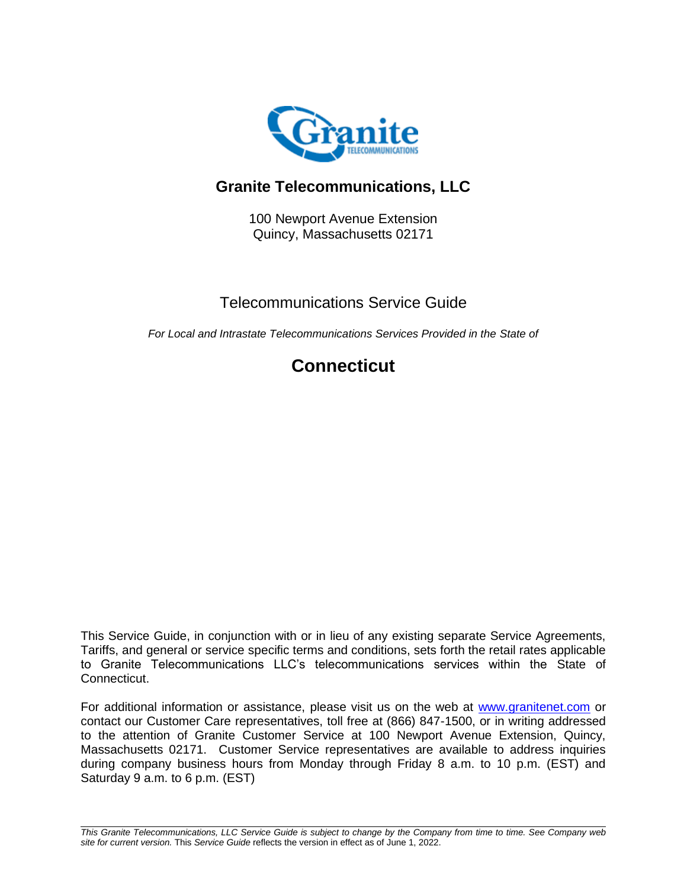# Granite Telecommunications, LLC

100 Newport Avenue Extension
Quincy, Massachusetts 02171

## Telecommunications Service Guide

*For Local and Intrastate Telecommunications Services Provided in the State of*

# Connecticut

This Service Guide, in conjunction with or in lieu of any existing separate Service Agreements, Tariffs, and general or service specific terms and conditions, sets forth the retail rates applicable to Granite Telecommunications LLC's telecommunications services within the State of Connecticut.

For additional information or assistance, please visit us on the web at www.granitenet.com or contact our Customer Care representatives, toll free at (866) 847-1500, or in writing addressed to the attention of Granite Customer Service at 100 Newport Avenue Extension, Quincy, Massachusetts 02171. Customer Service representatives are available to address inquiries during company business hours from Monday through Friday 8 a.m. to 10 p.m. (EST) and Saturday 9 a.m. to 6 p.m. (EST)

*This Granite Telecommunications, LLC Service Guide is subject to change by the Company from time to time. See Company web site for current version.* This *Service Guide* reflects the version in effect as of June 1, 2022.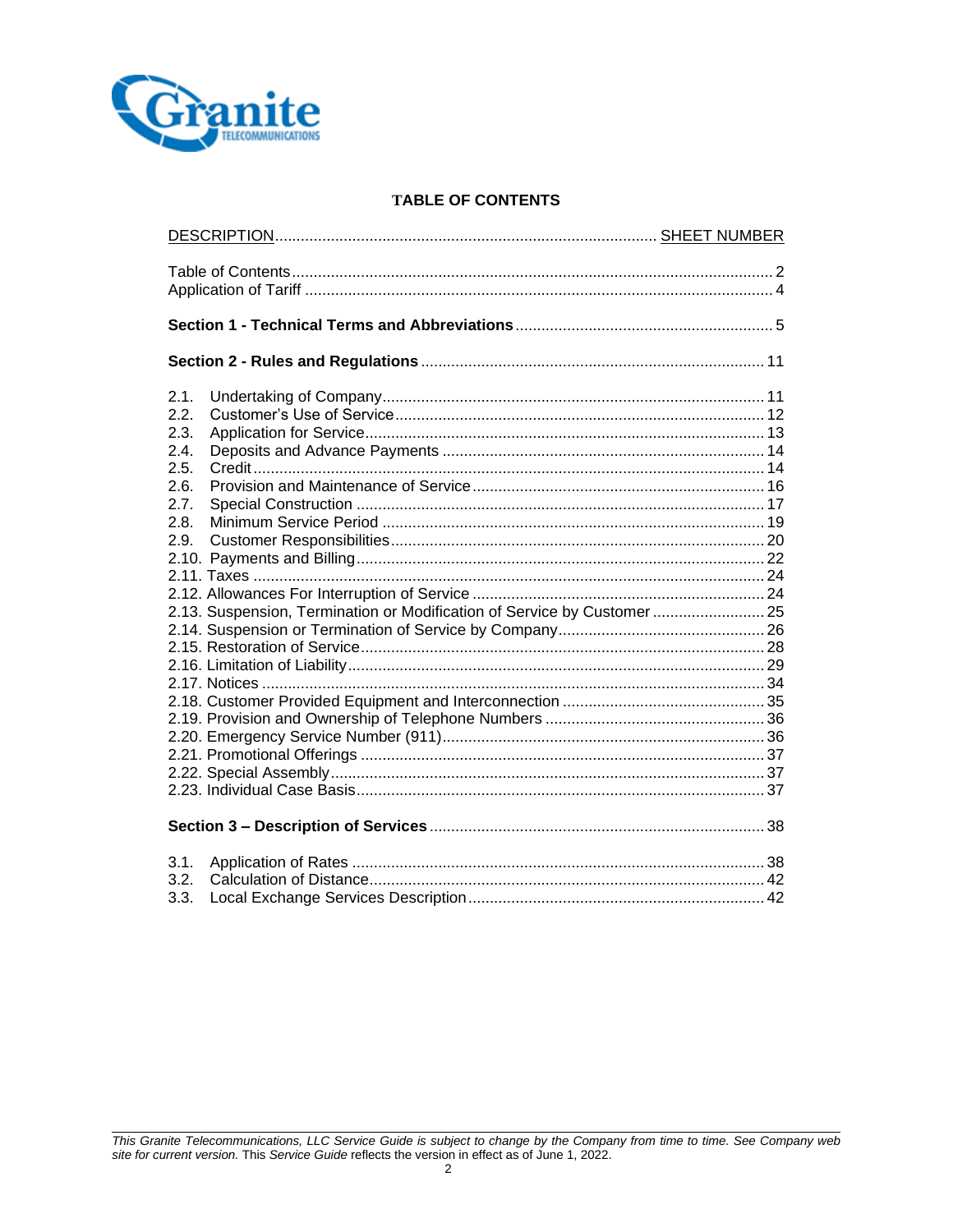# TABLE OF CONTENTS

| DESCRIPTION | SHEET NUMBER |
| --- | --- |
| Table of Contents | 2 |
| Application of Tariff | 4 |
| **Section 1 - Technical Terms and Abbreviations** | 5 |
| **Section 2 - Rules and Regulations** | 11 |
| 2.1. Undertaking of Company | 11 |
| 2.2. Customer's Use of Service | 12 |
| 2.3. Application for Service | 13 |
| 2.4. Deposits and Advance Payments | 14 |
| 2.5. Credit | 14 |
| 2.6. Provision and Maintenance of Service | 16 |
| 2.7. Special Construction | 17 |
| 2.8. Minimum Service Period | 19 |
| 2.9. Customer Responsibilities | 20 |
| 2.10. Payments and Billing | 22 |
| 2.11. Taxes | 24 |
| 2.12. Allowances For Interruption of Service | 24 |
| 2.13. Suspension, Termination or Modification of Service by Customer | 25 |
| 2.14. Suspension or Termination of Service by Company | 26 |
| 2.15. Restoration of Service | 28 |
| 2.16. Limitation of Liability | 29 |
| 2.17. Notices | 34 |
| 2.18. Customer Provided Equipment and Interconnection | 35 |
| 2.19. Provision and Ownership of Telephone Numbers | 36 |
| 2.20. Emergency Service Number (911) | 36 |
| 2.21. Promotional Offerings | 37 |
| 2.22. Special Assembly | 37 |
| 2.23. Individual Case Basis | 37 |
| **Section 3 – Description of Services** | 38 |
| 3.1. Application of Rates | 38 |
| 3.2. Calculation of Distance | 42 |
| 3.3. Local Exchange Services Description | 42 |

*This Granite Telecommunications, LLC Service Guide is subject to change by the Company from time to time. See Company web site for current version.* This *Service Guide* reflects the version in effect as of June 1, 2022.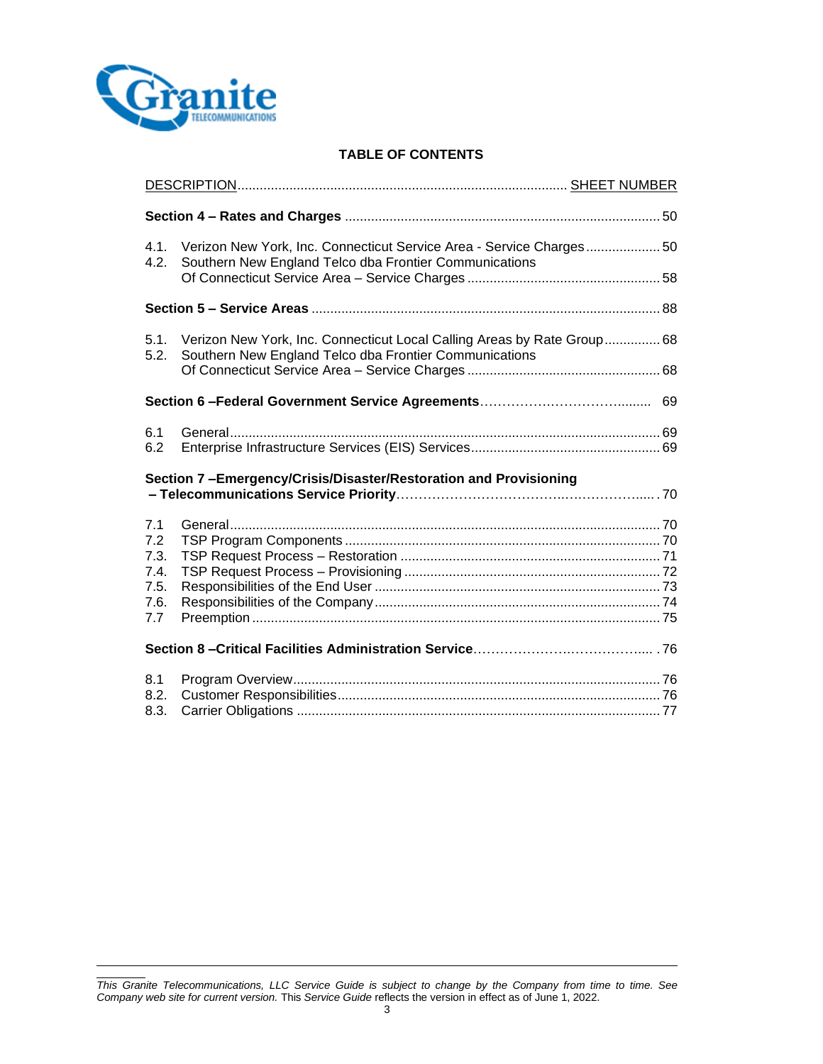## TABLE OF CONTENTS

| DESCRIPTION | | SHEET NUMBER |
|---|---|---|
| **Section 4 – Rates and Charges** | | 50 |
| 4.1. | Verizon New York, Inc. Connecticut Service Area - Service Charges | 50 |
| 4.2. | Southern New England Telco dba Frontier Communications Of Connecticut Service Area – Service Charges | 58 |
| **Section 5 – Service Areas** | | 88 |
| 5.1. | Verizon New York, Inc. Connecticut Local Calling Areas by Rate Group | 68 |
| 5.2. | Southern New England Telco dba Frontier Communications Of Connecticut Service Area – Service Charges | 68 |
| **Section 6 –Federal Government Service Agreements** | | 69 |
| 6.1 | General | 69 |
| 6.2 | Enterprise Infrastructure Services (EIS) Services | 69 |
| **Section 7 –Emergency/Crisis/Disaster/Restoration and Provisioning – Telecommunications Service Priority** | | 70 |
| 7.1 | General | 70 |
| 7.2 | TSP Program Components | 70 |
| 7.3. | TSP Request Process – Restoration | 71 |
| 7.4. | TSP Request Process – Provisioning | 72 |
| 7.5. | Responsibilities of the End User | 73 |
| 7.6. | Responsibilities of the Company | 74 |
| 7.7 | Preemption | 75 |
| **Section 8 –Critical Facilities Administration Service** | | 76 |
| 8.1 | Program Overview | 76 |
| 8.2. | Customer Responsibilities | 76 |
| 8.3. | Carrier Obligations | 77 |

*This Granite Telecommunications, LLC Service Guide is subject to change by the Company from time to time. See Company web site for current version.* This *Service Guide* reflects the version in effect as of June 1, 2022.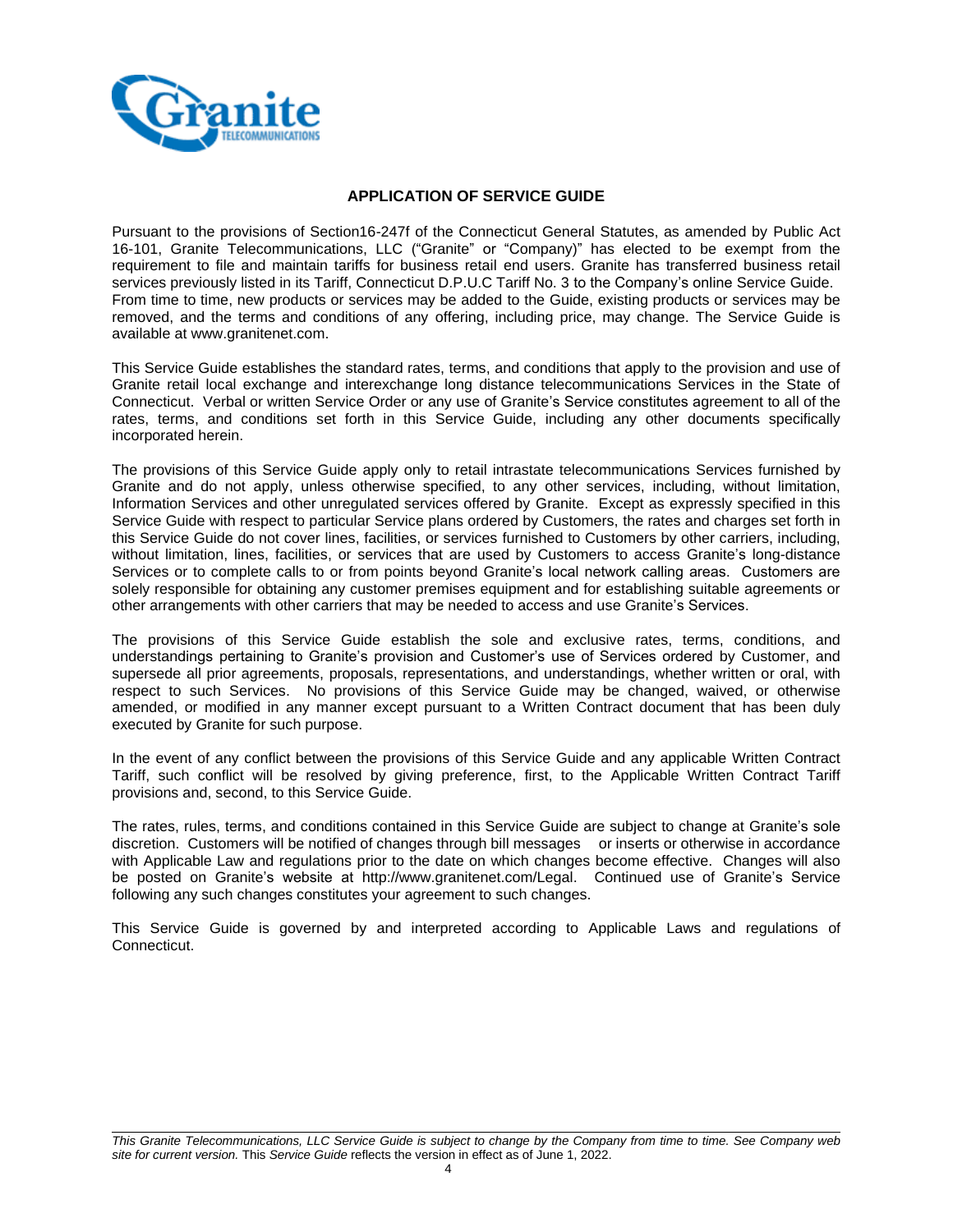## APPLICATION OF SERVICE GUIDE

Pursuant to the provisions of Section16-247f of the Connecticut General Statutes, as amended by Public Act 16-101, Granite Telecommunications, LLC ("Granite" or "Company)" has elected to be exempt from the requirement to file and maintain tariffs for business retail end users. Granite has transferred business retail services previously listed in its Tariff, Connecticut D.P.U.C Tariff No. 3 to the Company's online Service Guide. From time to time, new products or services may be added to the Guide, existing products or services may be removed, and the terms and conditions of any offering, including price, may change. The Service Guide is available at www.granitenet.com.

This Service Guide establishes the standard rates, terms, and conditions that apply to the provision and use of Granite retail local exchange and interexchange long distance telecommunications Services in the State of Connecticut. Verbal or written Service Order or any use of Granite's Service constitutes agreement to all of the rates, terms, and conditions set forth in this Service Guide, including any other documents specifically incorporated herein.

The provisions of this Service Guide apply only to retail intrastate telecommunications Services furnished by Granite and do not apply, unless otherwise specified, to any other services, including, without limitation, Information Services and other unregulated services offered by Granite. Except as expressly specified in this Service Guide with respect to particular Service plans ordered by Customers, the rates and charges set forth in this Service Guide do not cover lines, facilities, or services furnished to Customers by other carriers, including, without limitation, lines, facilities, or services that are used by Customers to access Granite's long-distance Services or to complete calls to or from points beyond Granite's local network calling areas. Customers are solely responsible for obtaining any customer premises equipment and for establishing suitable agreements or other arrangements with other carriers that may be needed to access and use Granite's Services.

The provisions of this Service Guide establish the sole and exclusive rates, terms, conditions, and understandings pertaining to Granite's provision and Customer's use of Services ordered by Customer, and supersede all prior agreements, proposals, representations, and understandings, whether written or oral, with respect to such Services. No provisions of this Service Guide may be changed, waived, or otherwise amended, or modified in any manner except pursuant to a Written Contract document that has been duly executed by Granite for such purpose.

In the event of any conflict between the provisions of this Service Guide and any applicable Written Contract Tariff, such conflict will be resolved by giving preference, first, to the Applicable Written Contract Tariff provisions and, second, to this Service Guide.

The rates, rules, terms, and conditions contained in this Service Guide are subject to change at Granite's sole discretion. Customers will be notified of changes through bill messages or inserts or otherwise in accordance with Applicable Law and regulations prior to the date on which changes become effective. Changes will also be posted on Granite's website at http://www.granitenet.com/Legal. Continued use of Granite's Service following any such changes constitutes your agreement to such changes.

This Service Guide is governed by and interpreted according to Applicable Laws and regulations of Connecticut.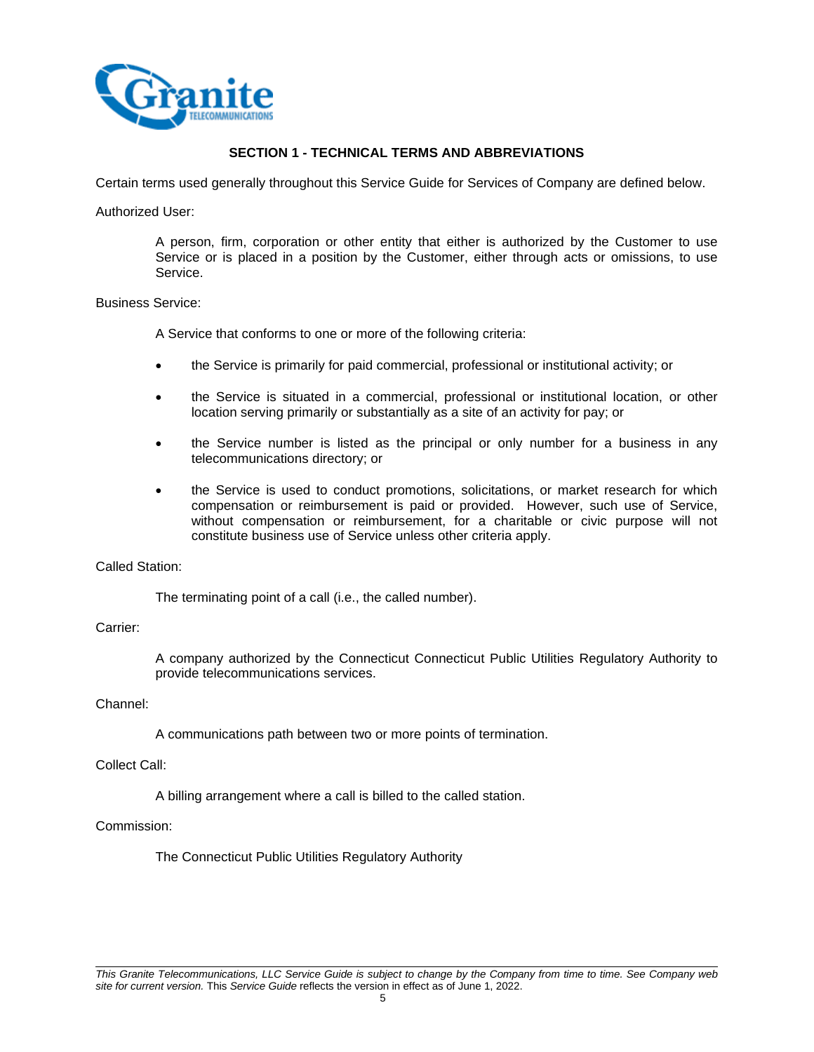## SECTION 1 - TECHNICAL TERMS AND ABBREVIATIONS

Certain terms used generally throughout this Service Guide for Services of Company are defined below.

Authorized User:

> A person, firm, corporation or other entity that either is authorized by the Customer to use Service or is placed in a position by the Customer, either through acts or omissions, to use Service.

Business Service:

> A Service that conforms to one or more of the following criteria:
>
> - the Service is primarily for paid commercial, professional or institutional activity; or
> - the Service is situated in a commercial, professional or institutional location, or other location serving primarily or substantially as a site of an activity for pay; or
> - the Service number is listed as the principal or only number for a business in any telecommunications directory; or
> - the Service is used to conduct promotions, solicitations, or market research for which compensation or reimbursement is paid or provided. However, such use of Service, without compensation or reimbursement, for a charitable or civic purpose will not constitute business use of Service unless other criteria apply.

Called Station:

> The terminating point of a call (i.e., the called number).

Carrier:

> A company authorized by the Connecticut Connecticut Public Utilities Regulatory Authority to provide telecommunications services.

Channel:

> A communications path between two or more points of termination.

Collect Call:

> A billing arrangement where a call is billed to the called station.

Commission:

> The Connecticut Public Utilities Regulatory Authority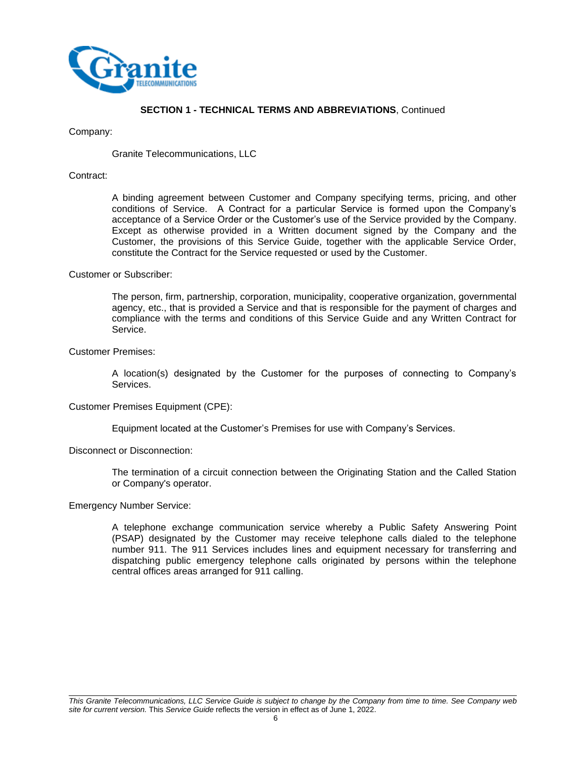**SECTION 1 - TECHNICAL TERMS AND ABBREVIATIONS**, Continued

Company:

Granite Telecommunications, LLC

Contract:

A binding agreement between Customer and Company specifying terms, pricing, and other conditions of Service. A Contract for a particular Service is formed upon the Company's acceptance of a Service Order or the Customer's use of the Service provided by the Company. Except as otherwise provided in a Written document signed by the Company and the Customer, the provisions of this Service Guide, together with the applicable Service Order, constitute the Contract for the Service requested or used by the Customer.

Customer or Subscriber:

The person, firm, partnership, corporation, municipality, cooperative organization, governmental agency, etc., that is provided a Service and that is responsible for the payment of charges and compliance with the terms and conditions of this Service Guide and any Written Contract for Service.

Customer Premises:

A location(s) designated by the Customer for the purposes of connecting to Company's Services.

Customer Premises Equipment (CPE):

Equipment located at the Customer's Premises for use with Company's Services.

Disconnect or Disconnection:

The termination of a circuit connection between the Originating Station and the Called Station or Company's operator.

Emergency Number Service:

A telephone exchange communication service whereby a Public Safety Answering Point (PSAP) designated by the Customer may receive telephone calls dialed to the telephone number 911. The 911 Services includes lines and equipment necessary for transferring and dispatching public emergency telephone calls originated by persons within the telephone central offices areas arranged for 911 calling.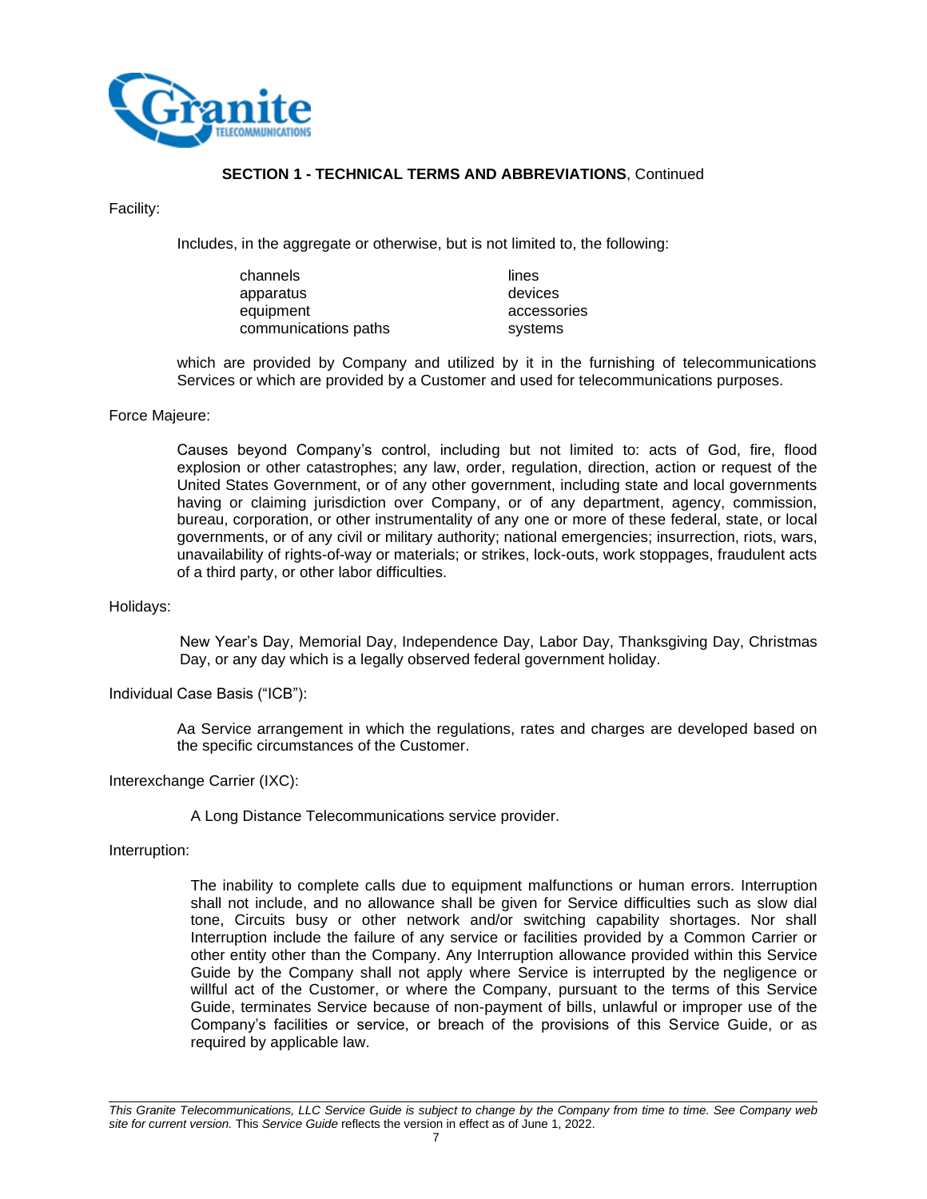## SECTION 1 - TECHNICAL TERMS AND ABBREVIATIONS, Continued

Facility:

Includes, in the aggregate or otherwise, but is not limited to, the following:

| | |
|---|---|
| channels | lines |
| apparatus | devices |
| equipment | accessories |
| communications paths | systems |

which are provided by Company and utilized by it in the furnishing of telecommunications Services or which are provided by a Customer and used for telecommunications purposes.

Force Majeure:

Causes beyond Company's control, including but not limited to: acts of God, fire, flood explosion or other catastrophes; any law, order, regulation, direction, action or request of the United States Government, or of any other government, including state and local governments having or claiming jurisdiction over Company, or of any department, agency, commission, bureau, corporation, or other instrumentality of any one or more of these federal, state, or local governments, or of any civil or military authority; national emergencies; insurrection, riots, wars, unavailability of rights-of-way or materials; or strikes, lock-outs, work stoppages, fraudulent acts of a third party, or other labor difficulties.

Holidays:

New Year's Day, Memorial Day, Independence Day, Labor Day, Thanksgiving Day, Christmas Day, or any day which is a legally observed federal government holiday.

Individual Case Basis ("ICB"):

Aa Service arrangement in which the regulations, rates and charges are developed based on the specific circumstances of the Customer.

Interexchange Carrier (IXC):

A Long Distance Telecommunications service provider.

Interruption:

The inability to complete calls due to equipment malfunctions or human errors. Interruption shall not include, and no allowance shall be given for Service difficulties such as slow dial tone, Circuits busy or other network and/or switching capability shortages. Nor shall Interruption include the failure of any service or facilities provided by a Common Carrier or other entity other than the Company. Any Interruption allowance provided within this Service Guide by the Company shall not apply where Service is interrupted by the negligence or willful act of the Customer, or where the Company, pursuant to the terms of this Service Guide, terminates Service because of non-payment of bills, unlawful or improper use of the Company's facilities or service, or breach of the provisions of this Service Guide, or as required by applicable law.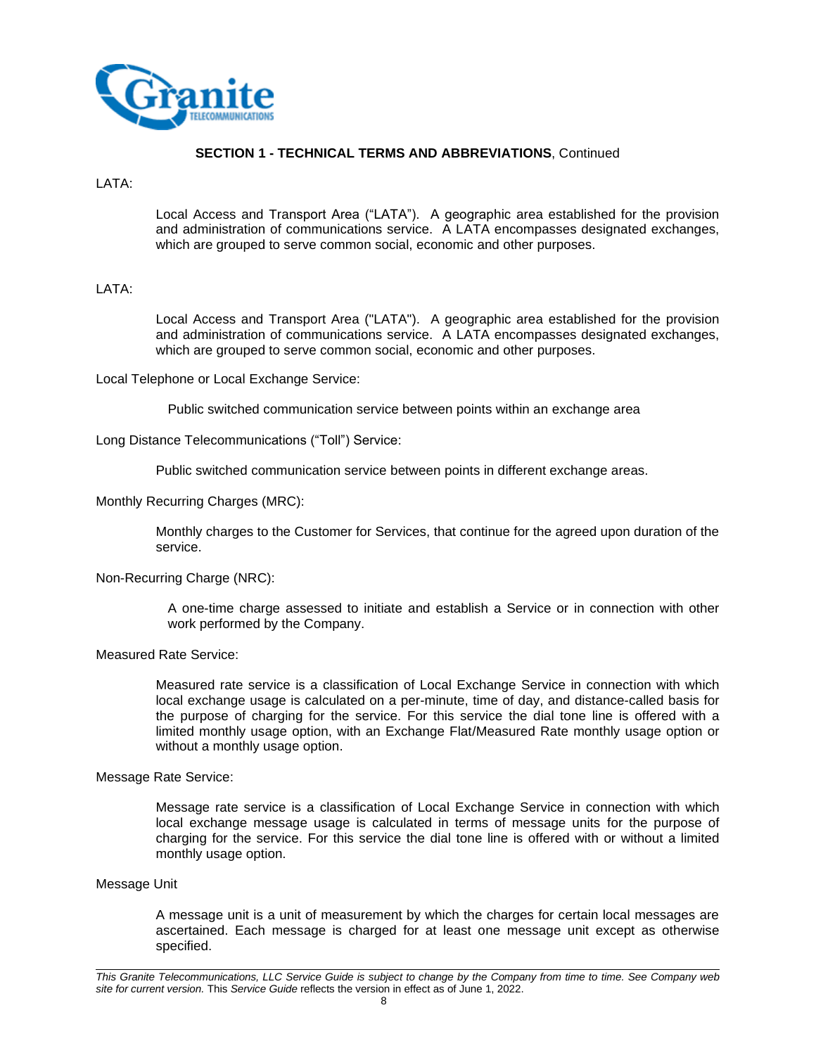**SECTION 1 - TECHNICAL TERMS AND ABBREVIATIONS**, Continued

LATA:

> Local Access and Transport Area (“LATA”). A geographic area established for the provision and administration of communications service. A LATA encompasses designated exchanges, which are grouped to serve common social, economic and other purposes.

LATA:

> Local Access and Transport Area ("LATA"). A geographic area established for the provision and administration of communications service. A LATA encompasses designated exchanges, which are grouped to serve common social, economic and other purposes.

Local Telephone or Local Exchange Service:

> Public switched communication service between points within an exchange area

Long Distance Telecommunications (“Toll”) Service:

> Public switched communication service between points in different exchange areas.

Monthly Recurring Charges (MRC):

> Monthly charges to the Customer for Services, that continue for the agreed upon duration of the service.

Non-Recurring Charge (NRC):

> A one-time charge assessed to initiate and establish a Service or in connection with other work performed by the Company.

Measured Rate Service:

> Measured rate service is a classification of Local Exchange Service in connection with which local exchange usage is calculated on a per-minute, time of day, and distance-called basis for the purpose of charging for the service. For this service the dial tone line is offered with a limited monthly usage option, with an Exchange Flat/Measured Rate monthly usage option or without a monthly usage option.

Message Rate Service:

> Message rate service is a classification of Local Exchange Service in connection with which local exchange message usage is calculated in terms of message units for the purpose of charging for the service. For this service the dial tone line is offered with or without a limited monthly usage option.

Message Unit

> A message unit is a unit of measurement by which the charges for certain local messages are ascertained. Each message is charged for at least one message unit except as otherwise specified.

*This Granite Telecommunications, LLC Service Guide is subject to change by the Company from time to time. See Company web site for current version.* This *Service Guide* reflects the version in effect as of June 1, 2022.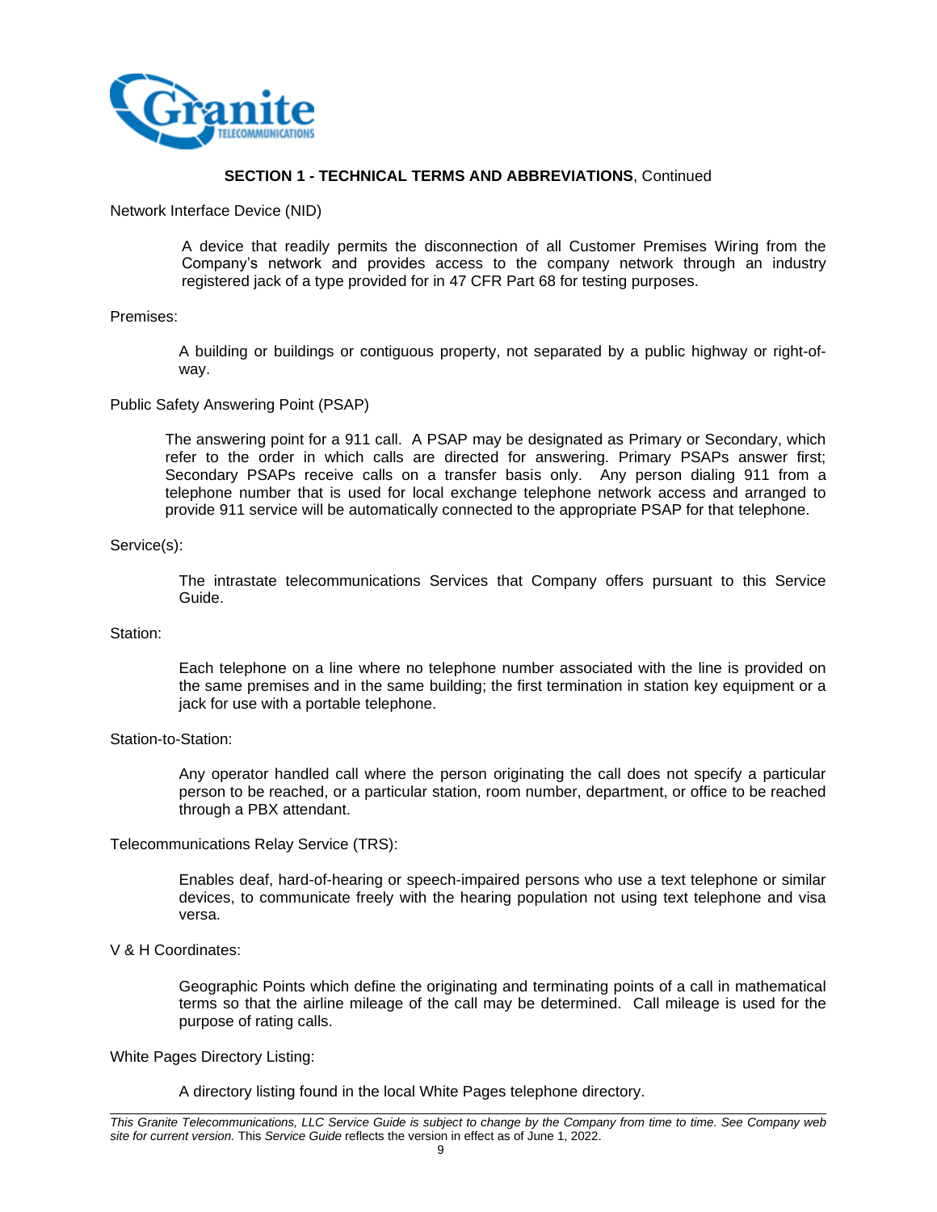## SECTION 1 - TECHNICAL TERMS AND ABBREVIATIONS, Continued

Network Interface Device (NID)

> A device that readily permits the disconnection of all Customer Premises Wiring from the Company's network and provides access to the company network through an industry registered jack of a type provided for in 47 CFR Part 68 for testing purposes.

Premises:

> A building or buildings or contiguous property, not separated by a public highway or right-of-way.

Public Safety Answering Point (PSAP)

> The answering point for a 911 call. A PSAP may be designated as Primary or Secondary, which refer to the order in which calls are directed for answering. Primary PSAPs answer first; Secondary PSAPs receive calls on a transfer basis only. Any person dialing 911 from a telephone number that is used for local exchange telephone network access and arranged to provide 911 service will be automatically connected to the appropriate PSAP for that telephone.

Service(s):

> The intrastate telecommunications Services that Company offers pursuant to this Service Guide.

Station:

> Each telephone on a line where no telephone number associated with the line is provided on the same premises and in the same building; the first termination in station key equipment or a jack for use with a portable telephone.

Station-to-Station:

> Any operator handled call where the person originating the call does not specify a particular person to be reached, or a particular station, room number, department, or office to be reached through a PBX attendant.

Telecommunications Relay Service (TRS):

> Enables deaf, hard-of-hearing or speech-impaired persons who use a text telephone or similar devices, to communicate freely with the hearing population not using text telephone and visa versa.

V & H Coordinates:

> Geographic Points which define the originating and terminating points of a call in mathematical terms so that the airline mileage of the call may be determined. Call mileage is used for the purpose of rating calls.

White Pages Directory Listing:

> A directory listing found in the local White Pages telephone directory.

*This Granite Telecommunications, LLC Service Guide is subject to change by the Company from time to time. See Company web site for current version.* This *Service Guide* reflects the version in effect as of June 1, 2022.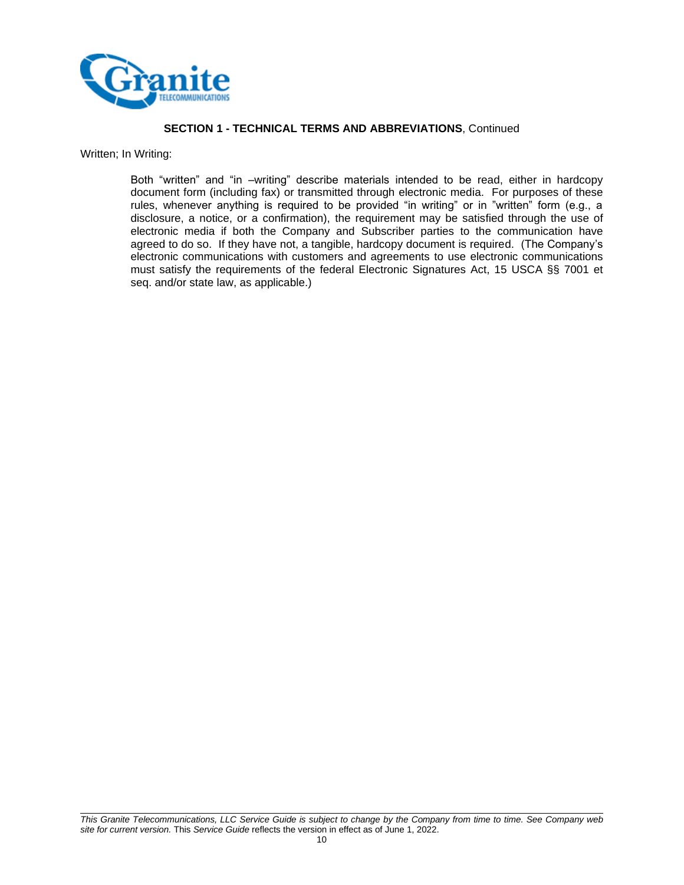**SECTION 1 - TECHNICAL TERMS AND ABBREVIATIONS**, Continued

Written; In Writing:

> Both "written" and "in –writing" describe materials intended to be read, either in hardcopy document form (including fax) or transmitted through electronic media. For purposes of these rules, whenever anything is required to be provided "in writing" or in "written" form (e.g., a disclosure, a notice, or a confirmation), the requirement may be satisfied through the use of electronic media if both the Company and Subscriber parties to the communication have agreed to do so. If they have not, a tangible, hardcopy document is required. (The Company's electronic communications with customers and agreements to use electronic communications must satisfy the requirements of the federal Electronic Signatures Act, 15 USCA §§ 7001 et seq. and/or state law, as applicable.)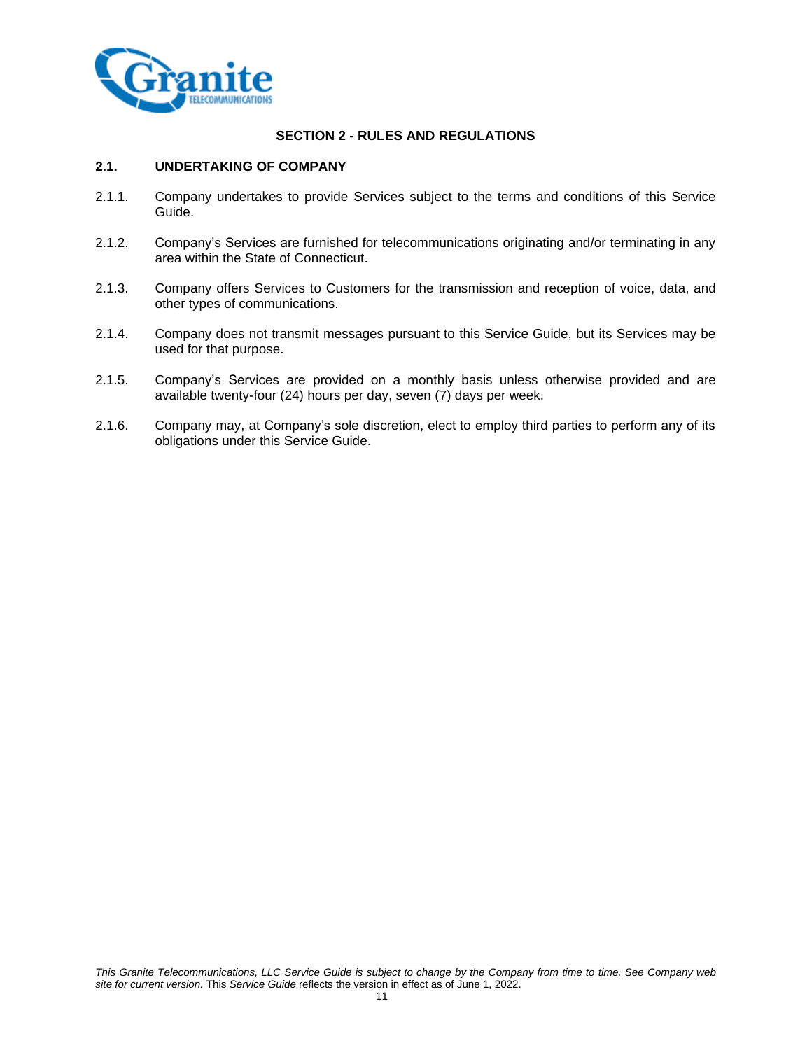## SECTION 2 - RULES AND REGULATIONS

### 2.1. UNDERTAKING OF COMPANY

2.1.1. Company undertakes to provide Services subject to the terms and conditions of this Service Guide.

2.1.2. Company's Services are furnished for telecommunications originating and/or terminating in any area within the State of Connecticut.

2.1.3. Company offers Services to Customers for the transmission and reception of voice, data, and other types of communications.

2.1.4. Company does not transmit messages pursuant to this Service Guide, but its Services may be used for that purpose.

2.1.5. Company's Services are provided on a monthly basis unless otherwise provided and are available twenty-four (24) hours per day, seven (7) days per week.

2.1.6. Company may, at Company's sole discretion, elect to employ third parties to perform any of its obligations under this Service Guide.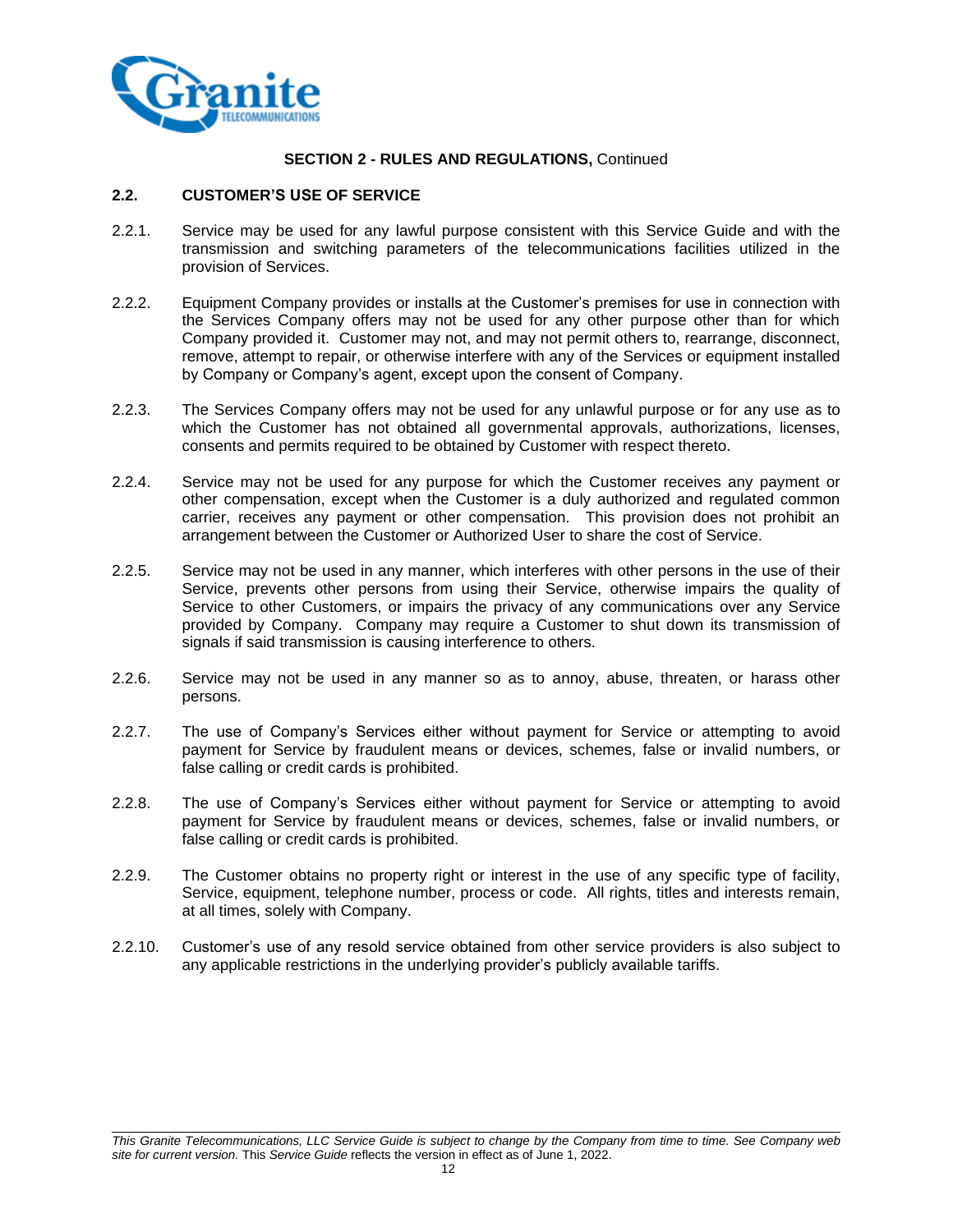**SECTION 2 - RULES AND REGULATIONS,** Continued

## 2.2. CUSTOMER'S USE OF SERVICE

2.2.1. Service may be used for any lawful purpose consistent with this Service Guide and with the transmission and switching parameters of the telecommunications facilities utilized in the provision of Services.

2.2.2. Equipment Company provides or installs at the Customer's premises for use in connection with the Services Company offers may not be used for any other purpose other than for which Company provided it. Customer may not, and may not permit others to, rearrange, disconnect, remove, attempt to repair, or otherwise interfere with any of the Services or equipment installed by Company or Company's agent, except upon the consent of Company.

2.2.3. The Services Company offers may not be used for any unlawful purpose or for any use as to which the Customer has not obtained all governmental approvals, authorizations, licenses, consents and permits required to be obtained by Customer with respect thereto.

2.2.4. Service may not be used for any purpose for which the Customer receives any payment or other compensation, except when the Customer is a duly authorized and regulated common carrier, receives any payment or other compensation. This provision does not prohibit an arrangement between the Customer or Authorized User to share the cost of Service.

2.2.5. Service may not be used in any manner, which interferes with other persons in the use of their Service, prevents other persons from using their Service, otherwise impairs the quality of Service to other Customers, or impairs the privacy of any communications over any Service provided by Company. Company may require a Customer to shut down its transmission of signals if said transmission is causing interference to others.

2.2.6. Service may not be used in any manner so as to annoy, abuse, threaten, or harass other persons.

2.2.7. The use of Company's Services either without payment for Service or attempting to avoid payment for Service by fraudulent means or devices, schemes, false or invalid numbers, or false calling or credit cards is prohibited.

2.2.8. The use of Company's Services either without payment for Service or attempting to avoid payment for Service by fraudulent means or devices, schemes, false or invalid numbers, or false calling or credit cards is prohibited.

2.2.9. The Customer obtains no property right or interest in the use of any specific type of facility, Service, equipment, telephone number, process or code. All rights, titles and interests remain, at all times, solely with Company.

2.2.10. Customer's use of any resold service obtained from other service providers is also subject to any applicable restrictions in the underlying provider's publicly available tariffs.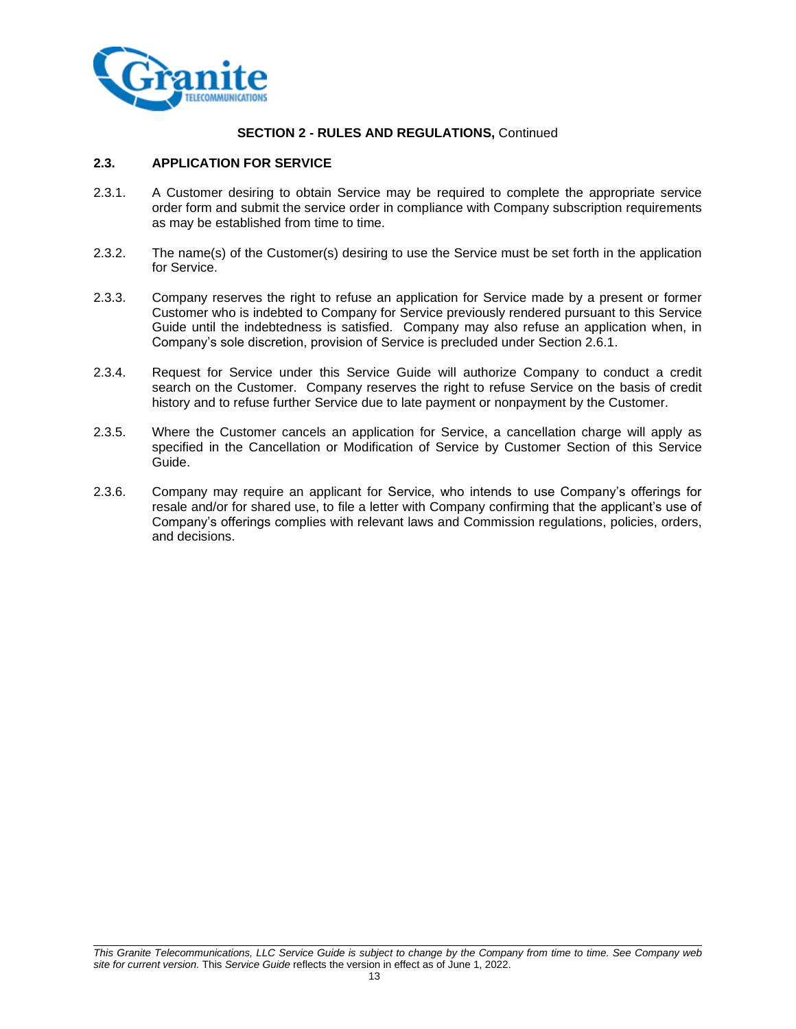**SECTION 2 - RULES AND REGULATIONS,** Continued

## 2.3. APPLICATION FOR SERVICE

2.3.1. A Customer desiring to obtain Service may be required to complete the appropriate service order form and submit the service order in compliance with Company subscription requirements as may be established from time to time.

2.3.2. The name(s) of the Customer(s) desiring to use the Service must be set forth in the application for Service.

2.3.3. Company reserves the right to refuse an application for Service made by a present or former Customer who is indebted to Company for Service previously rendered pursuant to this Service Guide until the indebtedness is satisfied. Company may also refuse an application when, in Company's sole discretion, provision of Service is precluded under Section 2.6.1.

2.3.4. Request for Service under this Service Guide will authorize Company to conduct a credit search on the Customer. Company reserves the right to refuse Service on the basis of credit history and to refuse further Service due to late payment or nonpayment by the Customer.

2.3.5. Where the Customer cancels an application for Service, a cancellation charge will apply as specified in the Cancellation or Modification of Service by Customer Section of this Service Guide.

2.3.6. Company may require an applicant for Service, who intends to use Company's offerings for resale and/or for shared use, to file a letter with Company confirming that the applicant's use of Company's offerings complies with relevant laws and Commission regulations, policies, orders, and decisions.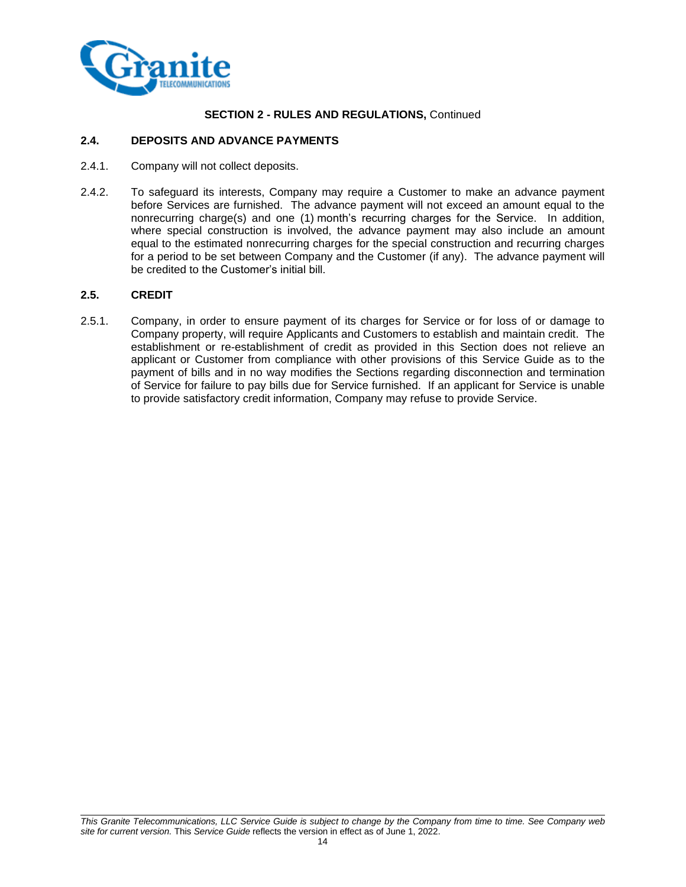**SECTION 2 - RULES AND REGULATIONS,** Continued

## 2.4. DEPOSITS AND ADVANCE PAYMENTS

2.4.1. Company will not collect deposits.

2.4.2. To safeguard its interests, Company may require a Customer to make an advance payment before Services are furnished. The advance payment will not exceed an amount equal to the nonrecurring charge(s) and one (1) month's recurring charges for the Service. In addition, where special construction is involved, the advance payment may also include an amount equal to the estimated nonrecurring charges for the special construction and recurring charges for a period to be set between Company and the Customer (if any). The advance payment will be credited to the Customer's initial bill.

## 2.5. CREDIT

2.5.1. Company, in order to ensure payment of its charges for Service or for loss of or damage to Company property, will require Applicants and Customers to establish and maintain credit. The establishment or re-establishment of credit as provided in this Section does not relieve an applicant or Customer from compliance with other provisions of this Service Guide as to the payment of bills and in no way modifies the Sections regarding disconnection and termination of Service for failure to pay bills due for Service furnished. If an applicant for Service is unable to provide satisfactory credit information, Company may refuse to provide Service.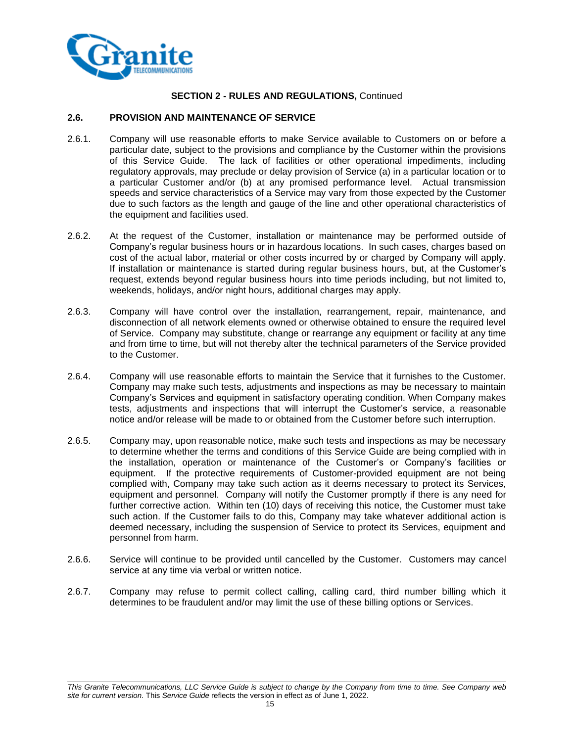**SECTION 2 - RULES AND REGULATIONS,** Continued

## 2.6. PROVISION AND MAINTENANCE OF SERVICE

2.6.1. Company will use reasonable efforts to make Service available to Customers on or before a particular date, subject to the provisions and compliance by the Customer within the provisions of this Service Guide. The lack of facilities or other operational impediments, including regulatory approvals, may preclude or delay provision of Service (a) in a particular location or to a particular Customer and/or (b) at any promised performance level. Actual transmission speeds and service characteristics of a Service may vary from those expected by the Customer due to such factors as the length and gauge of the line and other operational characteristics of the equipment and facilities used.

2.6.2. At the request of the Customer, installation or maintenance may be performed outside of Company's regular business hours or in hazardous locations. In such cases, charges based on cost of the actual labor, material or other costs incurred by or charged by Company will apply. If installation or maintenance is started during regular business hours, but, at the Customer's request, extends beyond regular business hours into time periods including, but not limited to, weekends, holidays, and/or night hours, additional charges may apply.

2.6.3. Company will have control over the installation, rearrangement, repair, maintenance, and disconnection of all network elements owned or otherwise obtained to ensure the required level of Service. Company may substitute, change or rearrange any equipment or facility at any time and from time to time, but will not thereby alter the technical parameters of the Service provided to the Customer.

2.6.4. Company will use reasonable efforts to maintain the Service that it furnishes to the Customer. Company may make such tests, adjustments and inspections as may be necessary to maintain Company's Services and equipment in satisfactory operating condition. When Company makes tests, adjustments and inspections that will interrupt the Customer's service, a reasonable notice and/or release will be made to or obtained from the Customer before such interruption.

2.6.5. Company may, upon reasonable notice, make such tests and inspections as may be necessary to determine whether the terms and conditions of this Service Guide are being complied with in the installation, operation or maintenance of the Customer's or Company's facilities or equipment. If the protective requirements of Customer-provided equipment are not being complied with, Company may take such action as it deems necessary to protect its Services, equipment and personnel. Company will notify the Customer promptly if there is any need for further corrective action. Within ten (10) days of receiving this notice, the Customer must take such action. If the Customer fails to do this, Company may take whatever additional action is deemed necessary, including the suspension of Service to protect its Services, equipment and personnel from harm.

2.6.6. Service will continue to be provided until cancelled by the Customer. Customers may cancel service at any time via verbal or written notice.

2.6.7. Company may refuse to permit collect calling, calling card, third number billing which it determines to be fraudulent and/or may limit the use of these billing options or Services.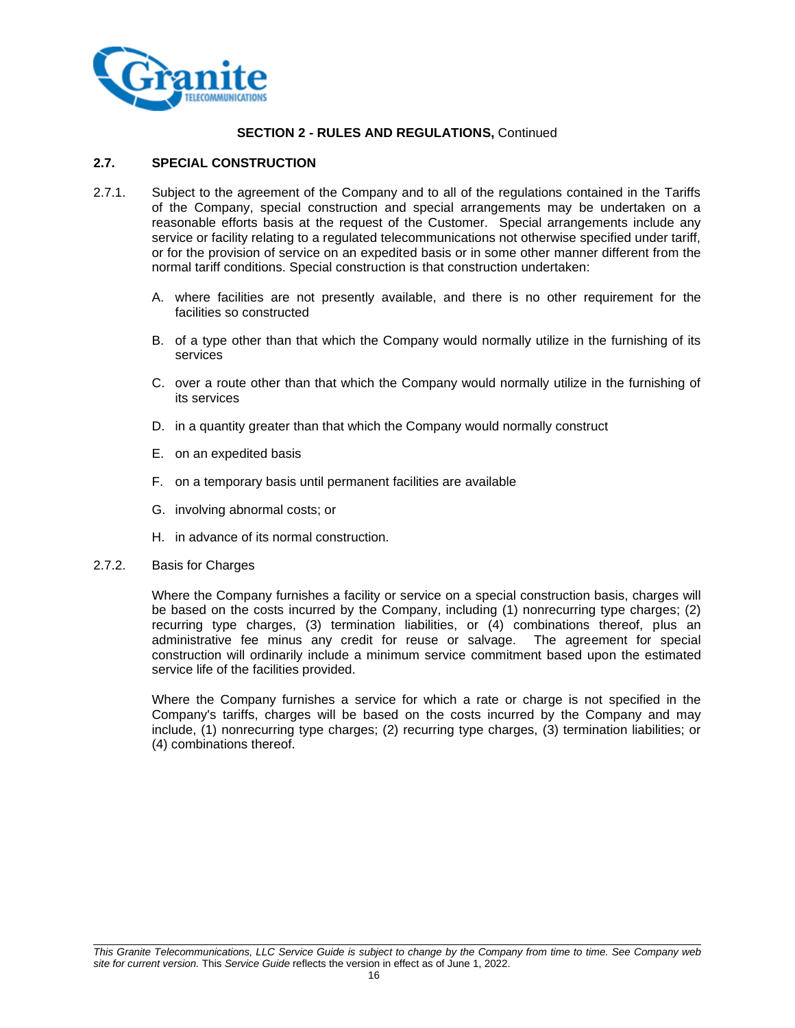**SECTION 2 - RULES AND REGULATIONS,** Continued

## 2.7. SPECIAL CONSTRUCTION

2.7.1. Subject to the agreement of the Company and to all of the regulations contained in the Tariffs of the Company, special construction and special arrangements may be undertaken on a reasonable efforts basis at the request of the Customer. Special arrangements include any service or facility relating to a regulated telecommunications not otherwise specified under tariff, or for the provision of service on an expedited basis or in some other manner different from the normal tariff conditions. Special construction is that construction undertaken:

A. where facilities are not presently available, and there is no other requirement for the facilities so constructed

B. of a type other than that which the Company would normally utilize in the furnishing of its services

C. over a route other than that which the Company would normally utilize in the furnishing of its services

D. in a quantity greater than that which the Company would normally construct

E. on an expedited basis

F. on a temporary basis until permanent facilities are available

G. involving abnormal costs; or

H. in advance of its normal construction.

2.7.2. Basis for Charges

Where the Company furnishes a facility or service on a special construction basis, charges will be based on the costs incurred by the Company, including (1) nonrecurring type charges; (2) recurring type charges, (3) termination liabilities, or (4) combinations thereof, plus an administrative fee minus any credit for reuse or salvage. The agreement for special construction will ordinarily include a minimum service commitment based upon the estimated service life of the facilities provided.

Where the Company furnishes a service for which a rate or charge is not specified in the Company's tariffs, charges will be based on the costs incurred by the Company and may include, (1) nonrecurring type charges; (2) recurring type charges, (3) termination liabilities; or (4) combinations thereof.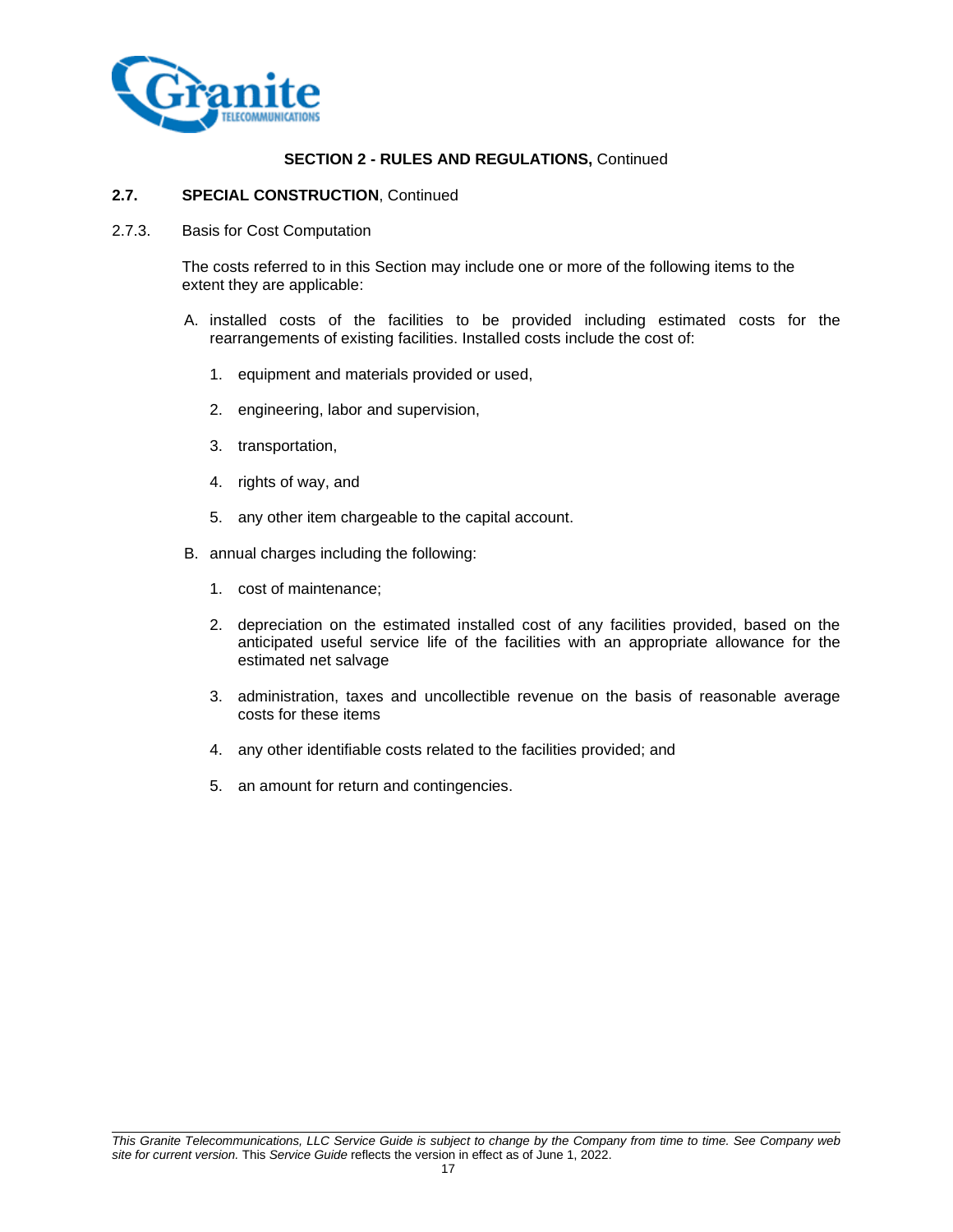**SECTION 2 - RULES AND REGULATIONS,** Continued

**2.7. SPECIAL CONSTRUCTION**, Continued

2.7.3. Basis for Cost Computation

The costs referred to in this Section may include one or more of the following items to the extent they are applicable:

A. installed costs of the facilities to be provided including estimated costs for the rearrangements of existing facilities. Installed costs include the cost of:

1. equipment and materials provided or used,
2. engineering, labor and supervision,
3. transportation,
4. rights of way, and
5. any other item chargeable to the capital account.

B. annual charges including the following:

1. cost of maintenance;
2. depreciation on the estimated installed cost of any facilities provided, based on the anticipated useful service life of the facilities with an appropriate allowance for the estimated net salvage
3. administration, taxes and uncollectible revenue on the basis of reasonable average costs for these items
4. any other identifiable costs related to the facilities provided; and
5. an amount for return and contingencies.

*This Granite Telecommunications, LLC Service Guide is subject to change by the Company from time to time. See Company web site for current version.* This *Service Guide* reflects the version in effect as of June 1, 2022.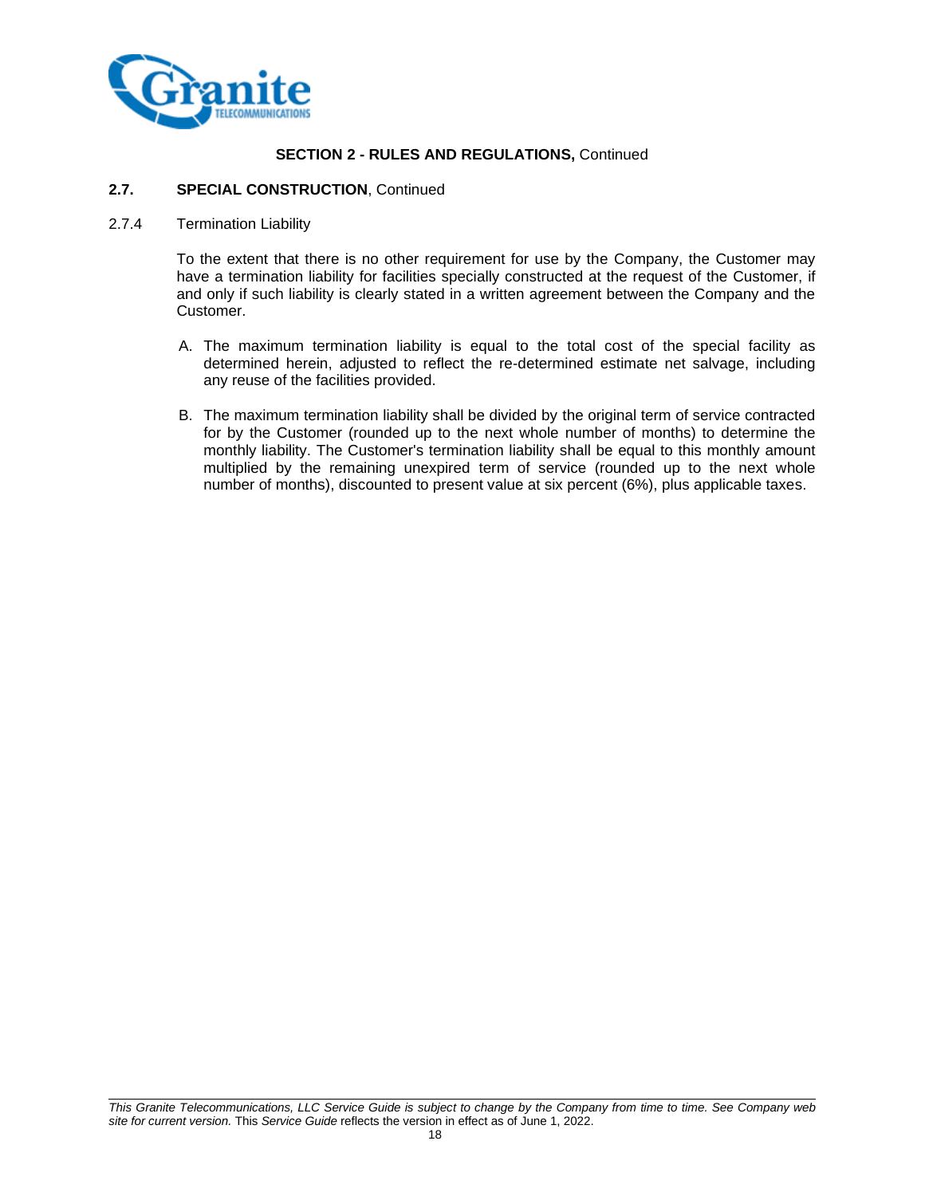**SECTION 2 - RULES AND REGULATIONS,** Continued

**2.7. SPECIAL CONSTRUCTION**, Continued

2.7.4 Termination Liability

To the extent that there is no other requirement for use by the Company, the Customer may have a termination liability for facilities specially constructed at the request of the Customer, if and only if such liability is clearly stated in a written agreement between the Company and the Customer.

A. The maximum termination liability is equal to the total cost of the special facility as determined herein, adjusted to reflect the re-determined estimate net salvage, including any reuse of the facilities provided.

B. The maximum termination liability shall be divided by the original term of service contracted for by the Customer (rounded up to the next whole number of months) to determine the monthly liability. The Customer's termination liability shall be equal to this monthly amount multiplied by the remaining unexpired term of service (rounded up to the next whole number of months), discounted to present value at six percent (6%), plus applicable taxes.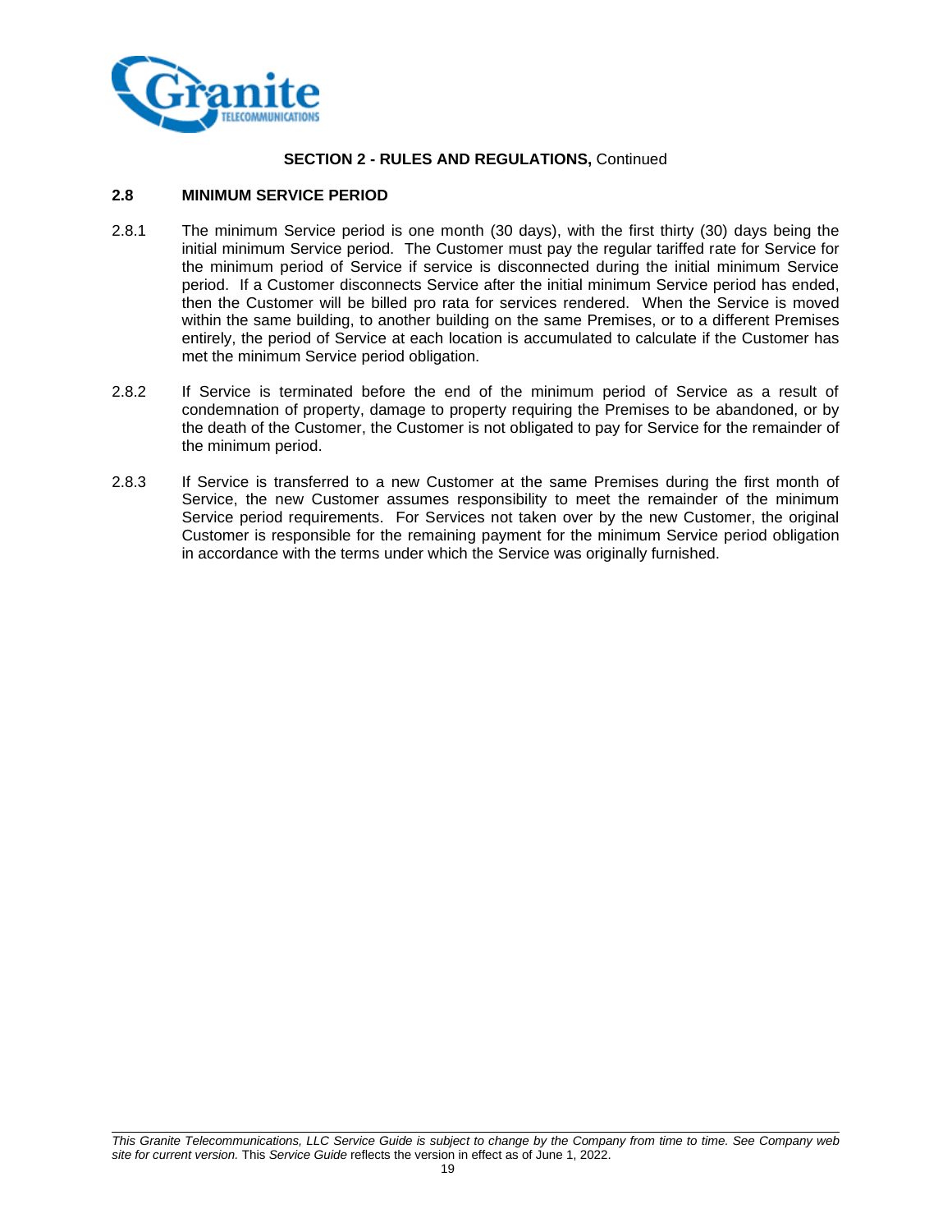**SECTION 2 - RULES AND REGULATIONS,** Continued

## 2.8 MINIMUM SERVICE PERIOD

2.8.1 The minimum Service period is one month (30 days), with the first thirty (30) days being the initial minimum Service period. The Customer must pay the regular tariffed rate for Service for the minimum period of Service if service is disconnected during the initial minimum Service period. If a Customer disconnects Service after the initial minimum Service period has ended, then the Customer will be billed pro rata for services rendered. When the Service is moved within the same building, to another building on the same Premises, or to a different Premises entirely, the period of Service at each location is accumulated to calculate if the Customer has met the minimum Service period obligation.

2.8.2 If Service is terminated before the end of the minimum period of Service as a result of condemnation of property, damage to property requiring the Premises to be abandoned, or by the death of the Customer, the Customer is not obligated to pay for Service for the remainder of the minimum period.

2.8.3 If Service is transferred to a new Customer at the same Premises during the first month of Service, the new Customer assumes responsibility to meet the remainder of the minimum Service period requirements. For Services not taken over by the new Customer, the original Customer is responsible for the remaining payment for the minimum Service period obligation in accordance with the terms under which the Service was originally furnished.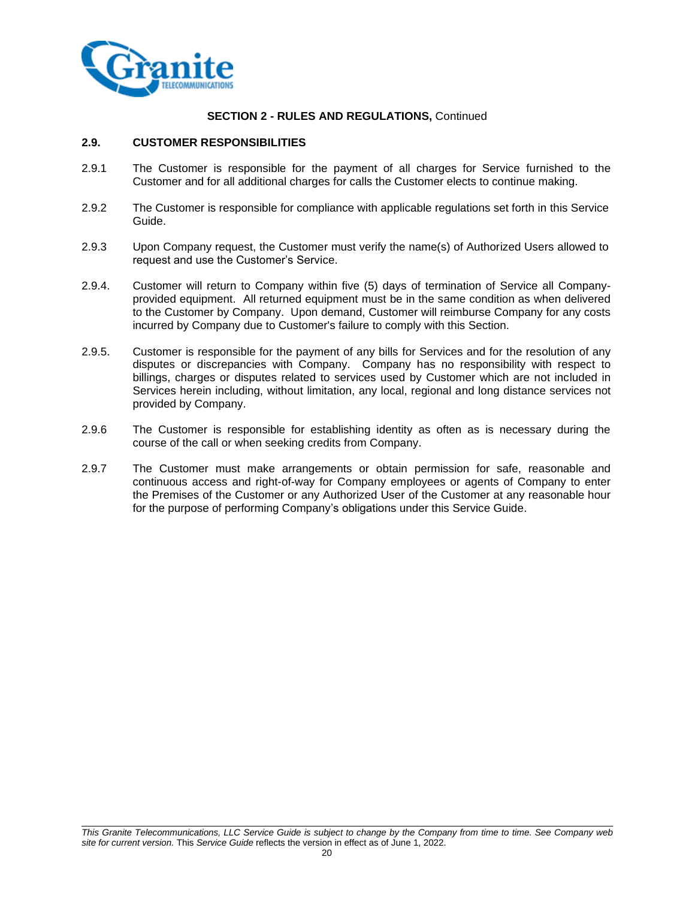**SECTION 2 - RULES AND REGULATIONS,** Continued

## 2.9. CUSTOMER RESPONSIBILITIES

2.9.1 The Customer is responsible for the payment of all charges for Service furnished to the Customer and for all additional charges for calls the Customer elects to continue making.

2.9.2 The Customer is responsible for compliance with applicable regulations set forth in this Service Guide.

2.9.3 Upon Company request, the Customer must verify the name(s) of Authorized Users allowed to request and use the Customer's Service.

2.9.4. Customer will return to Company within five (5) days of termination of Service all Company-provided equipment. All returned equipment must be in the same condition as when delivered to the Customer by Company. Upon demand, Customer will reimburse Company for any costs incurred by Company due to Customer's failure to comply with this Section.

2.9.5. Customer is responsible for the payment of any bills for Services and for the resolution of any disputes or discrepancies with Company. Company has no responsibility with respect to billings, charges or disputes related to services used by Customer which are not included in Services herein including, without limitation, any local, regional and long distance services not provided by Company.

2.9.6 The Customer is responsible for establishing identity as often as is necessary during the course of the call or when seeking credits from Company.

2.9.7 The Customer must make arrangements or obtain permission for safe, reasonable and continuous access and right-of-way for Company employees or agents of Company to enter the Premises of the Customer or any Authorized User of the Customer at any reasonable hour for the purpose of performing Company's obligations under this Service Guide.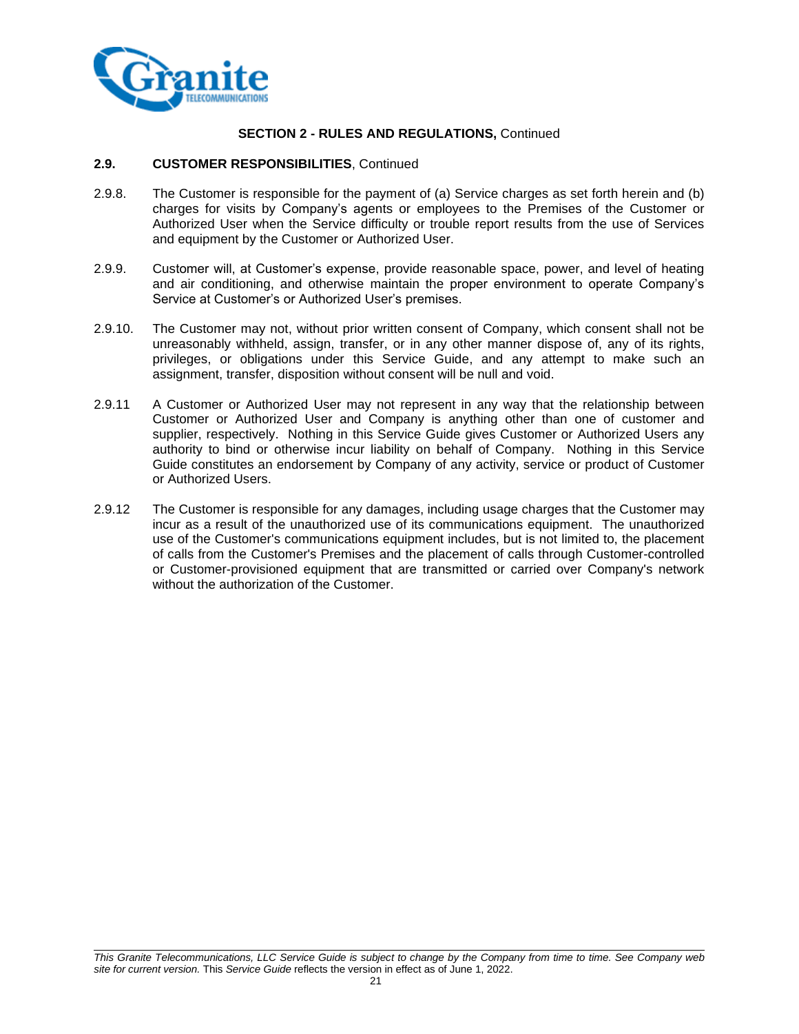**SECTION 2 - RULES AND REGULATIONS,** Continued

**2.9. CUSTOMER RESPONSIBILITIES**, Continued

2.9.8. The Customer is responsible for the payment of (a) Service charges as set forth herein and (b) charges for visits by Company's agents or employees to the Premises of the Customer or Authorized User when the Service difficulty or trouble report results from the use of Services and equipment by the Customer or Authorized User.

2.9.9. Customer will, at Customer's expense, provide reasonable space, power, and level of heating and air conditioning, and otherwise maintain the proper environment to operate Company's Service at Customer's or Authorized User's premises.

2.9.10. The Customer may not, without prior written consent of Company, which consent shall not be unreasonably withheld, assign, transfer, or in any other manner dispose of, any of its rights, privileges, or obligations under this Service Guide, and any attempt to make such an assignment, transfer, disposition without consent will be null and void.

2.9.11 A Customer or Authorized User may not represent in any way that the relationship between Customer or Authorized User and Company is anything other than one of customer and supplier, respectively. Nothing in this Service Guide gives Customer or Authorized Users any authority to bind or otherwise incur liability on behalf of Company. Nothing in this Service Guide constitutes an endorsement by Company of any activity, service or product of Customer or Authorized Users.

2.9.12 The Customer is responsible for any damages, including usage charges that the Customer may incur as a result of the unauthorized use of its communications equipment. The unauthorized use of the Customer's communications equipment includes, but is not limited to, the placement of calls from the Customer's Premises and the placement of calls through Customer-controlled or Customer-provisioned equipment that are transmitted or carried over Company's network without the authorization of the Customer.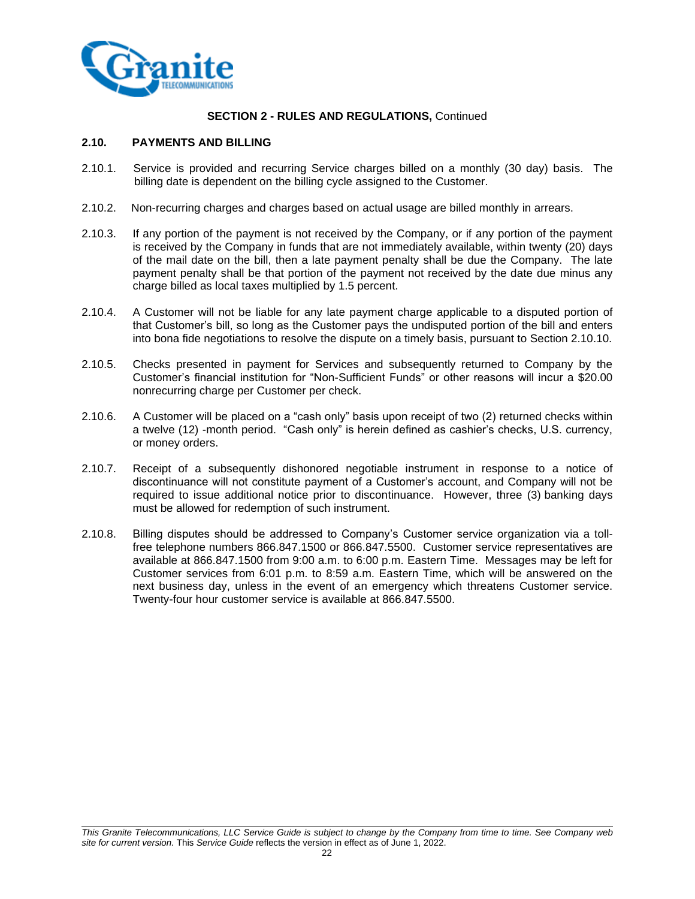**SECTION 2 - RULES AND REGULATIONS,** Continued

## 2.10. PAYMENTS AND BILLING

2.10.1. Service is provided and recurring Service charges billed on a monthly (30 day) basis. The billing date is dependent on the billing cycle assigned to the Customer.

2.10.2. Non-recurring charges and charges based on actual usage are billed monthly in arrears.

2.10.3. If any portion of the payment is not received by the Company, or if any portion of the payment is received by the Company in funds that are not immediately available, within twenty (20) days of the mail date on the bill, then a late payment penalty shall be due the Company. The late payment penalty shall be that portion of the payment not received by the date due minus any charge billed as local taxes multiplied by 1.5 percent.

2.10.4. A Customer will not be liable for any late payment charge applicable to a disputed portion of that Customer's bill, so long as the Customer pays the undisputed portion of the bill and enters into bona fide negotiations to resolve the dispute on a timely basis, pursuant to Section 2.10.10.

2.10.5. Checks presented in payment for Services and subsequently returned to Company by the Customer's financial institution for "Non-Sufficient Funds" or other reasons will incur a $20.00 nonrecurring charge per Customer per check.

2.10.6. A Customer will be placed on a "cash only" basis upon receipt of two (2) returned checks within a twelve (12) -month period. "Cash only" is herein defined as cashier's checks, U.S. currency, or money orders.

2.10.7. Receipt of a subsequently dishonored negotiable instrument in response to a notice of discontinuance will not constitute payment of a Customer's account, and Company will not be required to issue additional notice prior to discontinuance. However, three (3) banking days must be allowed for redemption of such instrument.

2.10.8. Billing disputes should be addressed to Company's Customer service organization via a toll-free telephone numbers 866.847.1500 or 866.847.5500. Customer service representatives are available at 866.847.1500 from 9:00 a.m. to 6:00 p.m. Eastern Time. Messages may be left for Customer services from 6:01 p.m. to 8:59 a.m. Eastern Time, which will be answered on the next business day, unless in the event of an emergency which threatens Customer service. Twenty-four hour customer service is available at 866.847.5500.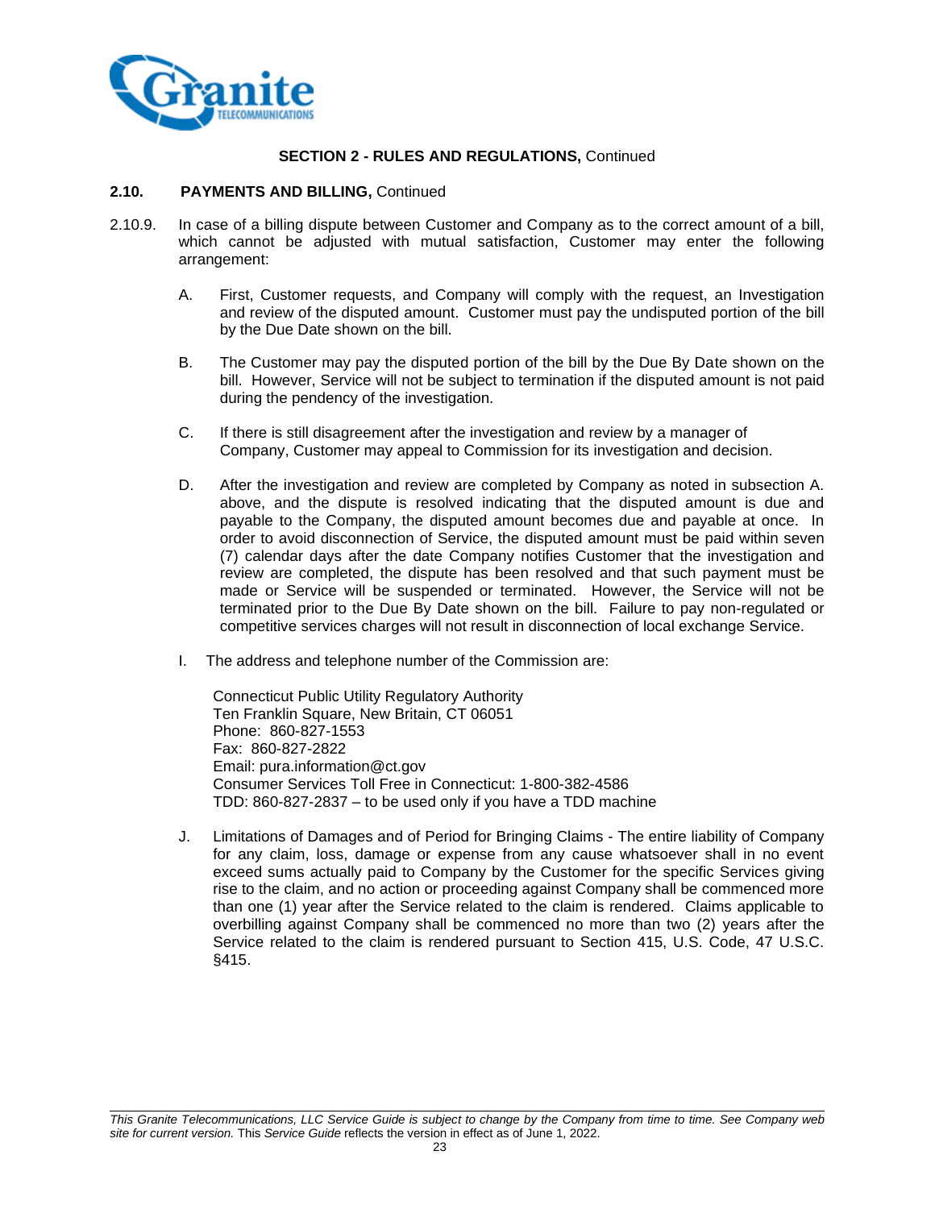**SECTION 2 - RULES AND REGULATIONS,** Continued

**2.10. PAYMENTS AND BILLING,** Continued

2.10.9. In case of a billing dispute between Customer and Company as to the correct amount of a bill, which cannot be adjusted with mutual satisfaction, Customer may enter the following arrangement:

A. First, Customer requests, and Company will comply with the request, an Investigation and review of the disputed amount. Customer must pay the undisputed portion of the bill by the Due Date shown on the bill.

B. The Customer may pay the disputed portion of the bill by the Due By Date shown on the bill. However, Service will not be subject to termination if the disputed amount is not paid during the pendency of the investigation.

C. If there is still disagreement after the investigation and review by a manager of Company, Customer may appeal to Commission for its investigation and decision.

D. After the investigation and review are completed by Company as noted in subsection A. above, and the dispute is resolved indicating that the disputed amount is due and payable to the Company, the disputed amount becomes due and payable at once. In order to avoid disconnection of Service, the disputed amount must be paid within seven (7) calendar days after the date Company notifies Customer that the investigation and review are completed, the dispute has been resolved and that such payment must be made or Service will be suspended or terminated. However, the Service will not be terminated prior to the Due By Date shown on the bill. Failure to pay non-regulated or competitive services charges will not result in disconnection of local exchange Service.

I. The address and telephone number of the Commission are:

Connecticut Public Utility Regulatory Authority
Ten Franklin Square, New Britain, CT 06051
Phone: 860-827-1553
Fax: 860-827-2822
Email: pura.information@ct.gov
Consumer Services Toll Free in Connecticut: 1-800-382-4586
TDD: 860-827-2837 – to be used only if you have a TDD machine

J. Limitations of Damages and of Period for Bringing Claims - The entire liability of Company for any claim, loss, damage or expense from any cause whatsoever shall in no event exceed sums actually paid to Company by the Customer for the specific Services giving rise to the claim, and no action or proceeding against Company shall be commenced more than one (1) year after the Service related to the claim is rendered. Claims applicable to overbilling against Company shall be commenced no more than two (2) years after the Service related to the claim is rendered pursuant to Section 415, U.S. Code, 47 U.S.C. §415.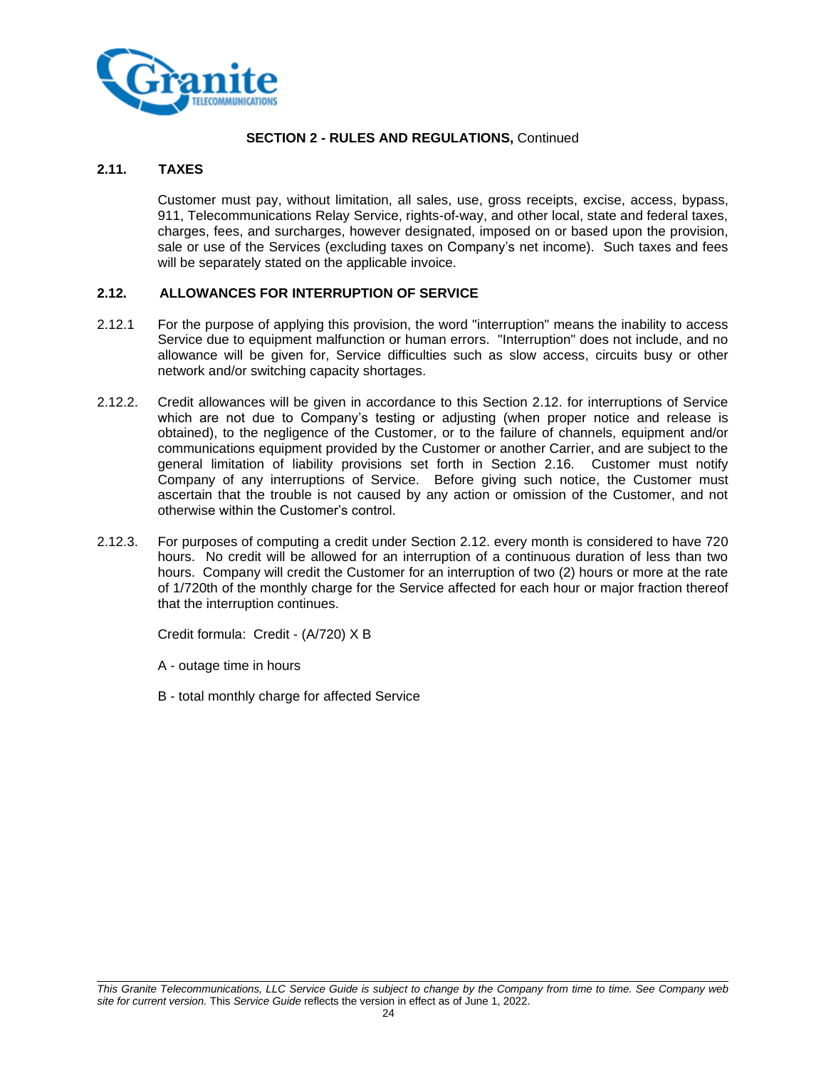**SECTION 2 - RULES AND REGULATIONS,** Continued

## 2.11. TAXES

Customer must pay, without limitation, all sales, use, gross receipts, excise, access, bypass, 911, Telecommunications Relay Service, rights-of-way, and other local, state and federal taxes, charges, fees, and surcharges, however designated, imposed on or based upon the provision, sale or use of the Services (excluding taxes on Company's net income). Such taxes and fees will be separately stated on the applicable invoice.

## 2.12. ALLOWANCES FOR INTERRUPTION OF SERVICE

2.12.1 For the purpose of applying this provision, the word "interruption" means the inability to access Service due to equipment malfunction or human errors. "Interruption" does not include, and no allowance will be given for, Service difficulties such as slow access, circuits busy or other network and/or switching capacity shortages.

2.12.2. Credit allowances will be given in accordance to this Section 2.12. for interruptions of Service which are not due to Company's testing or adjusting (when proper notice and release is obtained), to the negligence of the Customer, or to the failure of channels, equipment and/or communications equipment provided by the Customer or another Carrier, and are subject to the general limitation of liability provisions set forth in Section 2.16. Customer must notify Company of any interruptions of Service. Before giving such notice, the Customer must ascertain that the trouble is not caused by any action or omission of the Customer, and not otherwise within the Customer's control.

2.12.3. For purposes of computing a credit under Section 2.12. every month is considered to have 720 hours. No credit will be allowed for an interruption of a continuous duration of less than two hours. Company will credit the Customer for an interruption of two (2) hours or more at the rate of 1/720th of the monthly charge for the Service affected for each hour or major fraction thereof that the interruption continues.

Credit formula: Credit - (A/720) X B

A - outage time in hours

B - total monthly charge for affected Service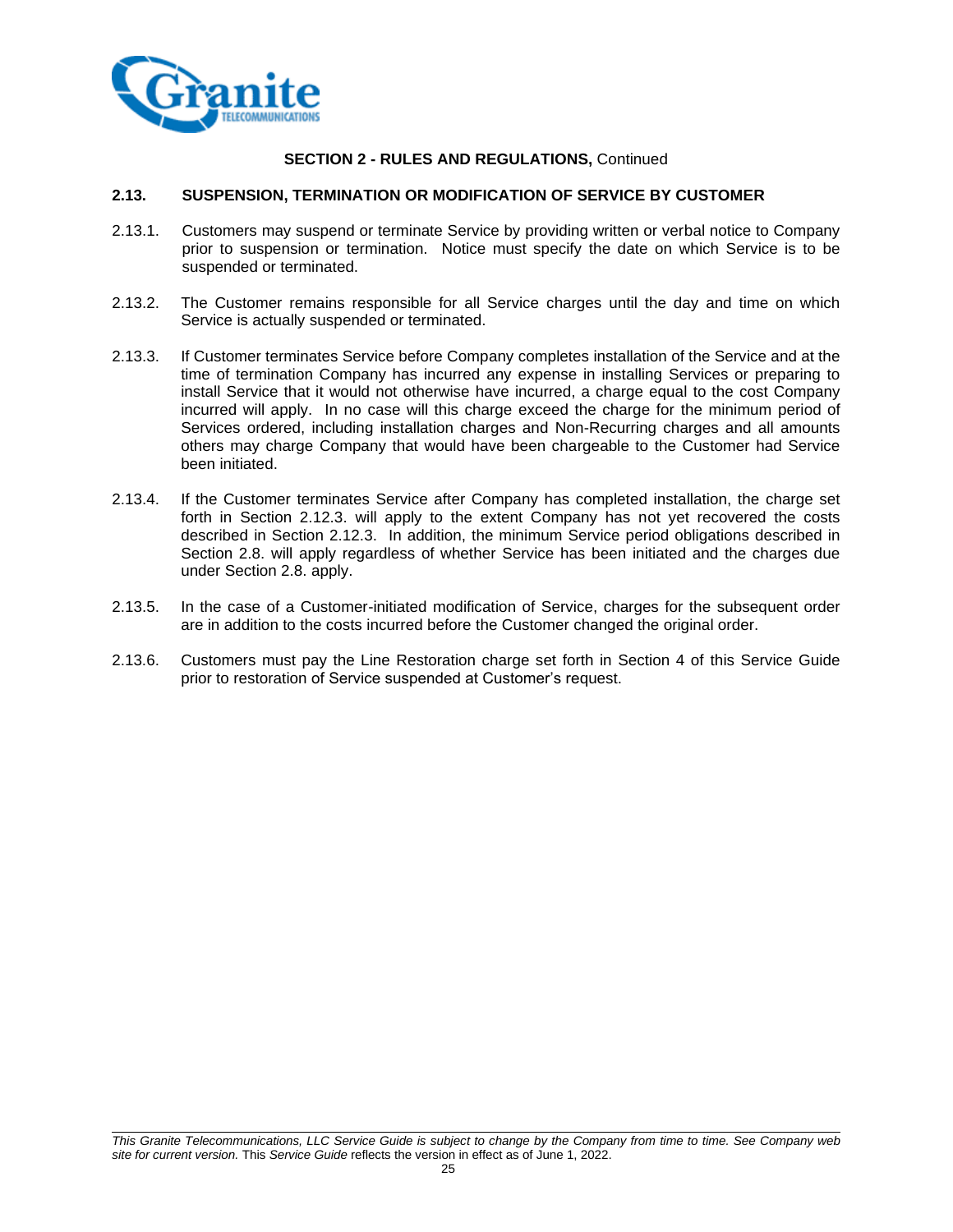**SECTION 2 - RULES AND REGULATIONS,** Continued

## 2.13. SUSPENSION, TERMINATION OR MODIFICATION OF SERVICE BY CUSTOMER

2.13.1. Customers may suspend or terminate Service by providing written or verbal notice to Company prior to suspension or termination. Notice must specify the date on which Service is to be suspended or terminated.

2.13.2. The Customer remains responsible for all Service charges until the day and time on which Service is actually suspended or terminated.

2.13.3. If Customer terminates Service before Company completes installation of the Service and at the time of termination Company has incurred any expense in installing Services or preparing to install Service that it would not otherwise have incurred, a charge equal to the cost Company incurred will apply. In no case will this charge exceed the charge for the minimum period of Services ordered, including installation charges and Non-Recurring charges and all amounts others may charge Company that would have been chargeable to the Customer had Service been initiated.

2.13.4. If the Customer terminates Service after Company has completed installation, the charge set forth in Section 2.12.3. will apply to the extent Company has not yet recovered the costs described in Section 2.12.3. In addition, the minimum Service period obligations described in Section 2.8. will apply regardless of whether Service has been initiated and the charges due under Section 2.8. apply.

2.13.5. In the case of a Customer-initiated modification of Service, charges for the subsequent order are in addition to the costs incurred before the Customer changed the original order.

2.13.6. Customers must pay the Line Restoration charge set forth in Section 4 of this Service Guide prior to restoration of Service suspended at Customer's request.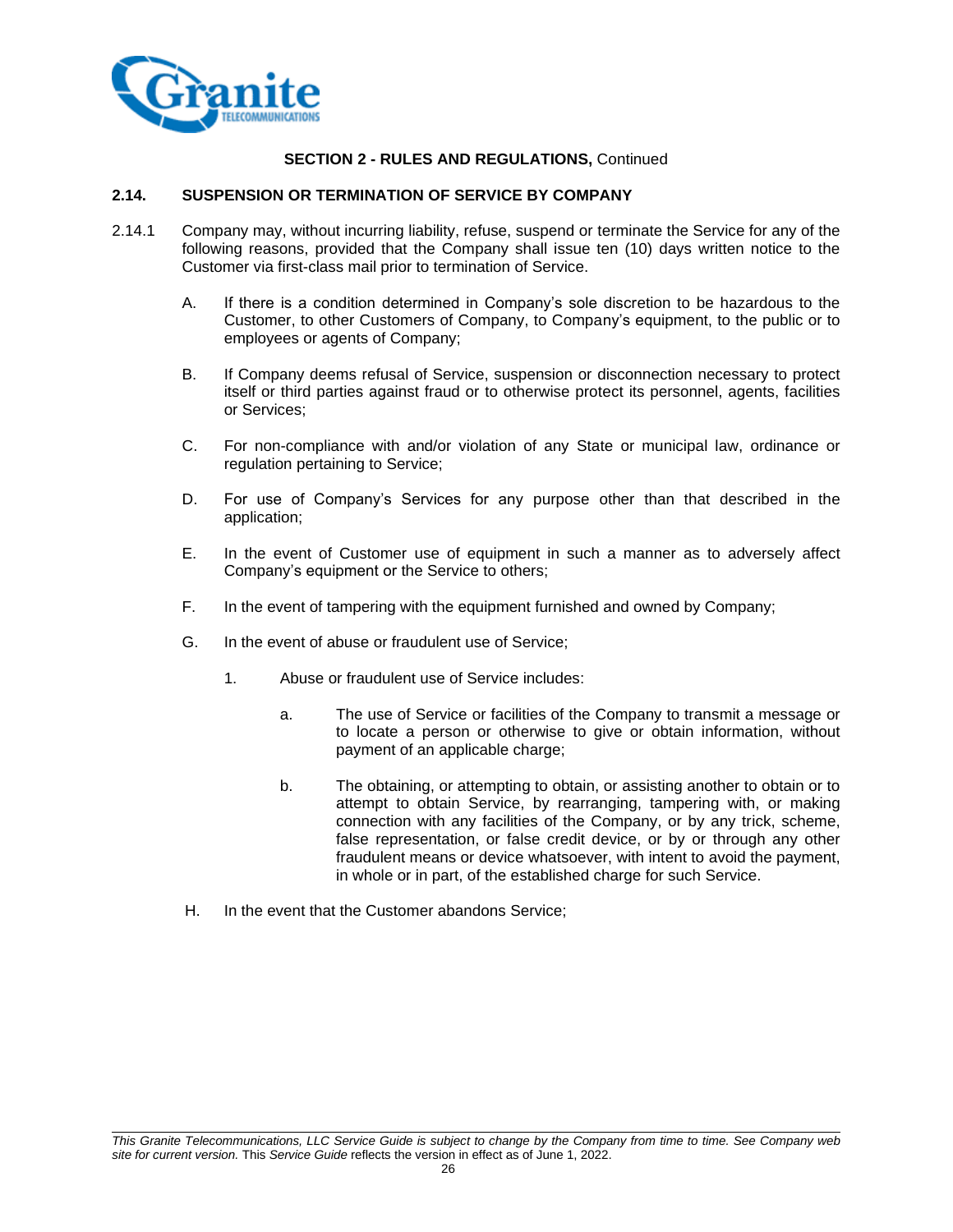**SECTION 2 - RULES AND REGULATIONS,** Continued

## 2.14. SUSPENSION OR TERMINATION OF SERVICE BY COMPANY

2.14.1 Company may, without incurring liability, refuse, suspend or terminate the Service for any of the following reasons, provided that the Company shall issue ten (10) days written notice to the Customer via first-class mail prior to termination of Service.

A. If there is a condition determined in Company's sole discretion to be hazardous to the Customer, to other Customers of Company, to Company's equipment, to the public or to employees or agents of Company;

B. If Company deems refusal of Service, suspension or disconnection necessary to protect itself or third parties against fraud or to otherwise protect its personnel, agents, facilities or Services;

C. For non-compliance with and/or violation of any State or municipal law, ordinance or regulation pertaining to Service;

D. For use of Company's Services for any purpose other than that described in the application;

E. In the event of Customer use of equipment in such a manner as to adversely affect Company's equipment or the Service to others;

F. In the event of tampering with the equipment furnished and owned by Company;

G. In the event of abuse or fraudulent use of Service;

1. Abuse or fraudulent use of Service includes:

a. The use of Service or facilities of the Company to transmit a message or to locate a person or otherwise to give or obtain information, without payment of an applicable charge;

b. The obtaining, or attempting to obtain, or assisting another to obtain or to attempt to obtain Service, by rearranging, tampering with, or making connection with any facilities of the Company, or by any trick, scheme, false representation, or false credit device, or by or through any other fraudulent means or device whatsoever, with intent to avoid the payment, in whole or in part, of the established charge for such Service.

H. In the event that the Customer abandons Service;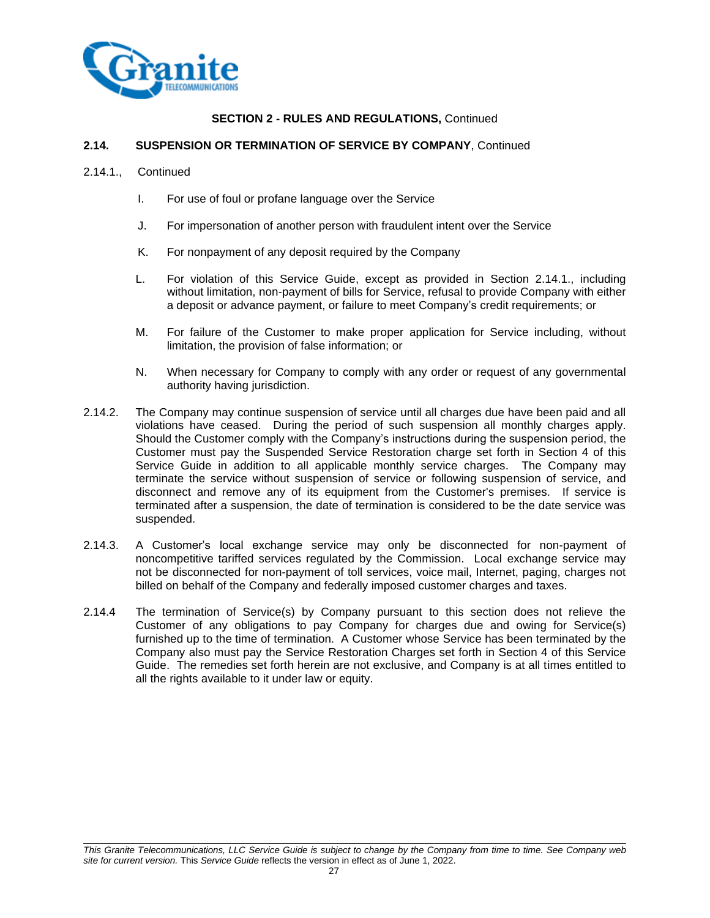**SECTION 2 - RULES AND REGULATIONS,** Continued

**2.14. SUSPENSION OR TERMINATION OF SERVICE BY COMPANY**, Continued

2.14.1., Continued

I. For use of foul or profane language over the Service

J. For impersonation of another person with fraudulent intent over the Service

K. For nonpayment of any deposit required by the Company

L. For violation of this Service Guide, except as provided in Section 2.14.1., including without limitation, non-payment of bills for Service, refusal to provide Company with either a deposit or advance payment, or failure to meet Company's credit requirements; or

M. For failure of the Customer to make proper application for Service including, without limitation, the provision of false information; or

N. When necessary for Company to comply with any order or request of any governmental authority having jurisdiction.

2.14.2. The Company may continue suspension of service until all charges due have been paid and all violations have ceased. During the period of such suspension all monthly charges apply. Should the Customer comply with the Company's instructions during the suspension period, the Customer must pay the Suspended Service Restoration charge set forth in Section 4 of this Service Guide in addition to all applicable monthly service charges. The Company may terminate the service without suspension of service or following suspension of service, and disconnect and remove any of its equipment from the Customer's premises. If service is terminated after a suspension, the date of termination is considered to be the date service was suspended.

2.14.3. A Customer's local exchange service may only be disconnected for non-payment of noncompetitive tariffed services regulated by the Commission. Local exchange service may not be disconnected for non-payment of toll services, voice mail, Internet, paging, charges not billed on behalf of the Company and federally imposed customer charges and taxes.

2.14.4 The termination of Service(s) by Company pursuant to this section does not relieve the Customer of any obligations to pay Company for charges due and owing for Service(s) furnished up to the time of termination. A Customer whose Service has been terminated by the Company also must pay the Service Restoration Charges set forth in Section 4 of this Service Guide. The remedies set forth herein are not exclusive, and Company is at all times entitled to all the rights available to it under law or equity.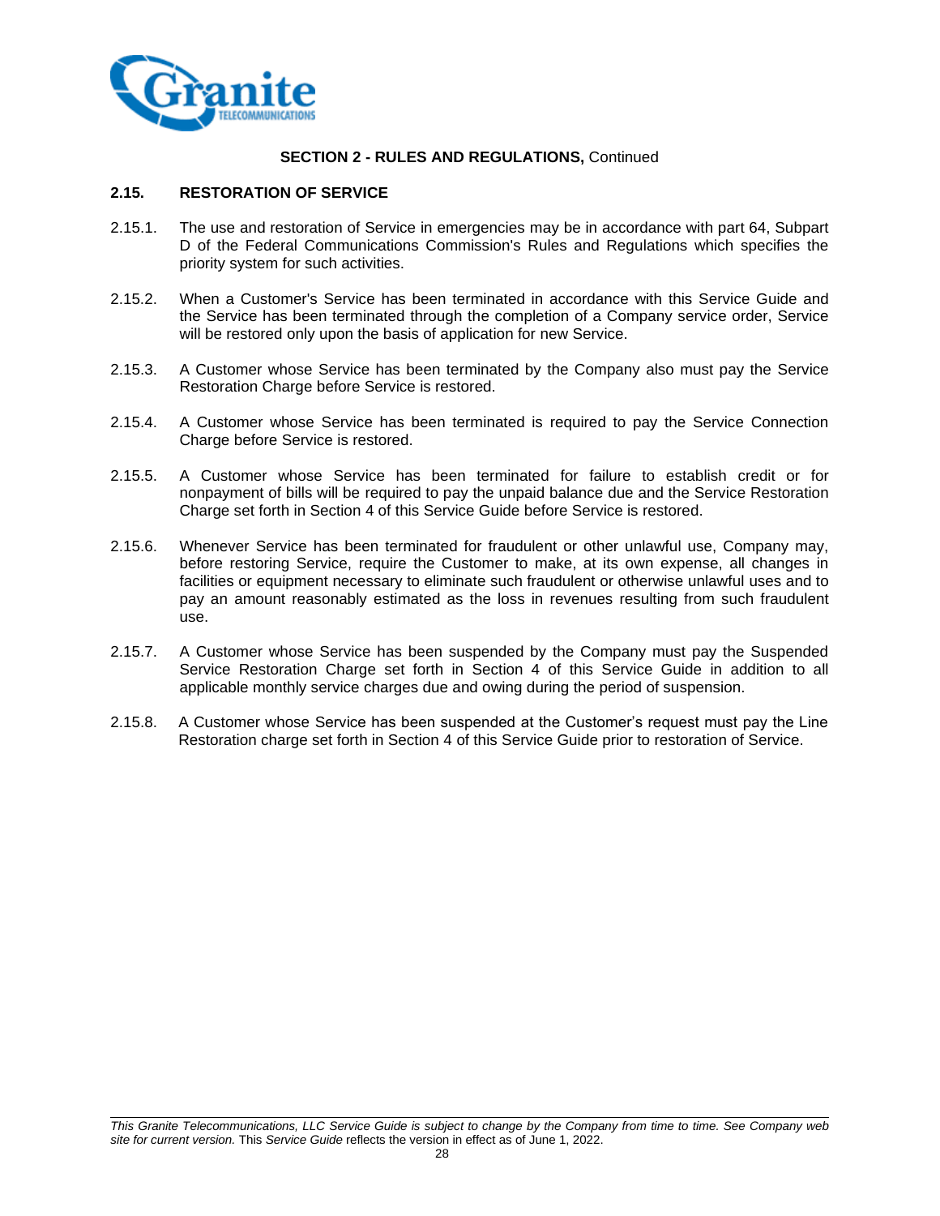**SECTION 2 - RULES AND REGULATIONS,** Continued

## 2.15. RESTORATION OF SERVICE

2.15.1. The use and restoration of Service in emergencies may be in accordance with part 64, Subpart D of the Federal Communications Commission's Rules and Regulations which specifies the priority system for such activities.

2.15.2. When a Customer's Service has been terminated in accordance with this Service Guide and the Service has been terminated through the completion of a Company service order, Service will be restored only upon the basis of application for new Service.

2.15.3. A Customer whose Service has been terminated by the Company also must pay the Service Restoration Charge before Service is restored.

2.15.4. A Customer whose Service has been terminated is required to pay the Service Connection Charge before Service is restored.

2.15.5. A Customer whose Service has been terminated for failure to establish credit or for nonpayment of bills will be required to pay the unpaid balance due and the Service Restoration Charge set forth in Section 4 of this Service Guide before Service is restored.

2.15.6. Whenever Service has been terminated for fraudulent or other unlawful use, Company may, before restoring Service, require the Customer to make, at its own expense, all changes in facilities or equipment necessary to eliminate such fraudulent or otherwise unlawful uses and to pay an amount reasonably estimated as the loss in revenues resulting from such fraudulent use.

2.15.7. A Customer whose Service has been suspended by the Company must pay the Suspended Service Restoration Charge set forth in Section 4 of this Service Guide in addition to all applicable monthly service charges due and owing during the period of suspension.

2.15.8. A Customer whose Service has been suspended at the Customer's request must pay the Line Restoration charge set forth in Section 4 of this Service Guide prior to restoration of Service.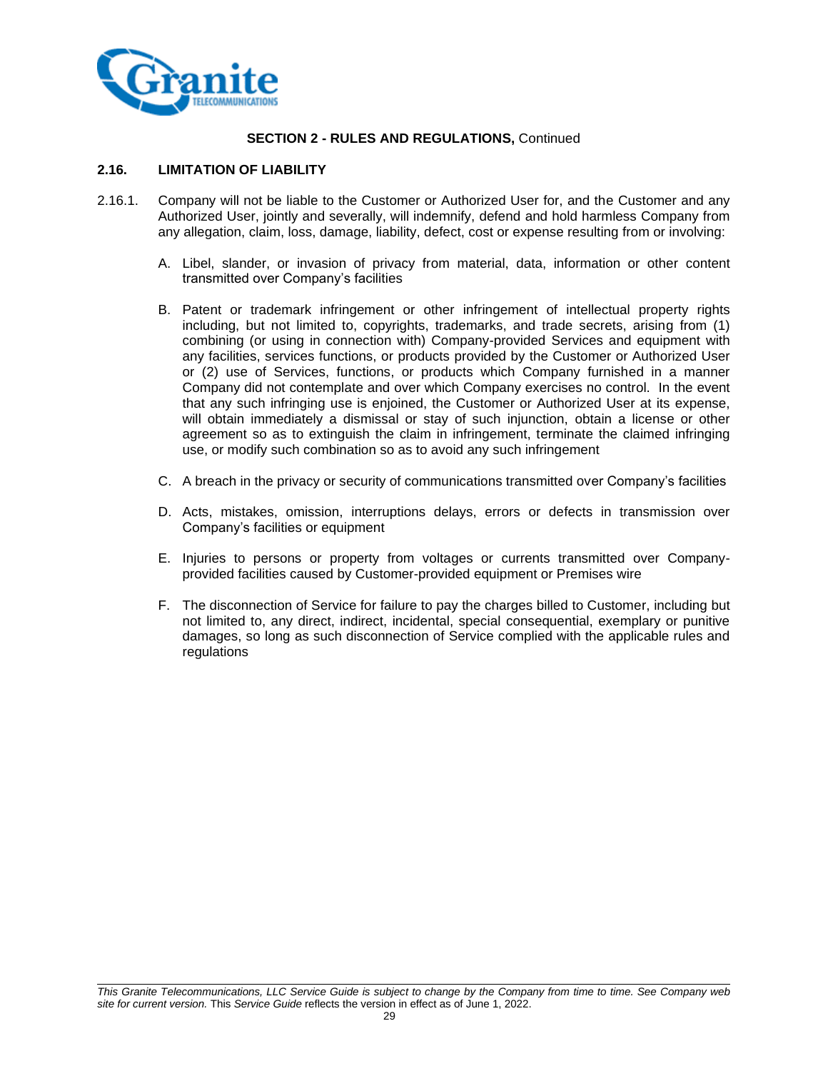**SECTION 2 - RULES AND REGULATIONS,** Continued

## 2.16. LIMITATION OF LIABILITY

2.16.1. Company will not be liable to the Customer or Authorized User for, and the Customer and any Authorized User, jointly and severally, will indemnify, defend and hold harmless Company from any allegation, claim, loss, damage, liability, defect, cost or expense resulting from or involving:

A. Libel, slander, or invasion of privacy from material, data, information or other content transmitted over Company's facilities

B. Patent or trademark infringement or other infringement of intellectual property rights including, but not limited to, copyrights, trademarks, and trade secrets, arising from (1) combining (or using in connection with) Company-provided Services and equipment with any facilities, services functions, or products provided by the Customer or Authorized User or (2) use of Services, functions, or products which Company furnished in a manner Company did not contemplate and over which Company exercises no control. In the event that any such infringing use is enjoined, the Customer or Authorized User at its expense, will obtain immediately a dismissal or stay of such injunction, obtain a license or other agreement so as to extinguish the claim in infringement, terminate the claimed infringing use, or modify such combination so as to avoid any such infringement

C. A breach in the privacy or security of communications transmitted over Company's facilities

D. Acts, mistakes, omission, interruptions delays, errors or defects in transmission over Company's facilities or equipment

E. Injuries to persons or property from voltages or currents transmitted over Company-provided facilities caused by Customer-provided equipment or Premises wire

F. The disconnection of Service for failure to pay the charges billed to Customer, including but not limited to, any direct, indirect, incidental, special consequential, exemplary or punitive damages, so long as such disconnection of Service complied with the applicable rules and regulations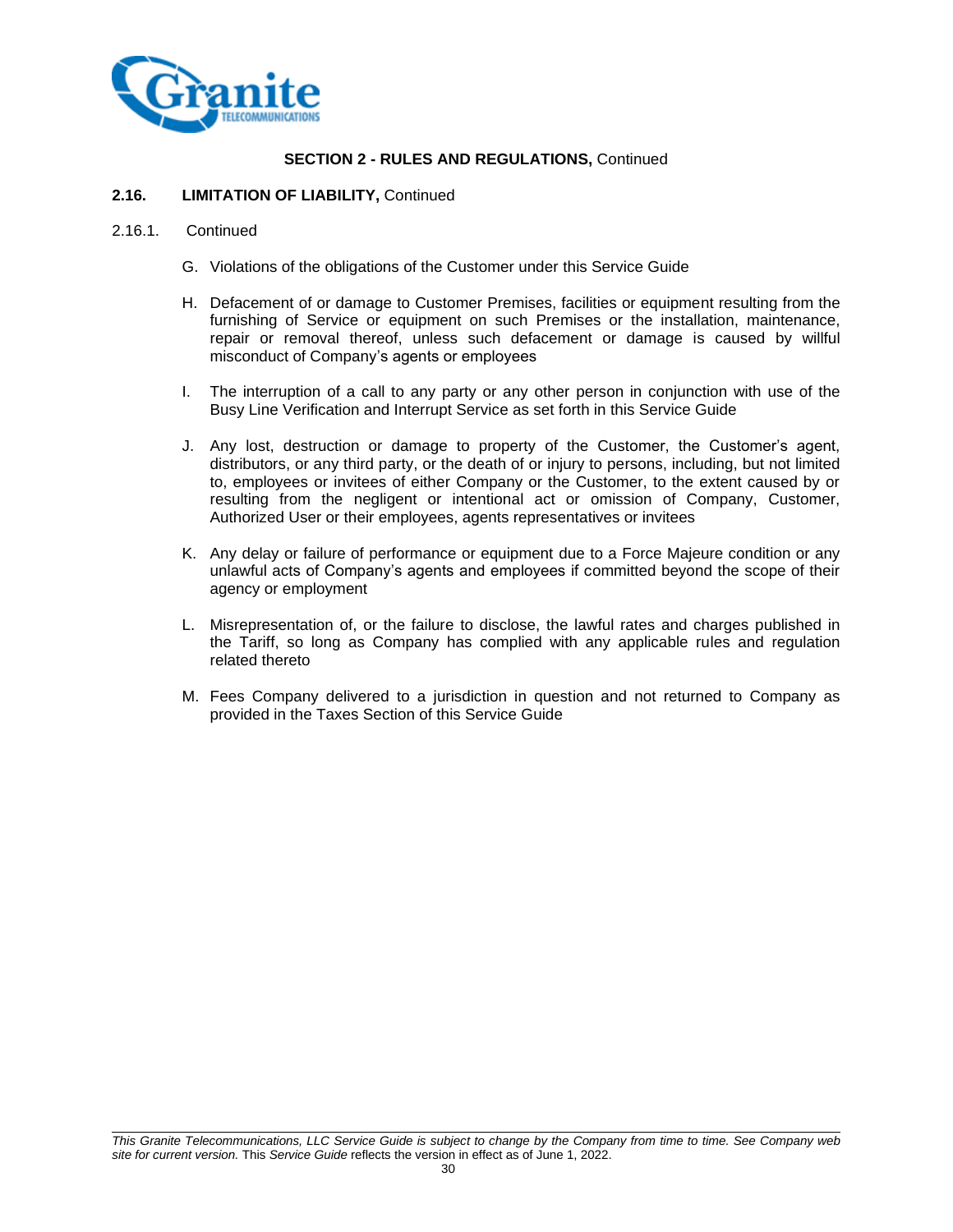**SECTION 2 - RULES AND REGULATIONS,** Continued

**2.16. LIMITATION OF LIABILITY,** Continued

2.16.1. Continued

G. Violations of the obligations of the Customer under this Service Guide

H. Defacement of or damage to Customer Premises, facilities or equipment resulting from the furnishing of Service or equipment on such Premises or the installation, maintenance, repair or removal thereof, unless such defacement or damage is caused by willful misconduct of Company's agents or employees

I. The interruption of a call to any party or any other person in conjunction with use of the Busy Line Verification and Interrupt Service as set forth in this Service Guide

J. Any lost, destruction or damage to property of the Customer, the Customer's agent, distributors, or any third party, or the death of or injury to persons, including, but not limited to, employees or invitees of either Company or the Customer, to the extent caused by or resulting from the negligent or intentional act or omission of Company, Customer, Authorized User or their employees, agents representatives or invitees

K. Any delay or failure of performance or equipment due to a Force Majeure condition or any unlawful acts of Company's agents and employees if committed beyond the scope of their agency or employment

L. Misrepresentation of, or the failure to disclose, the lawful rates and charges published in the Tariff, so long as Company has complied with any applicable rules and regulation related thereto

M. Fees Company delivered to a jurisdiction in question and not returned to Company as provided in the Taxes Section of this Service Guide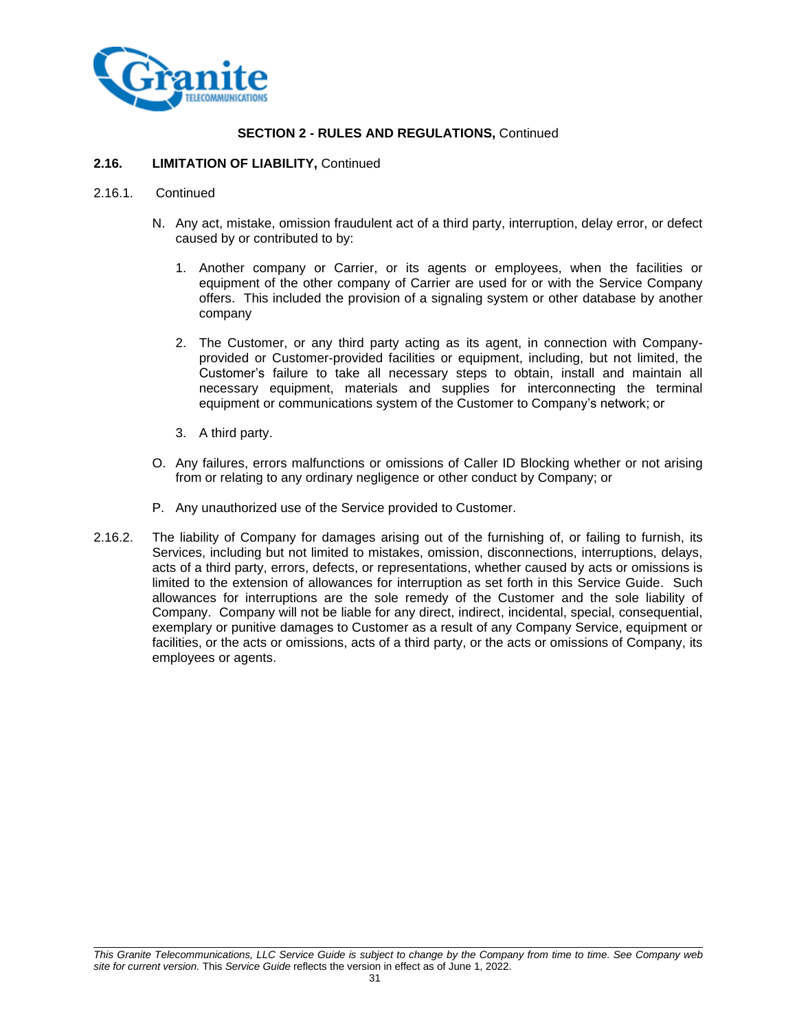**SECTION 2 - RULES AND REGULATIONS,** Continued

**2.16. LIMITATION OF LIABILITY,** Continued

2.16.1. Continued

N. Any act, mistake, omission fraudulent act of a third party, interruption, delay error, or defect caused by or contributed to by:

1. Another company or Carrier, or its agents or employees, when the facilities or equipment of the other company of Carrier are used for or with the Service Company offers. This included the provision of a signaling system or other database by another company

2. The Customer, or any third party acting as its agent, in connection with Company-provided or Customer-provided facilities or equipment, including, but not limited, the Customer's failure to take all necessary steps to obtain, install and maintain all necessary equipment, materials and supplies for interconnecting the terminal equipment or communications system of the Customer to Company's network; or

3. A third party.

O. Any failures, errors malfunctions or omissions of Caller ID Blocking whether or not arising from or relating to any ordinary negligence or other conduct by Company; or

P. Any unauthorized use of the Service provided to Customer.

2.16.2. The liability of Company for damages arising out of the furnishing of, or failing to furnish, its Services, including but not limited to mistakes, omission, disconnections, interruptions, delays, acts of a third party, errors, defects, or representations, whether caused by acts or omissions is limited to the extension of allowances for interruption as set forth in this Service Guide. Such allowances for interruptions are the sole remedy of the Customer and the sole liability of Company. Company will not be liable for any direct, indirect, incidental, special, consequential, exemplary or punitive damages to Customer as a result of any Company Service, equipment or facilities, or the acts or omissions, acts of a third party, or the acts or omissions of Company, its employees or agents.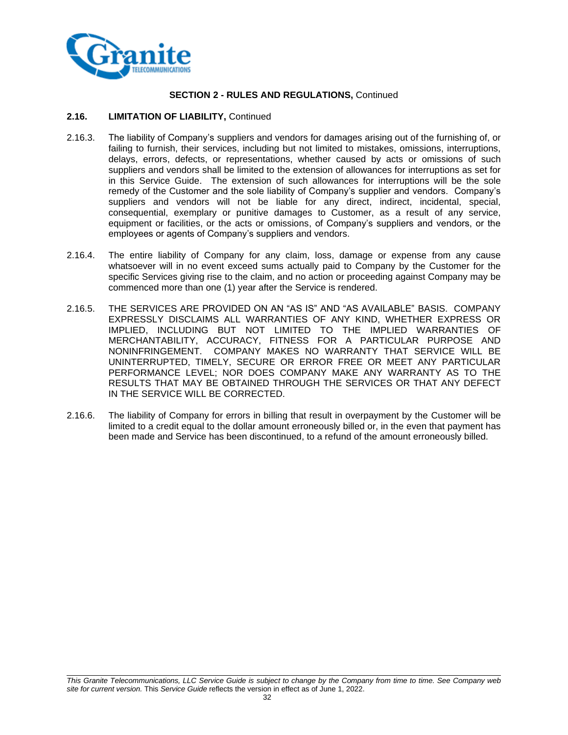**SECTION 2 - RULES AND REGULATIONS,** Continued

**2.16. LIMITATION OF LIABILITY,** Continued

2.16.3. The liability of Company's suppliers and vendors for damages arising out of the furnishing of, or failing to furnish, their services, including but not limited to mistakes, omissions, interruptions, delays, errors, defects, or representations, whether caused by acts or omissions of such suppliers and vendors shall be limited to the extension of allowances for interruptions as set for in this Service Guide. The extension of such allowances for interruptions will be the sole remedy of the Customer and the sole liability of Company's supplier and vendors. Company's suppliers and vendors will not be liable for any direct, indirect, incidental, special, consequential, exemplary or punitive damages to Customer, as a result of any service, equipment or facilities, or the acts or omissions, of Company's suppliers and vendors, or the employees or agents of Company's suppliers and vendors.

2.16.4. The entire liability of Company for any claim, loss, damage or expense from any cause whatsoever will in no event exceed sums actually paid to Company by the Customer for the specific Services giving rise to the claim, and no action or proceeding against Company may be commenced more than one (1) year after the Service is rendered.

2.16.5. THE SERVICES ARE PROVIDED ON AN "AS IS" AND "AS AVAILABLE" BASIS. COMPANY EXPRESSLY DISCLAIMS ALL WARRANTIES OF ANY KIND, WHETHER EXPRESS OR IMPLIED, INCLUDING BUT NOT LIMITED TO THE IMPLIED WARRANTIES OF MERCHANTABILITY, ACCURACY, FITNESS FOR A PARTICULAR PURPOSE AND NONINFRINGEMENT. COMPANY MAKES NO WARRANTY THAT SERVICE WILL BE UNINTERRUPTED, TIMELY, SECURE OR ERROR FREE OR MEET ANY PARTICULAR PERFORMANCE LEVEL; NOR DOES COMPANY MAKE ANY WARRANTY AS TO THE RESULTS THAT MAY BE OBTAINED THROUGH THE SERVICES OR THAT ANY DEFECT IN THE SERVICE WILL BE CORRECTED.

2.16.6. The liability of Company for errors in billing that result in overpayment by the Customer will be limited to a credit equal to the dollar amount erroneously billed or, in the even that payment has been made and Service has been discontinued, to a refund of the amount erroneously billed.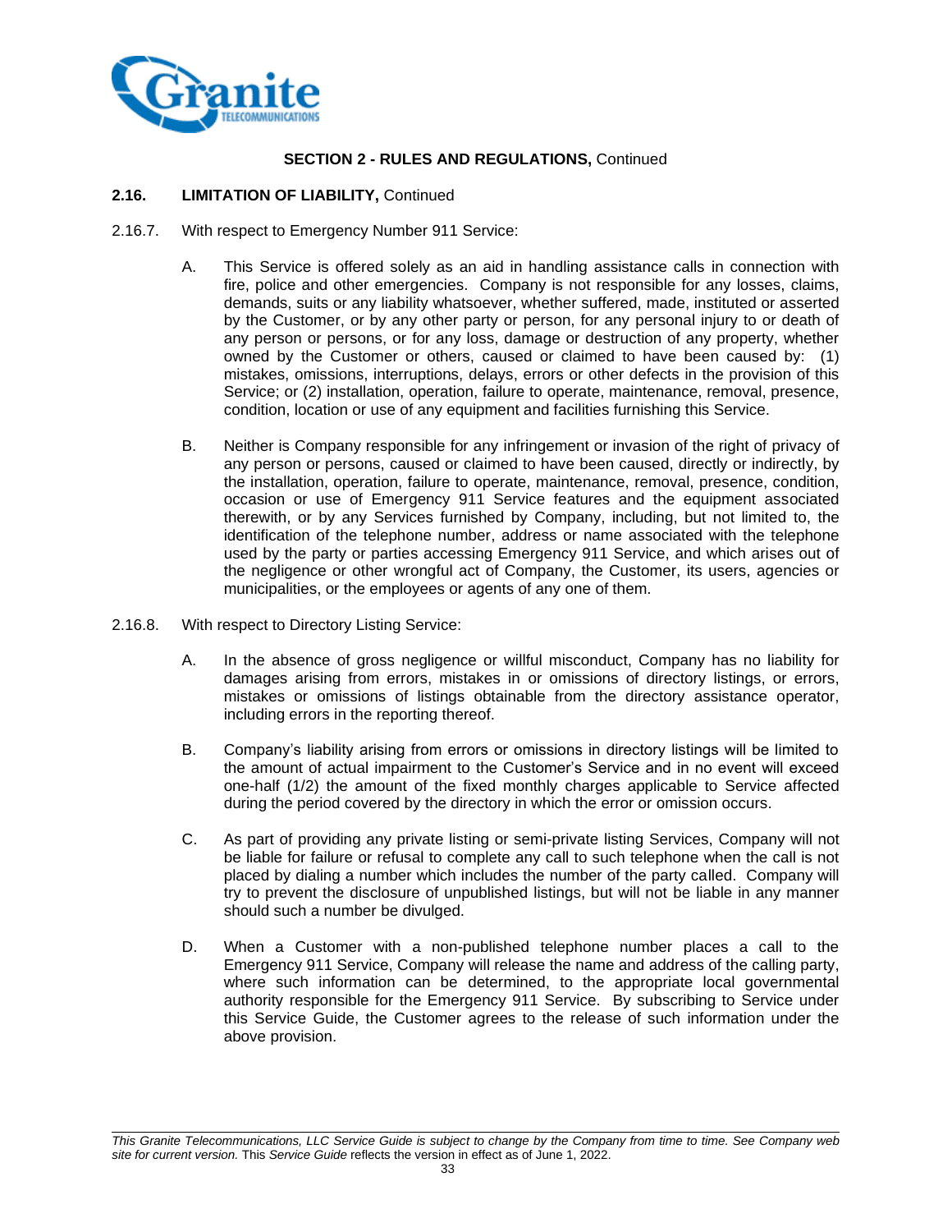**SECTION 2 - RULES AND REGULATIONS,** Continued

**2.16. LIMITATION OF LIABILITY,** Continued

2.16.7. With respect to Emergency Number 911 Service:

A. This Service is offered solely as an aid in handling assistance calls in connection with fire, police and other emergencies. Company is not responsible for any losses, claims, demands, suits or any liability whatsoever, whether suffered, made, instituted or asserted by the Customer, or by any other party or person, for any personal injury to or death of any person or persons, or for any loss, damage or destruction of any property, whether owned by the Customer or others, caused or claimed to have been caused by: (1) mistakes, omissions, interruptions, delays, errors or other defects in the provision of this Service; or (2) installation, operation, failure to operate, maintenance, removal, presence, condition, location or use of any equipment and facilities furnishing this Service.

B. Neither is Company responsible for any infringement or invasion of the right of privacy of any person or persons, caused or claimed to have been caused, directly or indirectly, by the installation, operation, failure to operate, maintenance, removal, presence, condition, occasion or use of Emergency 911 Service features and the equipment associated therewith, or by any Services furnished by Company, including, but not limited to, the identification of the telephone number, address or name associated with the telephone used by the party or parties accessing Emergency 911 Service, and which arises out of the negligence or other wrongful act of Company, the Customer, its users, agencies or municipalities, or the employees or agents of any one of them.

2.16.8. With respect to Directory Listing Service:

A. In the absence of gross negligence or willful misconduct, Company has no liability for damages arising from errors, mistakes in or omissions of directory listings, or errors, mistakes or omissions of listings obtainable from the directory assistance operator, including errors in the reporting thereof.

B. Company's liability arising from errors or omissions in directory listings will be limited to the amount of actual impairment to the Customer's Service and in no event will exceed one-half (1/2) the amount of the fixed monthly charges applicable to Service affected during the period covered by the directory in which the error or omission occurs.

C. As part of providing any private listing or semi-private listing Services, Company will not be liable for failure or refusal to complete any call to such telephone when the call is not placed by dialing a number which includes the number of the party called. Company will try to prevent the disclosure of unpublished listings, but will not be liable in any manner should such a number be divulged.

D. When a Customer with a non-published telephone number places a call to the Emergency 911 Service, Company will release the name and address of the calling party, where such information can be determined, to the appropriate local governmental authority responsible for the Emergency 911 Service. By subscribing to Service under this Service Guide, the Customer agrees to the release of such information under the above provision.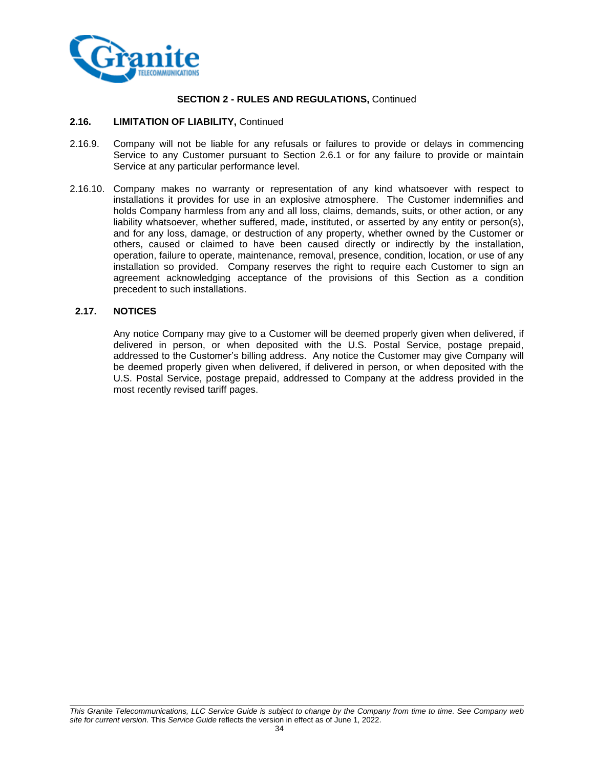**SECTION 2 - RULES AND REGULATIONS,** Continued

**2.16. LIMITATION OF LIABILITY,** Continued

2.16.9. Company will not be liable for any refusals or failures to provide or delays in commencing Service to any Customer pursuant to Section 2.6.1 or for any failure to provide or maintain Service at any particular performance level.

2.16.10. Company makes no warranty or representation of any kind whatsoever with respect to installations it provides for use in an explosive atmosphere. The Customer indemnifies and holds Company harmless from any and all loss, claims, demands, suits, or other action, or any liability whatsoever, whether suffered, made, instituted, or asserted by any entity or person(s), and for any loss, damage, or destruction of any property, whether owned by the Customer or others, caused or claimed to have been caused directly or indirectly by the installation, operation, failure to operate, maintenance, removal, presence, condition, location, or use of any installation so provided. Company reserves the right to require each Customer to sign an agreement acknowledging acceptance of the provisions of this Section as a condition precedent to such installations.

**2.17. NOTICES**

Any notice Company may give to a Customer will be deemed properly given when delivered, if delivered in person, or when deposited with the U.S. Postal Service, postage prepaid, addressed to the Customer's billing address. Any notice the Customer may give Company will be deemed properly given when delivered, if delivered in person, or when deposited with the U.S. Postal Service, postage prepaid, addressed to Company at the address provided in the most recently revised tariff pages.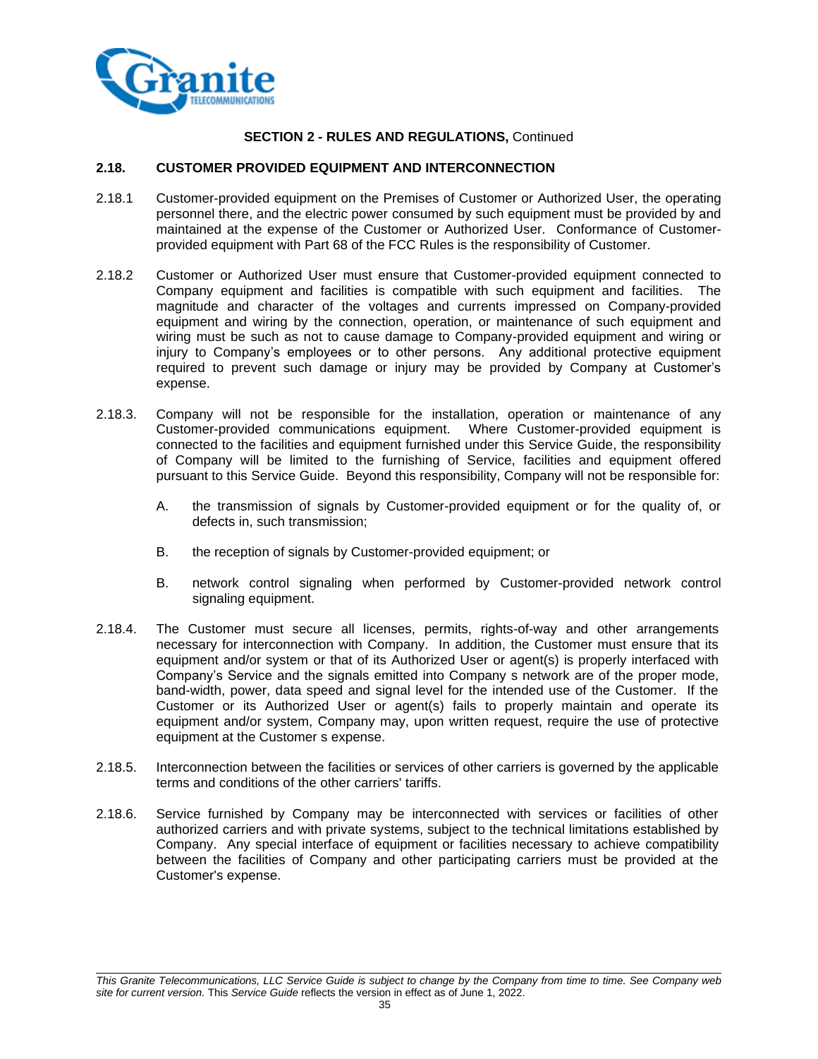**SECTION 2 - RULES AND REGULATIONS,** Continued

## 2.18. CUSTOMER PROVIDED EQUIPMENT AND INTERCONNECTION

2.18.1 Customer-provided equipment on the Premises of Customer or Authorized User, the operating personnel there, and the electric power consumed by such equipment must be provided by and maintained at the expense of the Customer or Authorized User. Conformance of Customer-provided equipment with Part 68 of the FCC Rules is the responsibility of Customer.

2.18.2 Customer or Authorized User must ensure that Customer-provided equipment connected to Company equipment and facilities is compatible with such equipment and facilities. The magnitude and character of the voltages and currents impressed on Company-provided equipment and wiring by the connection, operation, or maintenance of such equipment and wiring must be such as not to cause damage to Company-provided equipment and wiring or injury to Company's employees or to other persons. Any additional protective equipment required to prevent such damage or injury may be provided by Company at Customer's expense.

2.18.3. Company will not be responsible for the installation, operation or maintenance of any Customer-provided communications equipment. Where Customer-provided equipment is connected to the facilities and equipment furnished under this Service Guide, the responsibility of Company will be limited to the furnishing of Service, facilities and equipment offered pursuant to this Service Guide. Beyond this responsibility, Company will not be responsible for:

A. the transmission of signals by Customer-provided equipment or for the quality of, or defects in, such transmission;

B. the reception of signals by Customer-provided equipment; or

B. network control signaling when performed by Customer-provided network control signaling equipment.

2.18.4. The Customer must secure all licenses, permits, rights-of-way and other arrangements necessary for interconnection with Company. In addition, the Customer must ensure that its equipment and/or system or that of its Authorized User or agent(s) is properly interfaced with Company's Service and the signals emitted into Company s network are of the proper mode, band-width, power, data speed and signal level for the intended use of the Customer. If the Customer or its Authorized User or agent(s) fails to properly maintain and operate its equipment and/or system, Company may, upon written request, require the use of protective equipment at the Customer s expense.

2.18.5. Interconnection between the facilities or services of other carriers is governed by the applicable terms and conditions of the other carriers' tariffs.

2.18.6. Service furnished by Company may be interconnected with services or facilities of other authorized carriers and with private systems, subject to the technical limitations established by Company. Any special interface of equipment or facilities necessary to achieve compatibility between the facilities of Company and other participating carriers must be provided at the Customer's expense.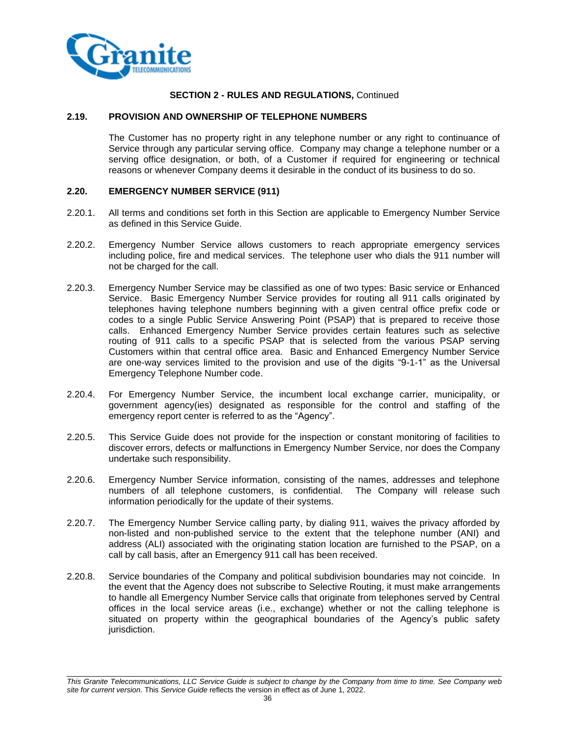**SECTION 2 - RULES AND REGULATIONS,** Continued

### 2.19. PROVISION AND OWNERSHIP OF TELEPHONE NUMBERS

The Customer has no property right in any telephone number or any right to continuance of Service through any particular serving office. Company may change a telephone number or a serving office designation, or both, of a Customer if required for engineering or technical reasons or whenever Company deems it desirable in the conduct of its business to do so.

### 2.20. EMERGENCY NUMBER SERVICE (911)

2.20.1. All terms and conditions set forth in this Section are applicable to Emergency Number Service as defined in this Service Guide.

2.20.2. Emergency Number Service allows customers to reach appropriate emergency services including police, fire and medical services. The telephone user who dials the 911 number will not be charged for the call.

2.20.3. Emergency Number Service may be classified as one of two types: Basic service or Enhanced Service. Basic Emergency Number Service provides for routing all 911 calls originated by telephones having telephone numbers beginning with a given central office prefix code or codes to a single Public Service Answering Point (PSAP) that is prepared to receive those calls. Enhanced Emergency Number Service provides certain features such as selective routing of 911 calls to a specific PSAP that is selected from the various PSAP serving Customers within that central office area. Basic and Enhanced Emergency Number Service are one-way services limited to the provision and use of the digits "9-1-1" as the Universal Emergency Telephone Number code.

2.20.4. For Emergency Number Service, the incumbent local exchange carrier, municipality, or government agency(ies) designated as responsible for the control and staffing of the emergency report center is referred to as the "Agency".

2.20.5. This Service Guide does not provide for the inspection or constant monitoring of facilities to discover errors, defects or malfunctions in Emergency Number Service, nor does the Company undertake such responsibility.

2.20.6. Emergency Number Service information, consisting of the names, addresses and telephone numbers of all telephone customers, is confidential. The Company will release such information periodically for the update of their systems.

2.20.7. The Emergency Number Service calling party, by dialing 911, waives the privacy afforded by non-listed and non-published service to the extent that the telephone number (ANI) and address (ALI) associated with the originating station location are furnished to the PSAP, on a call by call basis, after an Emergency 911 call has been received.

2.20.8. Service boundaries of the Company and political subdivision boundaries may not coincide. In the event that the Agency does not subscribe to Selective Routing, it must make arrangements to handle all Emergency Number Service calls that originate from telephones served by Central offices in the local service areas (i.e., exchange) whether or not the calling telephone is situated on property within the geographical boundaries of the Agency's public safety jurisdiction.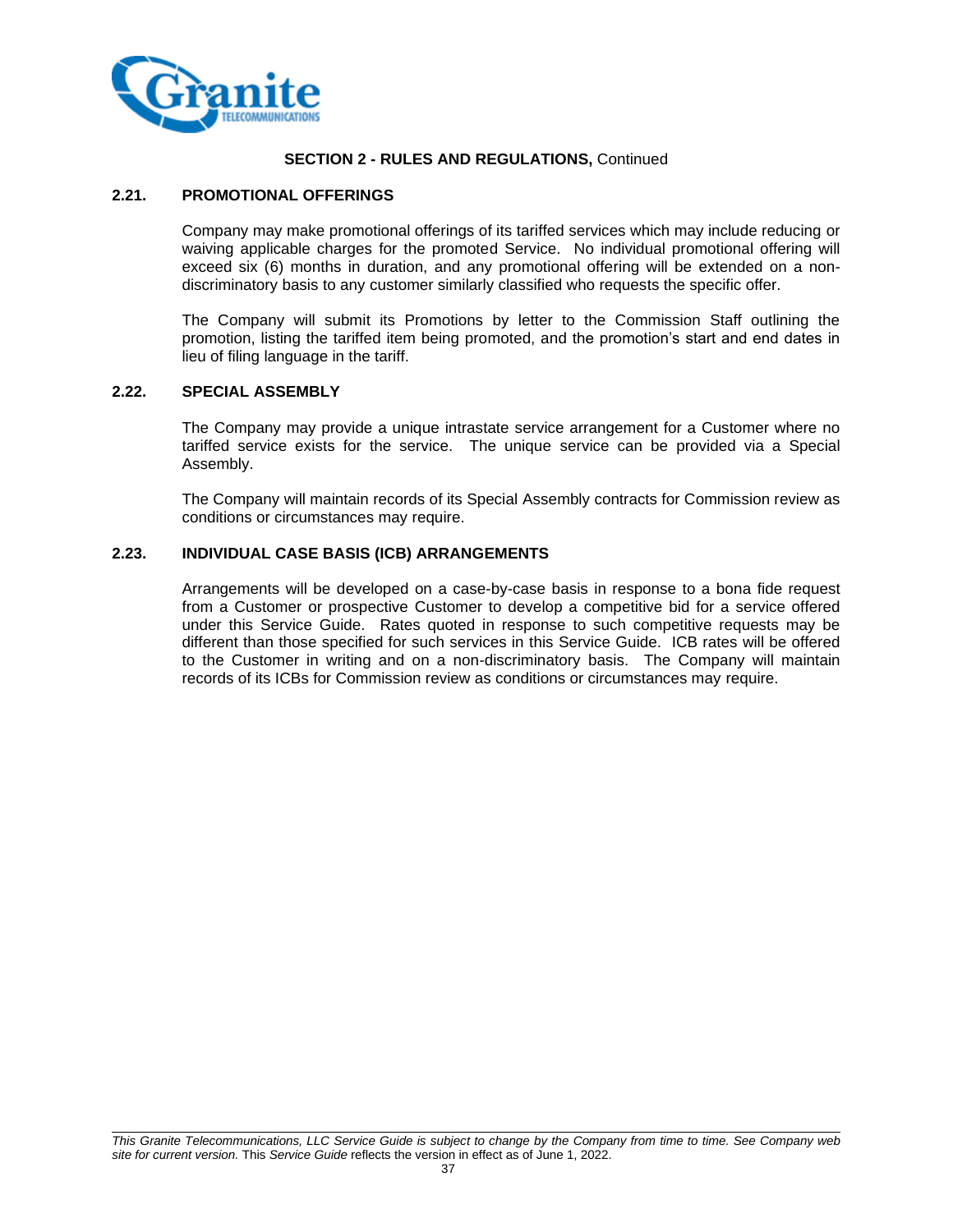**SECTION 2 - RULES AND REGULATIONS,** Continued

## 2.21. PROMOTIONAL OFFERINGS

Company may make promotional offerings of its tariffed services which may include reducing or waiving applicable charges for the promoted Service. No individual promotional offering will exceed six (6) months in duration, and any promotional offering will be extended on a non-discriminatory basis to any customer similarly classified who requests the specific offer.

The Company will submit its Promotions by letter to the Commission Staff outlining the promotion, listing the tariffed item being promoted, and the promotion's start and end dates in lieu of filing language in the tariff.

## 2.22. SPECIAL ASSEMBLY

The Company may provide a unique intrastate service arrangement for a Customer where no tariffed service exists for the service. The unique service can be provided via a Special Assembly.

The Company will maintain records of its Special Assembly contracts for Commission review as conditions or circumstances may require.

## 2.23. INDIVIDUAL CASE BASIS (ICB) ARRANGEMENTS

Arrangements will be developed on a case-by-case basis in response to a bona fide request from a Customer or prospective Customer to develop a competitive bid for a service offered under this Service Guide. Rates quoted in response to such competitive requests may be different than those specified for such services in this Service Guide. ICB rates will be offered to the Customer in writing and on a non-discriminatory basis. The Company will maintain records of its ICBs for Commission review as conditions or circumstances may require.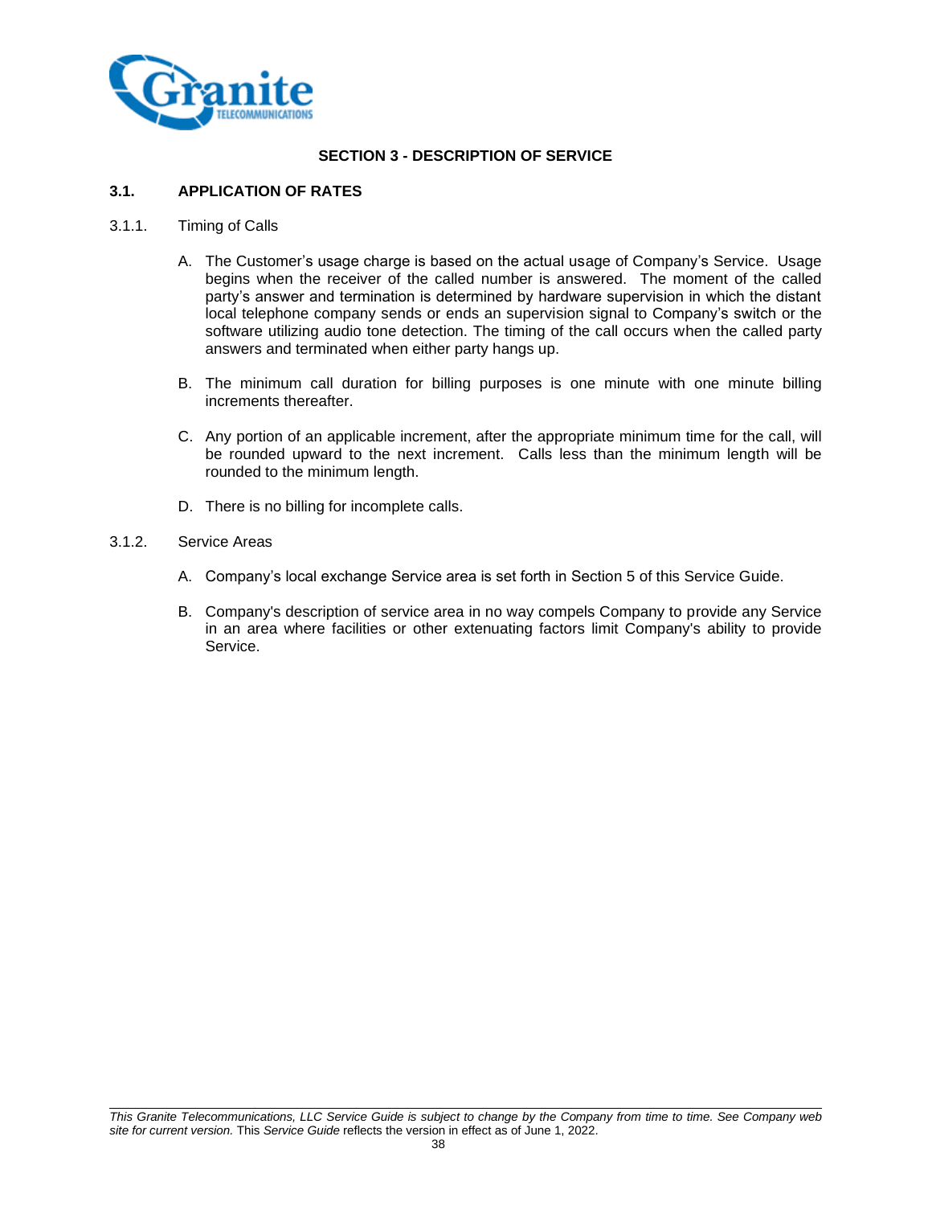## SECTION 3 - DESCRIPTION OF SERVICE

### 3.1. APPLICATION OF RATES

3.1.1. Timing of Calls

A. The Customer's usage charge is based on the actual usage of Company's Service. Usage begins when the receiver of the called number is answered. The moment of the called party's answer and termination is determined by hardware supervision in which the distant local telephone company sends or ends an supervision signal to Company's switch or the software utilizing audio tone detection. The timing of the call occurs when the called party answers and terminated when either party hangs up.

B. The minimum call duration for billing purposes is one minute with one minute billing increments thereafter.

C. Any portion of an applicable increment, after the appropriate minimum time for the call, will be rounded upward to the next increment. Calls less than the minimum length will be rounded to the minimum length.

D. There is no billing for incomplete calls.

3.1.2. Service Areas

A. Company's local exchange Service area is set forth in Section 5 of this Service Guide.

B. Company's description of service area in no way compels Company to provide any Service in an area where facilities or other extenuating factors limit Company's ability to provide Service.

*This Granite Telecommunications, LLC Service Guide is subject to change by the Company from time to time. See Company web site for current version.* This *Service Guide* reflects the version in effect as of June 1, 2022.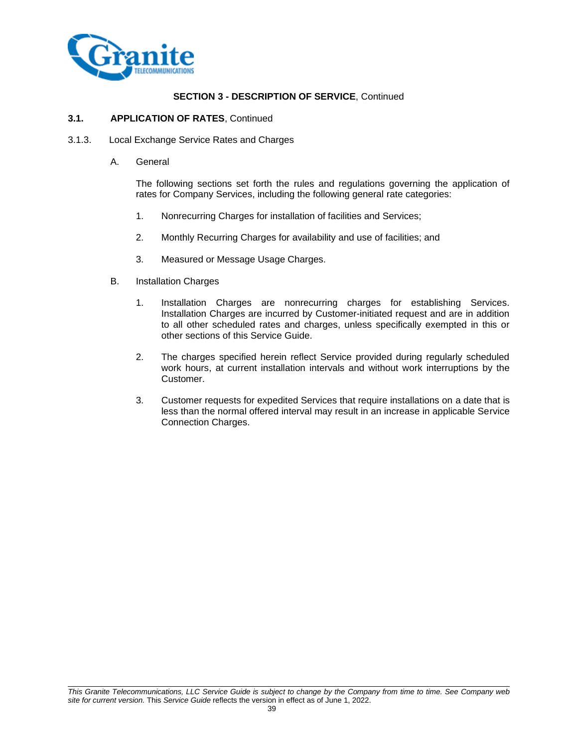**SECTION 3 - DESCRIPTION OF SERVICE**, Continued

**3.1. APPLICATION OF RATES**, Continued

3.1.3. Local Exchange Service Rates and Charges

A. General

The following sections set forth the rules and regulations governing the application of rates for Company Services, including the following general rate categories:

1. Nonrecurring Charges for installation of facilities and Services;

2. Monthly Recurring Charges for availability and use of facilities; and

3. Measured or Message Usage Charges.

B. Installation Charges

1. Installation Charges are nonrecurring charges for establishing Services. Installation Charges are incurred by Customer-initiated request and are in addition to all other scheduled rates and charges, unless specifically exempted in this or other sections of this Service Guide.

2. The charges specified herein reflect Service provided during regularly scheduled work hours, at current installation intervals and without work interruptions by the Customer.

3. Customer requests for expedited Services that require installations on a date that is less than the normal offered interval may result in an increase in applicable Service Connection Charges.

*This Granite Telecommunications, LLC Service Guide is subject to change by the Company from time to time. See Company web site for current version.* This *Service Guide* reflects the version in effect as of June 1, 2022.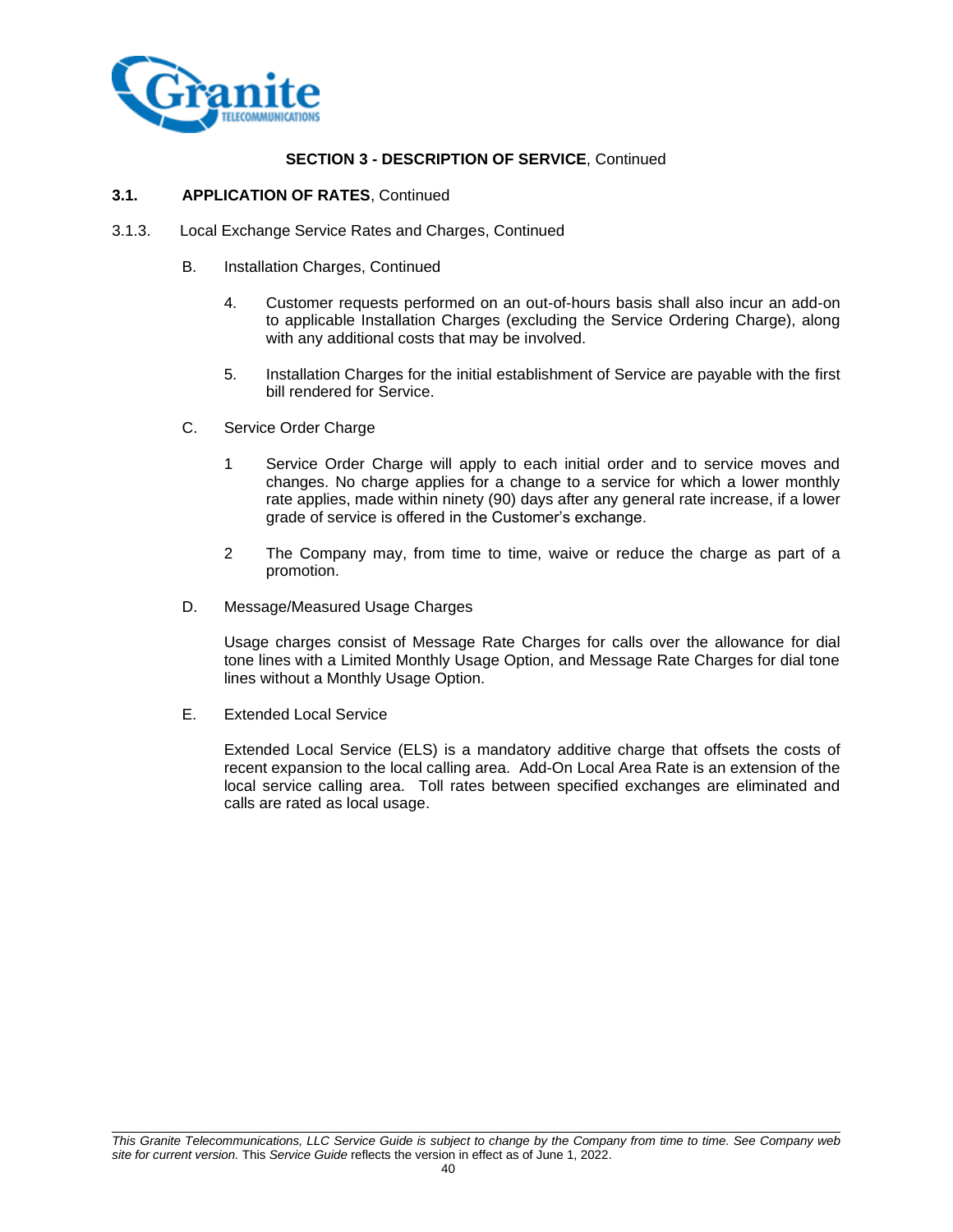**SECTION 3 - DESCRIPTION OF SERVICE**, Continued

**3.1. APPLICATION OF RATES**, Continued

3.1.3. Local Exchange Service Rates and Charges, Continued

B. Installation Charges, Continued

4. Customer requests performed on an out-of-hours basis shall also incur an add-on to applicable Installation Charges (excluding the Service Ordering Charge), along with any additional costs that may be involved.

5. Installation Charges for the initial establishment of Service are payable with the first bill rendered for Service.

C. Service Order Charge

1 Service Order Charge will apply to each initial order and to service moves and changes. No charge applies for a change to a service for which a lower monthly rate applies, made within ninety (90) days after any general rate increase, if a lower grade of service is offered in the Customer's exchange.

2 The Company may, from time to time, waive or reduce the charge as part of a promotion.

D. Message/Measured Usage Charges

Usage charges consist of Message Rate Charges for calls over the allowance for dial tone lines with a Limited Monthly Usage Option, and Message Rate Charges for dial tone lines without a Monthly Usage Option.

E. Extended Local Service

Extended Local Service (ELS) is a mandatory additive charge that offsets the costs of recent expansion to the local calling area. Add-On Local Area Rate is an extension of the local service calling area. Toll rates between specified exchanges are eliminated and calls are rated as local usage.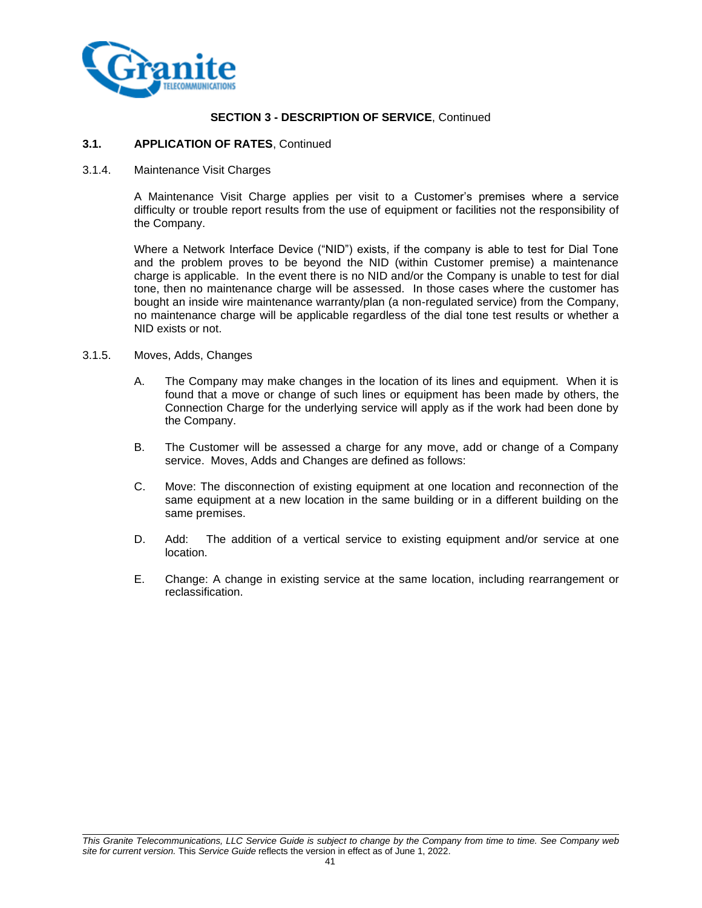**SECTION 3 - DESCRIPTION OF SERVICE**, Continued

**3.1. APPLICATION OF RATES**, Continued

3.1.4. Maintenance Visit Charges

A Maintenance Visit Charge applies per visit to a Customer's premises where a service difficulty or trouble report results from the use of equipment or facilities not the responsibility of the Company.

Where a Network Interface Device ("NID") exists, if the company is able to test for Dial Tone and the problem proves to be beyond the NID (within Customer premise) a maintenance charge is applicable. In the event there is no NID and/or the Company is unable to test for dial tone, then no maintenance charge will be assessed. In those cases where the customer has bought an inside wire maintenance warranty/plan (a non-regulated service) from the Company, no maintenance charge will be applicable regardless of the dial tone test results or whether a NID exists or not.

3.1.5. Moves, Adds, Changes

A. The Company may make changes in the location of its lines and equipment. When it is found that a move or change of such lines or equipment has been made by others, the Connection Charge for the underlying service will apply as if the work had been done by the Company.

B. The Customer will be assessed a charge for any move, add or change of a Company service. Moves, Adds and Changes are defined as follows:

C. Move: The disconnection of existing equipment at one location and reconnection of the same equipment at a new location in the same building or in a different building on the same premises.

D. Add: The addition of a vertical service to existing equipment and/or service at one location.

E. Change: A change in existing service at the same location, including rearrangement or reclassification.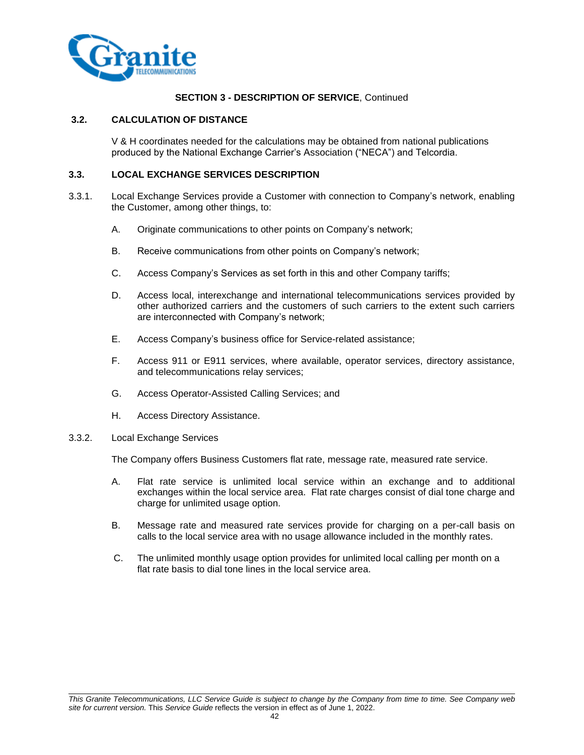**SECTION 3 - DESCRIPTION OF SERVICE**, Continued

## 3.2. CALCULATION OF DISTANCE

V & H coordinates needed for the calculations may be obtained from national publications produced by the National Exchange Carrier's Association ("NECA") and Telcordia.

## 3.3. LOCAL EXCHANGE SERVICES DESCRIPTION

3.3.1. Local Exchange Services provide a Customer with connection to Company's network, enabling the Customer, among other things, to:

A. Originate communications to other points on Company's network;

B. Receive communications from other points on Company's network;

C. Access Company's Services as set forth in this and other Company tariffs;

D. Access local, interexchange and international telecommunications services provided by other authorized carriers and the customers of such carriers to the extent such carriers are interconnected with Company's network;

E. Access Company's business office for Service-related assistance;

F. Access 911 or E911 services, where available, operator services, directory assistance, and telecommunications relay services;

G. Access Operator-Assisted Calling Services; and

H. Access Directory Assistance.

3.3.2. Local Exchange Services

The Company offers Business Customers flat rate, message rate, measured rate service.

A. Flat rate service is unlimited local service within an exchange and to additional exchanges within the local service area. Flat rate charges consist of dial tone charge and charge for unlimited usage option.

B. Message rate and measured rate services provide for charging on a per-call basis on calls to the local service area with no usage allowance included in the monthly rates.

C. The unlimited monthly usage option provides for unlimited local calling per month on a flat rate basis to dial tone lines in the local service area.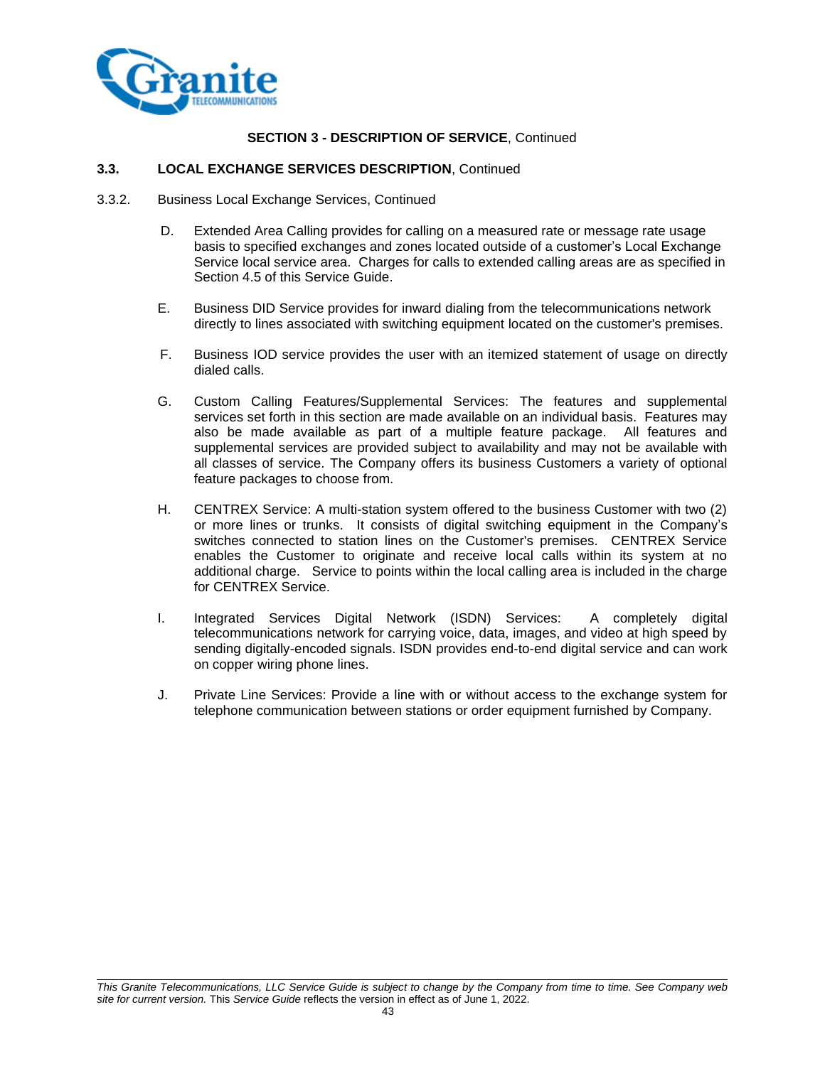**SECTION 3 - DESCRIPTION OF SERVICE**, Continued

**3.3. LOCAL EXCHANGE SERVICES DESCRIPTION**, Continued

3.3.2. Business Local Exchange Services, Continued

D. Extended Area Calling provides for calling on a measured rate or message rate usage basis to specified exchanges and zones located outside of a customer's Local Exchange Service local service area. Charges for calls to extended calling areas are as specified in Section 4.5 of this Service Guide.

E. Business DID Service provides for inward dialing from the telecommunications network directly to lines associated with switching equipment located on the customer's premises.

F. Business IOD service provides the user with an itemized statement of usage on directly dialed calls.

G. Custom Calling Features/Supplemental Services: The features and supplemental services set forth in this section are made available on an individual basis. Features may also be made available as part of a multiple feature package. All features and supplemental services are provided subject to availability and may not be available with all classes of service. The Company offers its business Customers a variety of optional feature packages to choose from.

H. CENTREX Service: A multi-station system offered to the business Customer with two (2) or more lines or trunks. It consists of digital switching equipment in the Company's switches connected to station lines on the Customer's premises. CENTREX Service enables the Customer to originate and receive local calls within its system at no additional charge. Service to points within the local calling area is included in the charge for CENTREX Service.

I. Integrated Services Digital Network (ISDN) Services: A completely digital telecommunications network for carrying voice, data, images, and video at high speed by sending digitally-encoded signals. ISDN provides end-to-end digital service and can work on copper wiring phone lines.

J. Private Line Services: Provide a line with or without access to the exchange system for telephone communication between stations or order equipment furnished by Company.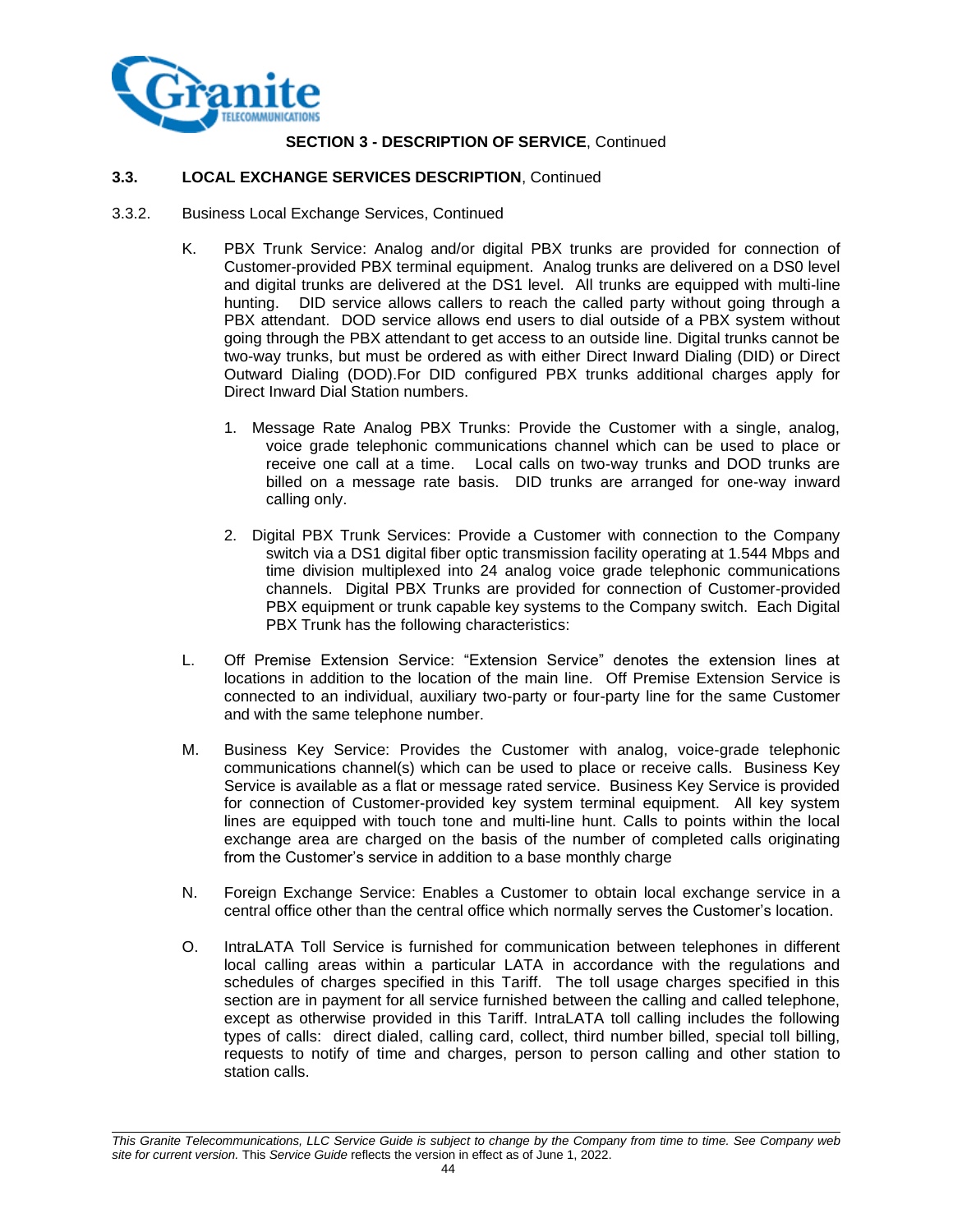**SECTION 3 - DESCRIPTION OF SERVICE**, Continued

**3.3. LOCAL EXCHANGE SERVICES DESCRIPTION**, Continued

3.3.2. Business Local Exchange Services, Continued

K. PBX Trunk Service: Analog and/or digital PBX trunks are provided for connection of Customer-provided PBX terminal equipment. Analog trunks are delivered on a DS0 level and digital trunks are delivered at the DS1 level. All trunks are equipped with multi-line hunting. DID service allows callers to reach the called party without going through a PBX attendant. DOD service allows end users to dial outside of a PBX system without going through the PBX attendant to get access to an outside line. Digital trunks cannot be two-way trunks, but must be ordered as with either Direct Inward Dialing (DID) or Direct Outward Dialing (DOD).For DID configured PBX trunks additional charges apply for Direct Inward Dial Station numbers.

1. Message Rate Analog PBX Trunks: Provide the Customer with a single, analog, voice grade telephonic communications channel which can be used to place or receive one call at a time. Local calls on two-way trunks and DOD trunks are billed on a message rate basis. DID trunks are arranged for one-way inward calling only.

2. Digital PBX Trunk Services: Provide a Customer with connection to the Company switch via a DS1 digital fiber optic transmission facility operating at 1.544 Mbps and time division multiplexed into 24 analog voice grade telephonic communications channels. Digital PBX Trunks are provided for connection of Customer-provided PBX equipment or trunk capable key systems to the Company switch. Each Digital PBX Trunk has the following characteristics:

L. Off Premise Extension Service: "Extension Service" denotes the extension lines at locations in addition to the location of the main line. Off Premise Extension Service is connected to an individual, auxiliary two-party or four-party line for the same Customer and with the same telephone number.

M. Business Key Service: Provides the Customer with analog, voice-grade telephonic communications channel(s) which can be used to place or receive calls. Business Key Service is available as a flat or message rated service. Business Key Service is provided for connection of Customer-provided key system terminal equipment. All key system lines are equipped with touch tone and multi-line hunt. Calls to points within the local exchange area are charged on the basis of the number of completed calls originating from the Customer's service in addition to a base monthly charge

N. Foreign Exchange Service: Enables a Customer to obtain local exchange service in a central office other than the central office which normally serves the Customer's location.

O. IntraLATA Toll Service is furnished for communication between telephones in different local calling areas within a particular LATA in accordance with the regulations and schedules of charges specified in this Tariff. The toll usage charges specified in this section are in payment for all service furnished between the calling and called telephone, except as otherwise provided in this Tariff. IntraLATA toll calling includes the following types of calls: direct dialed, calling card, collect, third number billed, special toll billing, requests to notify of time and charges, person to person calling and other station to station calls.

*This Granite Telecommunications, LLC Service Guide is subject to change by the Company from time to time. See Company web site for current version.* This *Service Guide* reflects the version in effect as of June 1, 2022.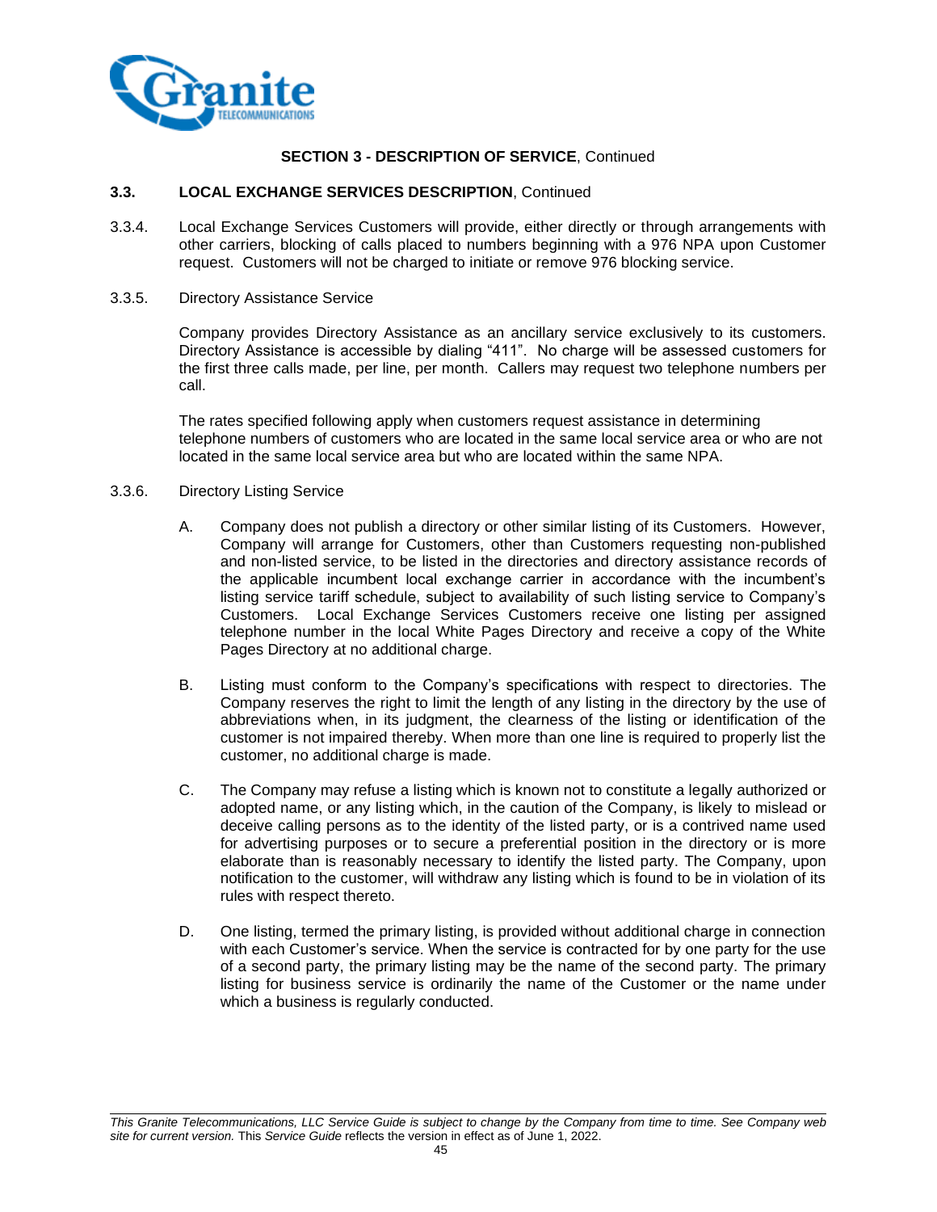**SECTION 3 - DESCRIPTION OF SERVICE**, Continued

**3.3. LOCAL EXCHANGE SERVICES DESCRIPTION**, Continued

3.3.4. Local Exchange Services Customers will provide, either directly or through arrangements with other carriers, blocking of calls placed to numbers beginning with a 976 NPA upon Customer request. Customers will not be charged to initiate or remove 976 blocking service.

3.3.5. Directory Assistance Service

Company provides Directory Assistance as an ancillary service exclusively to its customers. Directory Assistance is accessible by dialing "411". No charge will be assessed customers for the first three calls made, per line, per month. Callers may request two telephone numbers per call.

The rates specified following apply when customers request assistance in determining telephone numbers of customers who are located in the same local service area or who are not located in the same local service area but who are located within the same NPA.

3.3.6. Directory Listing Service

A. Company does not publish a directory or other similar listing of its Customers. However, Company will arrange for Customers, other than Customers requesting non-published and non-listed service, to be listed in the directories and directory assistance records of the applicable incumbent local exchange carrier in accordance with the incumbent's listing service tariff schedule, subject to availability of such listing service to Company's Customers. Local Exchange Services Customers receive one listing per assigned telephone number in the local White Pages Directory and receive a copy of the White Pages Directory at no additional charge.

B. Listing must conform to the Company's specifications with respect to directories. The Company reserves the right to limit the length of any listing in the directory by the use of abbreviations when, in its judgment, the clearness of the listing or identification of the customer is not impaired thereby. When more than one line is required to properly list the customer, no additional charge is made.

C. The Company may refuse a listing which is known not to constitute a legally authorized or adopted name, or any listing which, in the caution of the Company, is likely to mislead or deceive calling persons as to the identity of the listed party, or is a contrived name used for advertising purposes or to secure a preferential position in the directory or is more elaborate than is reasonably necessary to identify the listed party. The Company, upon notification to the customer, will withdraw any listing which is found to be in violation of its rules with respect thereto.

D. One listing, termed the primary listing, is provided without additional charge in connection with each Customer's service. When the service is contracted for by one party for the use of a second party, the primary listing may be the name of the second party. The primary listing for business service is ordinarily the name of the Customer or the name under which a business is regularly conducted.

*This Granite Telecommunications, LLC Service Guide is subject to change by the Company from time to time. See Company web site for current version.* This *Service Guide* reflects the version in effect as of June 1, 2022.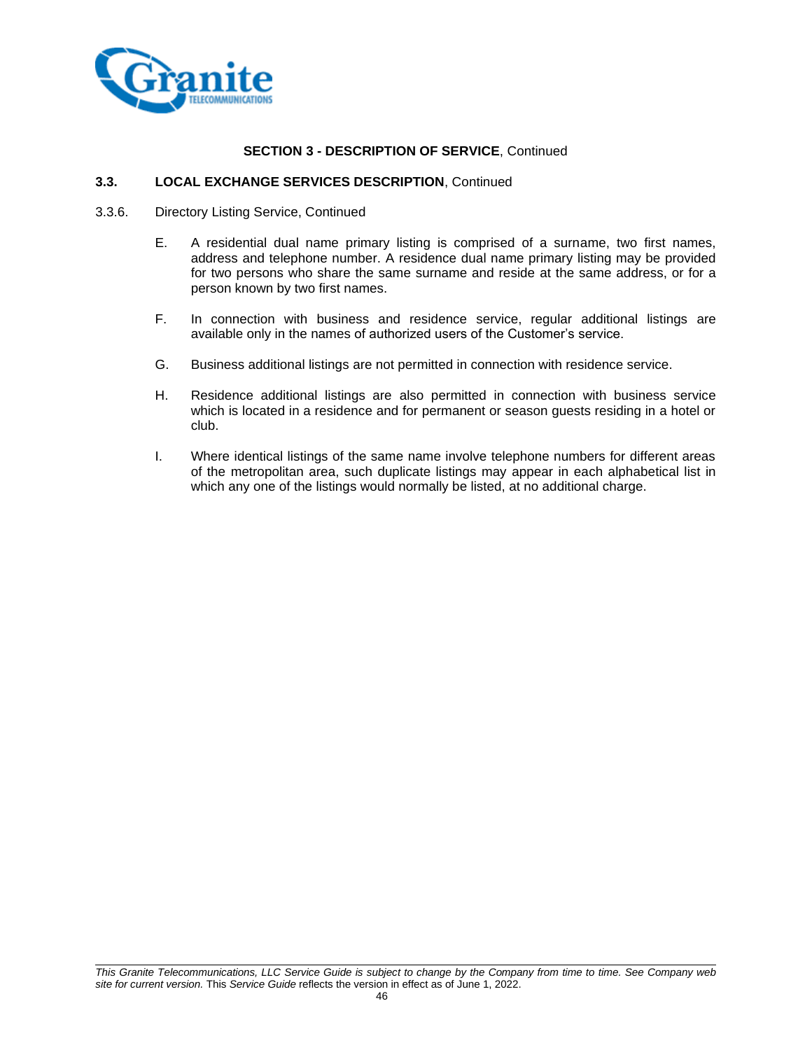**SECTION 3 - DESCRIPTION OF SERVICE**, Continued

**3.3. LOCAL EXCHANGE SERVICES DESCRIPTION**, Continued

3.3.6. Directory Listing Service, Continued

E. A residential dual name primary listing is comprised of a surname, two first names, address and telephone number. A residence dual name primary listing may be provided for two persons who share the same surname and reside at the same address, or for a person known by two first names.

F. In connection with business and residence service, regular additional listings are available only in the names of authorized users of the Customer's service.

G. Business additional listings are not permitted in connection with residence service.

H. Residence additional listings are also permitted in connection with business service which is located in a residence and for permanent or season guests residing in a hotel or club.

I. Where identical listings of the same name involve telephone numbers for different areas of the metropolitan area, such duplicate listings may appear in each alphabetical list in which any one of the listings would normally be listed, at no additional charge.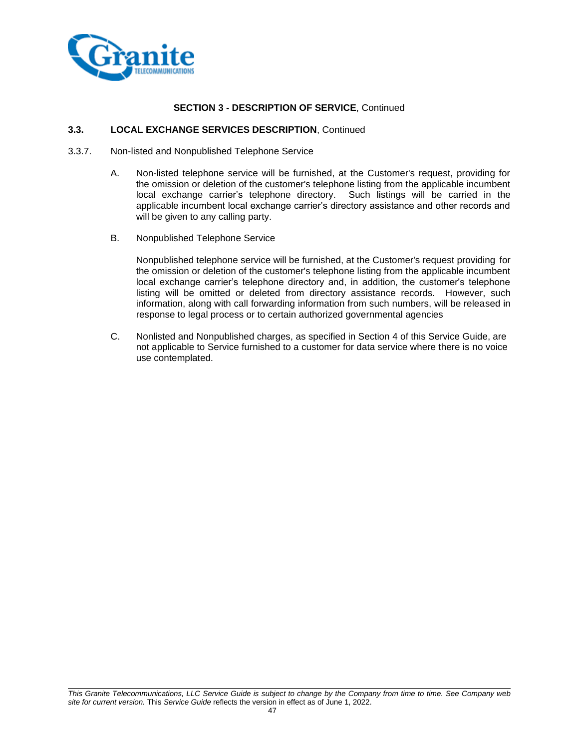**SECTION 3 - DESCRIPTION OF SERVICE**, Continued

**3.3. LOCAL EXCHANGE SERVICES DESCRIPTION**, Continued

3.3.7. Non-listed and Nonpublished Telephone Service

A. Non-listed telephone service will be furnished, at the Customer's request, providing for the omission or deletion of the customer's telephone listing from the applicable incumbent local exchange carrier's telephone directory. Such listings will be carried in the applicable incumbent local exchange carrier's directory assistance and other records and will be given to any calling party.

B. Nonpublished Telephone Service

Nonpublished telephone service will be furnished, at the Customer's request providing for the omission or deletion of the customer's telephone listing from the applicable incumbent local exchange carrier's telephone directory and, in addition, the customer's telephone listing will be omitted or deleted from directory assistance records. However, such information, along with call forwarding information from such numbers, will be released in response to legal process or to certain authorized governmental agencies

C. Nonlisted and Nonpublished charges, as specified in Section 4 of this Service Guide, are not applicable to Service furnished to a customer for data service where there is no voice use contemplated.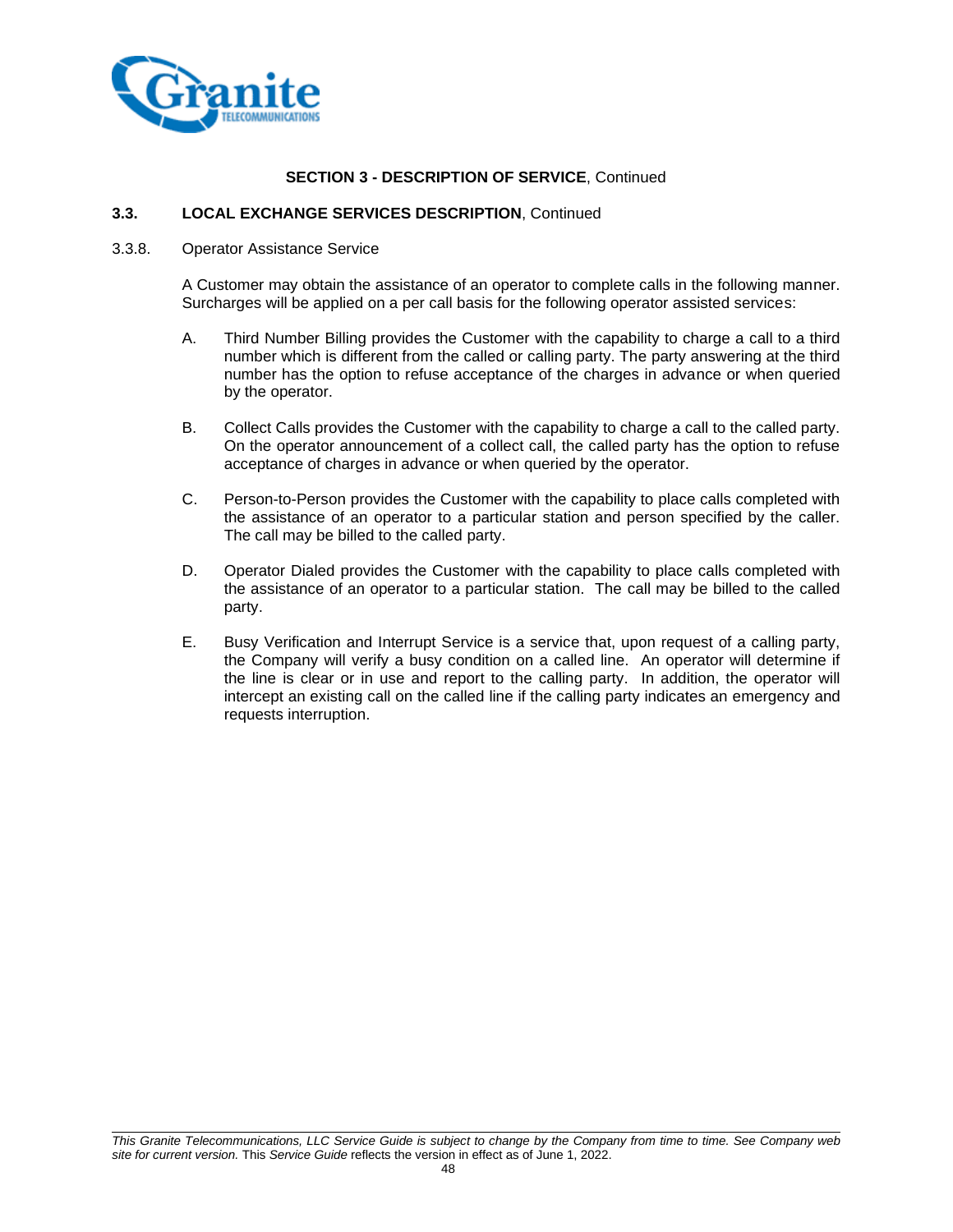**SECTION 3 - DESCRIPTION OF SERVICE**, Continued

**3.3. LOCAL EXCHANGE SERVICES DESCRIPTION**, Continued

3.3.8. Operator Assistance Service

A Customer may obtain the assistance of an operator to complete calls in the following manner. Surcharges will be applied on a per call basis for the following operator assisted services:

A. Third Number Billing provides the Customer with the capability to charge a call to a third number which is different from the called or calling party. The party answering at the third number has the option to refuse acceptance of the charges in advance or when queried by the operator.

B. Collect Calls provides the Customer with the capability to charge a call to the called party. On the operator announcement of a collect call, the called party has the option to refuse acceptance of charges in advance or when queried by the operator.

C. Person-to-Person provides the Customer with the capability to place calls completed with the assistance of an operator to a particular station and person specified by the caller. The call may be billed to the called party.

D. Operator Dialed provides the Customer with the capability to place calls completed with the assistance of an operator to a particular station. The call may be billed to the called party.

E. Busy Verification and Interrupt Service is a service that, upon request of a calling party, the Company will verify a busy condition on a called line. An operator will determine if the line is clear or in use and report to the calling party. In addition, the operator will intercept an existing call on the called line if the calling party indicates an emergency and requests interruption.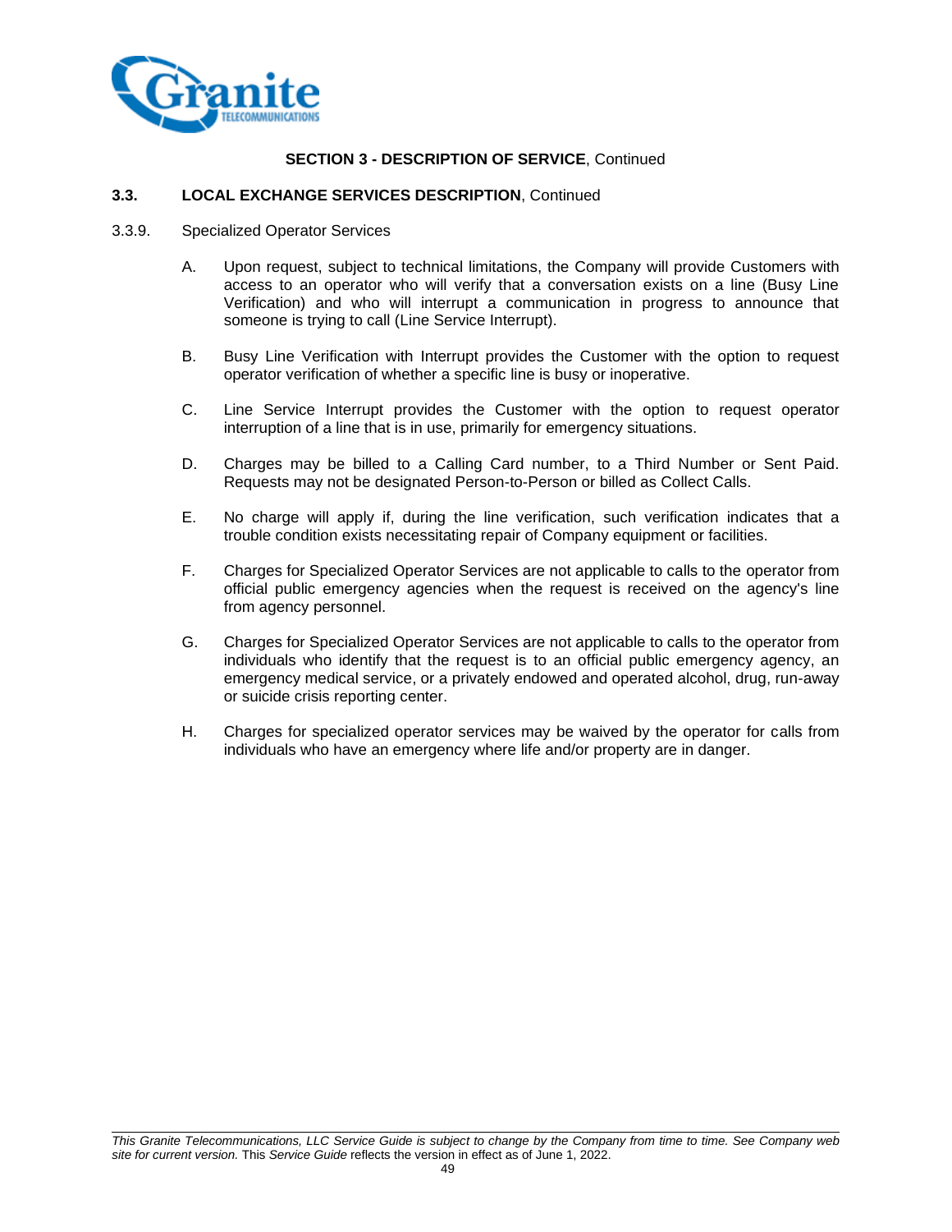**SECTION 3 - DESCRIPTION OF SERVICE**, Continued

**3.3. LOCAL EXCHANGE SERVICES DESCRIPTION**, Continued

3.3.9. Specialized Operator Services

A. Upon request, subject to technical limitations, the Company will provide Customers with access to an operator who will verify that a conversation exists on a line (Busy Line Verification) and who will interrupt a communication in progress to announce that someone is trying to call (Line Service Interrupt).

B. Busy Line Verification with Interrupt provides the Customer with the option to request operator verification of whether a specific line is busy or inoperative.

C. Line Service Interrupt provides the Customer with the option to request operator interruption of a line that is in use, primarily for emergency situations.

D. Charges may be billed to a Calling Card number, to a Third Number or Sent Paid. Requests may not be designated Person-to-Person or billed as Collect Calls.

E. No charge will apply if, during the line verification, such verification indicates that a trouble condition exists necessitating repair of Company equipment or facilities.

F. Charges for Specialized Operator Services are not applicable to calls to the operator from official public emergency agencies when the request is received on the agency's line from agency personnel.

G. Charges for Specialized Operator Services are not applicable to calls to the operator from individuals who identify that the request is to an official public emergency agency, an emergency medical service, or a privately endowed and operated alcohol, drug, run-away or suicide crisis reporting center.

H. Charges for specialized operator services may be waived by the operator for calls from individuals who have an emergency where life and/or property are in danger.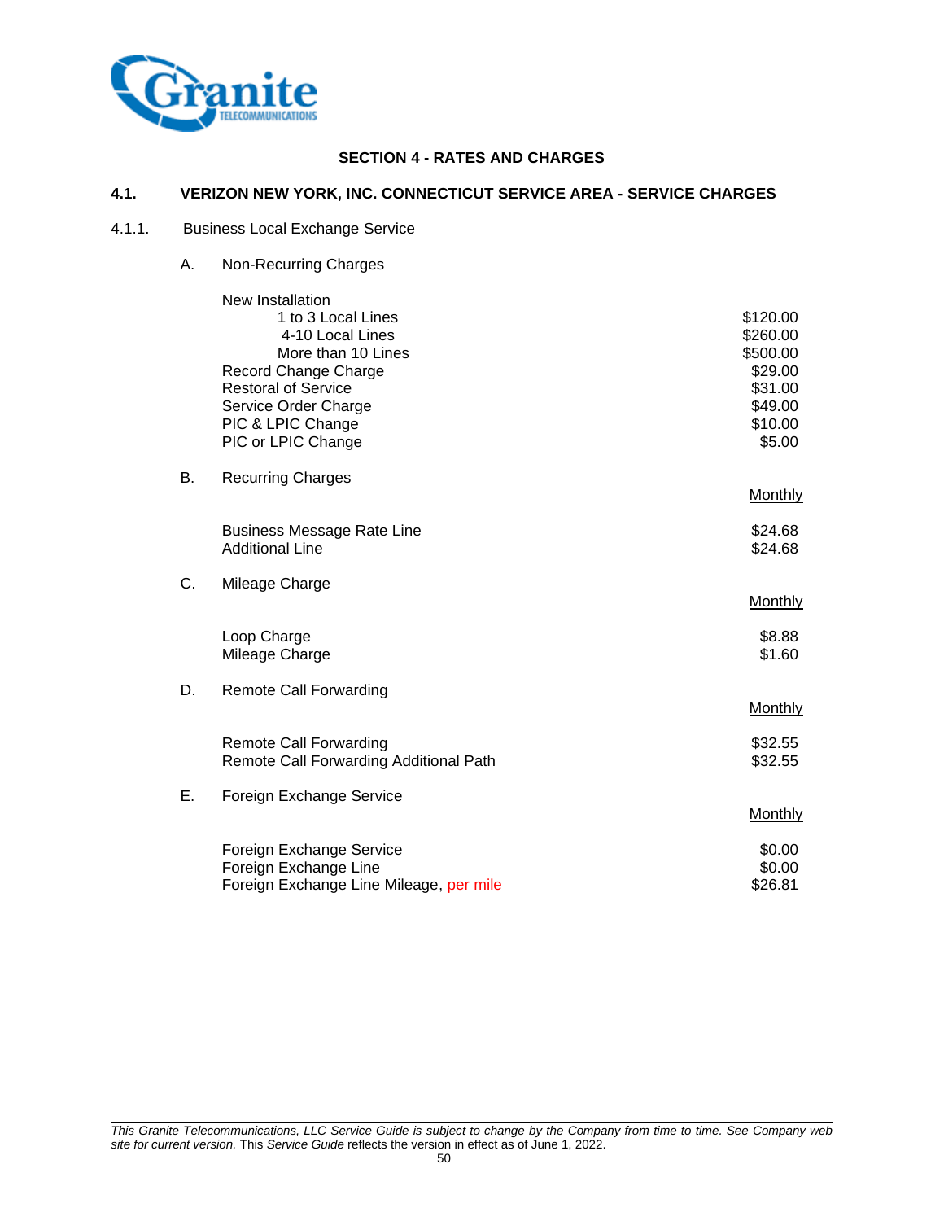## SECTION 4 - RATES AND CHARGES

### 4.1. VERIZON NEW YORK, INC. CONNECTICUT SERVICE AREA - SERVICE CHARGES

#### 4.1.1. Business Local Exchange Service

A. Non-Recurring Charges

| | |
|---|---|
| New Installation | |
| 1 to 3 Local Lines | $120.00 |
| 4-10 Local Lines | $260.00 |
| More than 10 Lines | $500.00 |
| Record Change Charge | $29.00 |
| Restoral of Service | $31.00 |
| Service Order Charge | $49.00 |
| PIC & LPIC Change | $10.00 |
| PIC or LPIC Change | $5.00 |

B. Recurring Charges

| | Monthly |
|---|---|
| Business Message Rate Line | $24.68 |
| Additional Line | $24.68 |

C. Mileage Charge

| | Monthly |
|---|---|
| Loop Charge | $8.88 |
| Mileage Charge | $1.60 |

D. Remote Call Forwarding

| | Monthly |
|---|---|
| Remote Call Forwarding | $32.55 |
| Remote Call Forwarding Additional Path | $32.55 |

E. Foreign Exchange Service

| | Monthly |
|---|---|
| Foreign Exchange Service | $0.00 |
| Foreign Exchange Line | $0.00 |
| Foreign Exchange Line Mileage, per mile | $26.81 |

*This Granite Telecommunications, LLC Service Guide is subject to change by the Company from time to time. See Company web site for current version.* This *Service Guide* reflects the version in effect as of June 1, 2022.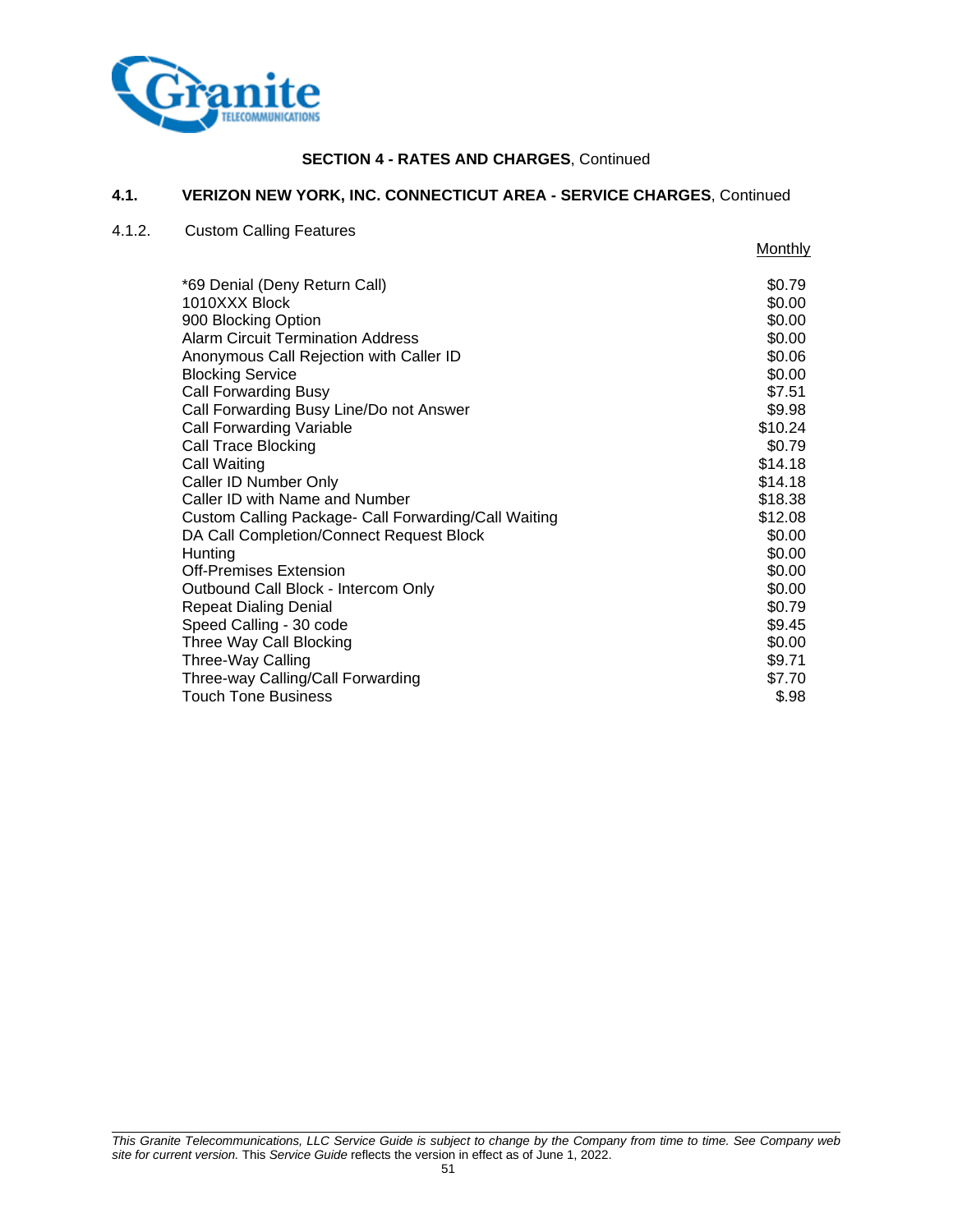**SECTION 4 - RATES AND CHARGES**, Continued

## 4.1. VERIZON NEW YORK, INC. CONNECTICUT AREA - SERVICE CHARGES, Continued

### 4.1.2. Custom Calling Features

| | Monthly |
|---|---|
| *69 Denial (Deny Return Call) | $0.79 |
| 1010XXX Block | $0.00 |
| 900 Blocking Option | $0.00 |
| Alarm Circuit Termination Address | $0.00 |
| Anonymous Call Rejection with Caller ID | $0.06 |
| Blocking Service | $0.00 |
| Call Forwarding Busy | $7.51 |
| Call Forwarding Busy Line/Do not Answer | $9.98 |
| Call Forwarding Variable | $10.24 |
| Call Trace Blocking | $0.79 |
| Call Waiting | $14.18 |
| Caller ID Number Only | $14.18 |
| Caller ID with Name and Number | $18.38 |
| Custom Calling Package- Call Forwarding/Call Waiting | $12.08 |
| DA Call Completion/Connect Request Block | $0.00 |
| Hunting | $0.00 |
| Off-Premises Extension | $0.00 |
| Outbound Call Block - Intercom Only | $0.00 |
| Repeat Dialing Denial | $0.79 |
| Speed Calling - 30 code | $9.45 |
| Three Way Call Blocking | $0.00 |
| Three-Way Calling | $9.71 |
| Three-way Calling/Call Forwarding | $7.70 |
| Touch Tone Business | $.98 |

*This Granite Telecommunications, LLC Service Guide is subject to change by the Company from time to time. See Company web site for current version.* This *Service Guide* reflects the version in effect as of June 1, 2022.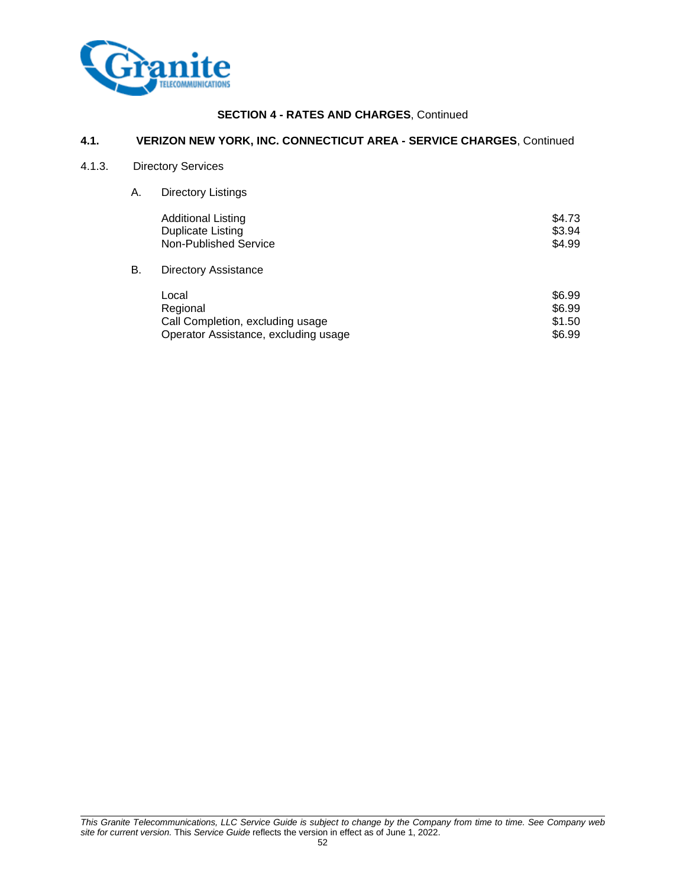## SECTION 4 - RATES AND CHARGES, Continued

### 4.1. VERIZON NEW YORK, INC. CONNECTICUT AREA - SERVICE CHARGES, Continued

4.1.3. Directory Services

A. Directory Listings

| | |
|---|---|
| Additional Listing | $4.73 |
| Duplicate Listing | $3.94 |
| Non-Published Service | $4.99 |

B. Directory Assistance

| | |
|---|---|
| Local | $6.99 |
| Regional | $6.99 |
| Call Completion, excluding usage | $1.50 |
| Operator Assistance, excluding usage | $6.99 |

*This Granite Telecommunications, LLC Service Guide is subject to change by the Company from time to time. See Company web site for current version.* This *Service Guide* reflects the version in effect as of June 1, 2022.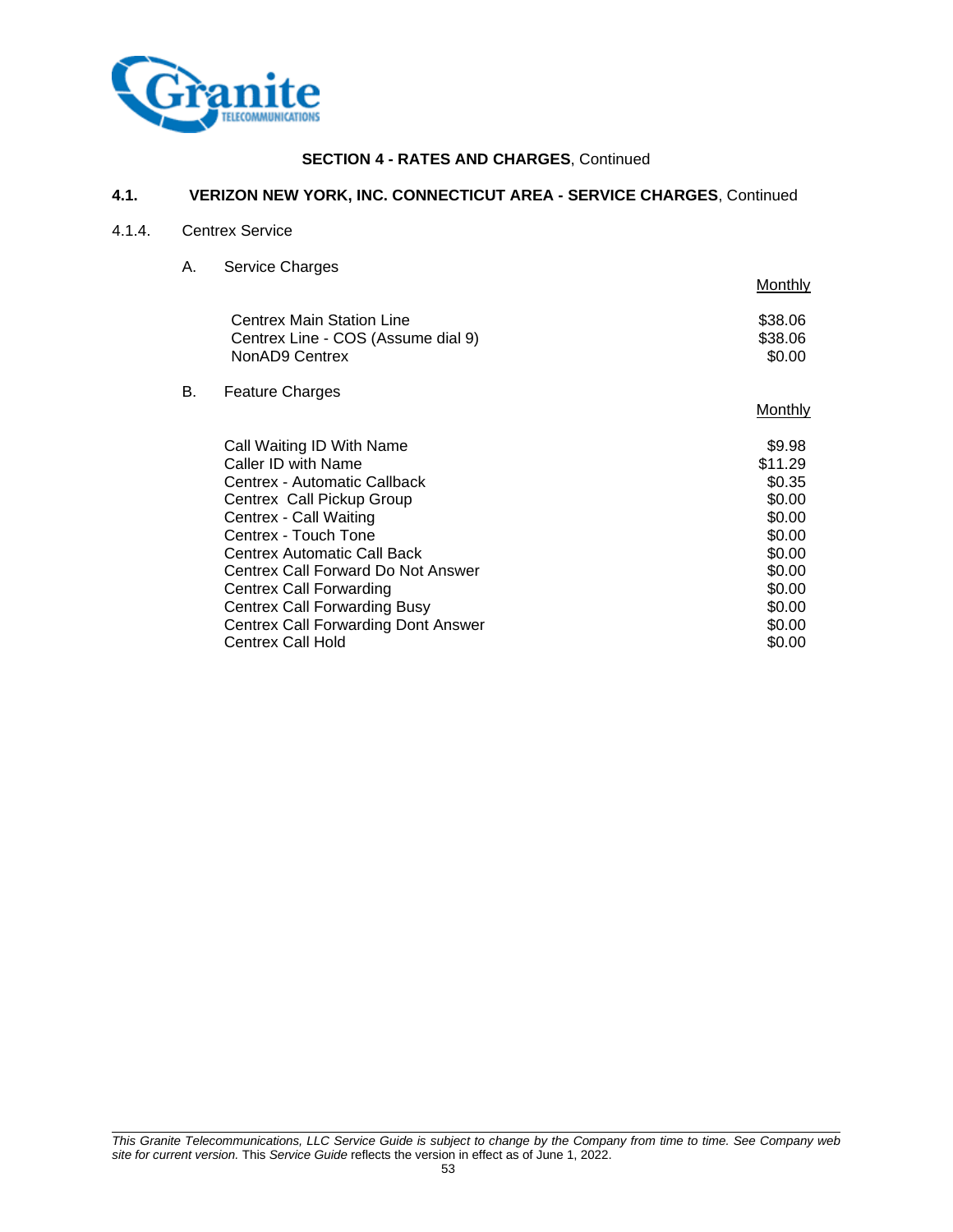**SECTION 4 - RATES AND CHARGES**, Continued

## 4.1. VERIZON NEW YORK, INC. CONNECTICUT AREA - SERVICE CHARGES, Continued

### 4.1.4. Centrex Service

A. Service Charges

| | Monthly |
|---|---|
| Centrex Main Station Line | $38.06 |
| Centrex Line - COS (Assume dial 9) | $38.06 |
| NonAD9 Centrex | $0.00 |

B. Feature Charges

| | Monthly |
|---|---|
| Call Waiting ID With Name | $9.98 |
| Caller ID with Name | $11.29 |
| Centrex - Automatic Callback | $0.35 |
| Centrex Call Pickup Group | $0.00 |
| Centrex - Call Waiting | $0.00 |
| Centrex - Touch Tone | $0.00 |
| Centrex Automatic Call Back | $0.00 |
| Centrex Call Forward Do Not Answer | $0.00 |
| Centrex Call Forwarding | $0.00 |
| Centrex Call Forwarding Busy | $0.00 |
| Centrex Call Forwarding Dont Answer | $0.00 |
| Centrex Call Hold | $0.00 |

*This Granite Telecommunications, LLC Service Guide is subject to change by the Company from time to time. See Company web site for current version.* This *Service Guide* reflects the version in effect as of June 1, 2022.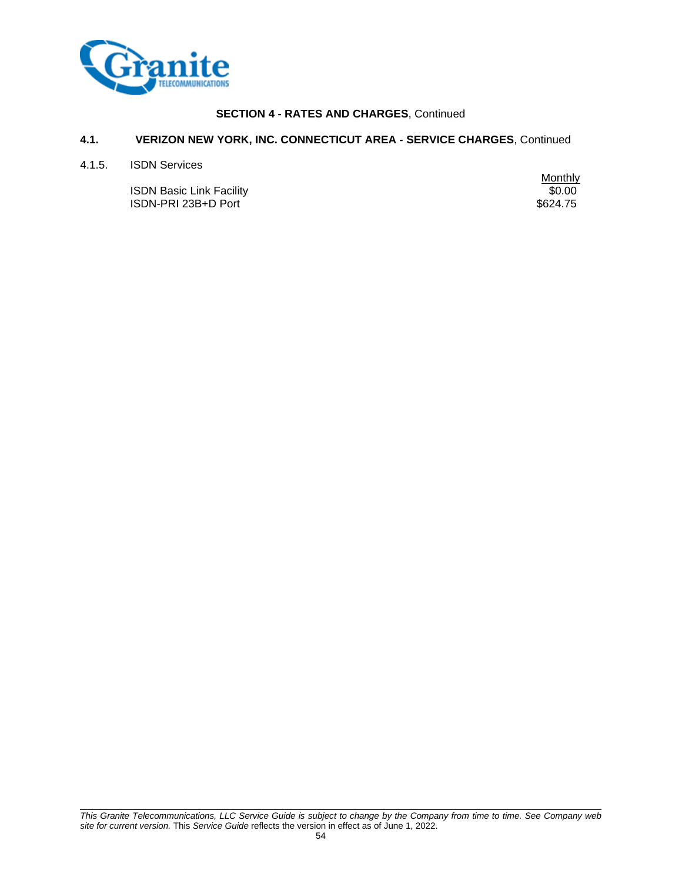**SECTION 4 - RATES AND CHARGES**, Continued

### 4.1. VERIZON NEW YORK, INC. CONNECTICUT AREA - SERVICE CHARGES, Continued

4.1.5. ISDN Services

| | Monthly |
|---|---|
| ISDN Basic Link Facility | $0.00 |
| ISDN-PRI 23B+D Port | $624.75 |

*This Granite Telecommunications, LLC Service Guide is subject to change by the Company from time to time. See Company web site for current version.* This *Service Guide* reflects the version in effect as of June 1, 2022.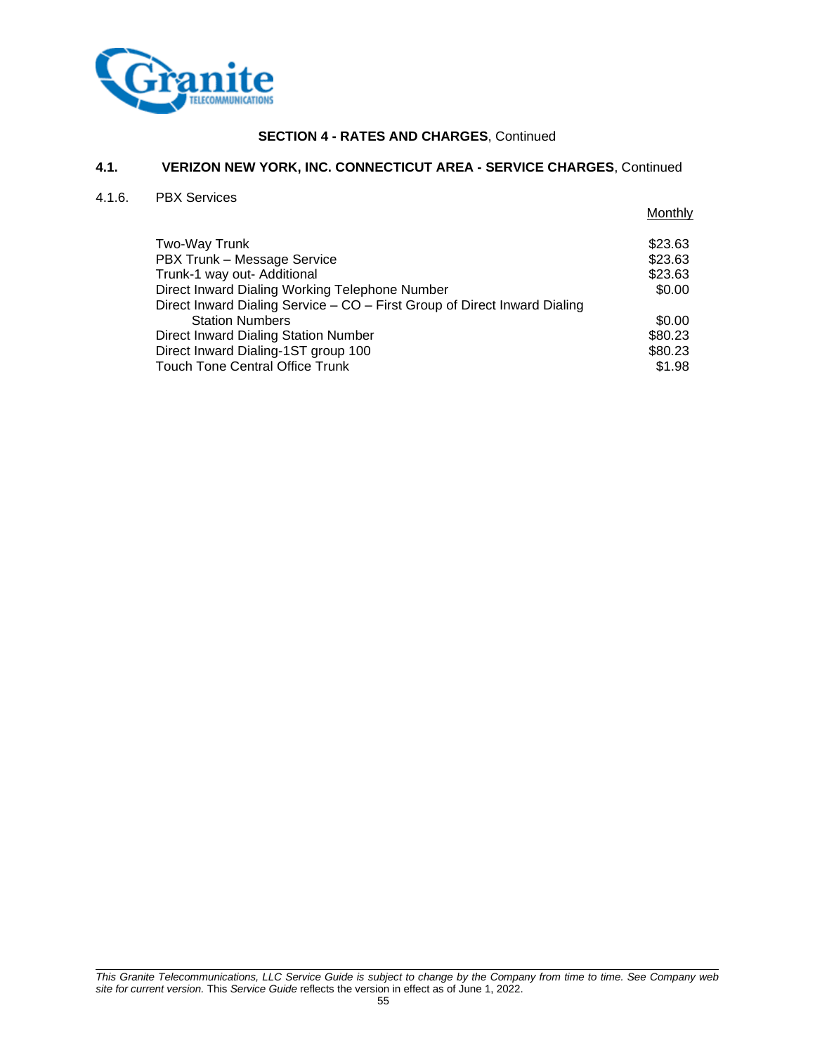**SECTION 4 - RATES AND CHARGES**, Continued

## 4.1. VERIZON NEW YORK, INC. CONNECTICUT AREA - SERVICE CHARGES, Continued

### 4.1.6. PBX Services

| | Monthly |
|---|---|
| Two-Way Trunk | $23.63 |
| PBX Trunk – Message Service | $23.63 |
| Trunk-1 way out- Additional | $23.63 |
| Direct Inward Dialing Working Telephone Number | $0.00 |
| Direct Inward Dialing Service – CO – First Group of Direct Inward Dialing Station Numbers | $0.00 |
| Direct Inward Dialing Station Number | $80.23 |
| Direct Inward Dialing-1ST group 100 | $80.23 |
| Touch Tone Central Office Trunk | $1.98 |

*This Granite Telecommunications, LLC Service Guide is subject to change by the Company from time to time. See Company web site for current version.* This *Service Guide* reflects the version in effect as of June 1, 2022.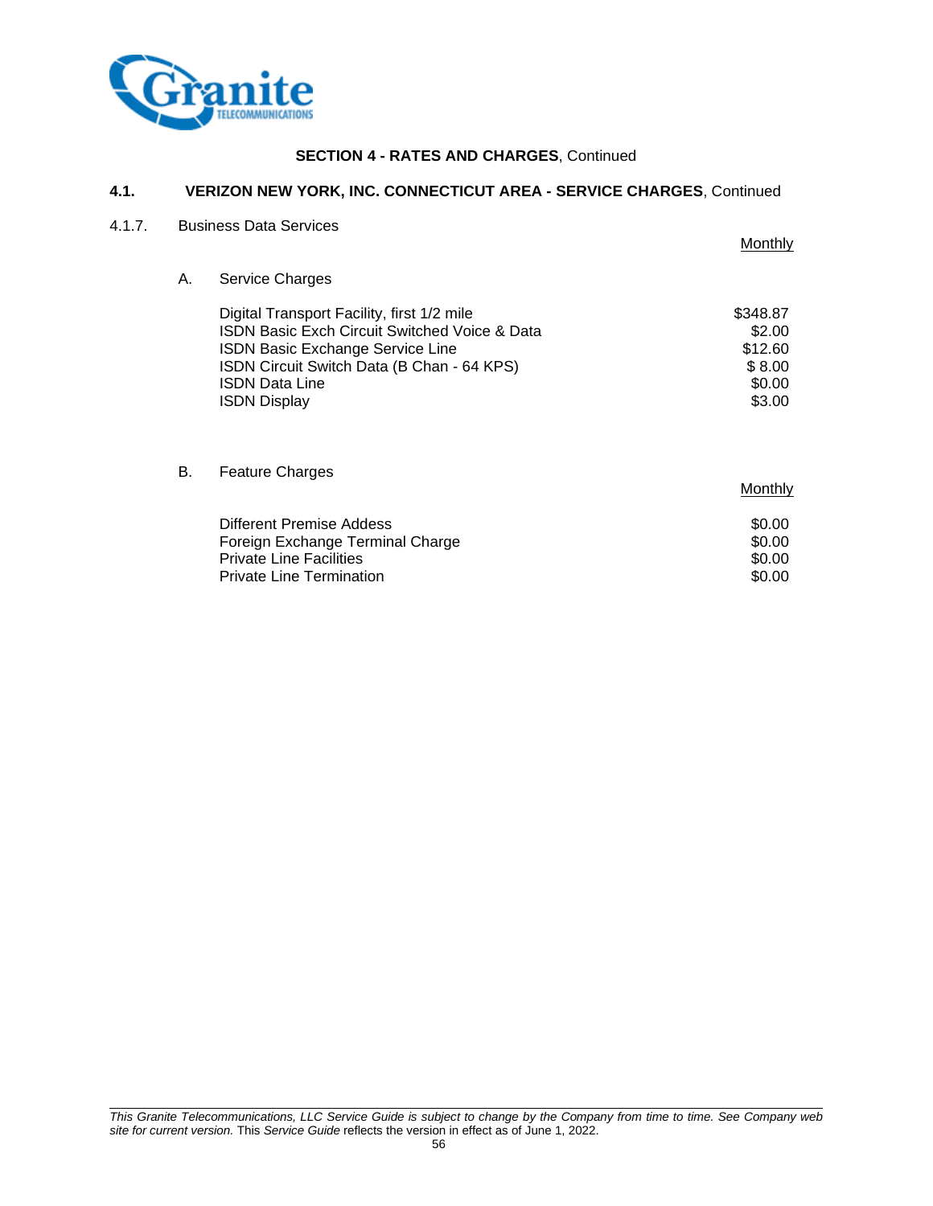**SECTION 4 - RATES AND CHARGES**, Continued

## 4.1. VERIZON NEW YORK, INC. CONNECTICUT AREA - SERVICE CHARGES, Continued

### 4.1.7. Business Data Services

A. Service Charges

| | Monthly |
|---|---|
| Digital Transport Facility, first 1/2 mile | $348.87 |
| ISDN Basic Exch Circuit Switched Voice & Data | $2.00 |
| ISDN Basic Exchange Service Line | $12.60 |
| ISDN Circuit Switch Data (B Chan - 64 KPS) | $ 8.00 |
| ISDN Data Line | $0.00 |
| ISDN Display | $3.00 |

B. Feature Charges

| | Monthly |
|---|---|
| Different Premise Addess | $0.00 |
| Foreign Exchange Terminal Charge | $0.00 |
| Private Line Facilities | $0.00 |
| Private Line Termination | $0.00 |

*This Granite Telecommunications, LLC Service Guide is subject to change by the Company from time to time. See Company web site for current version.* This *Service Guide* reflects the version in effect as of June 1, 2022.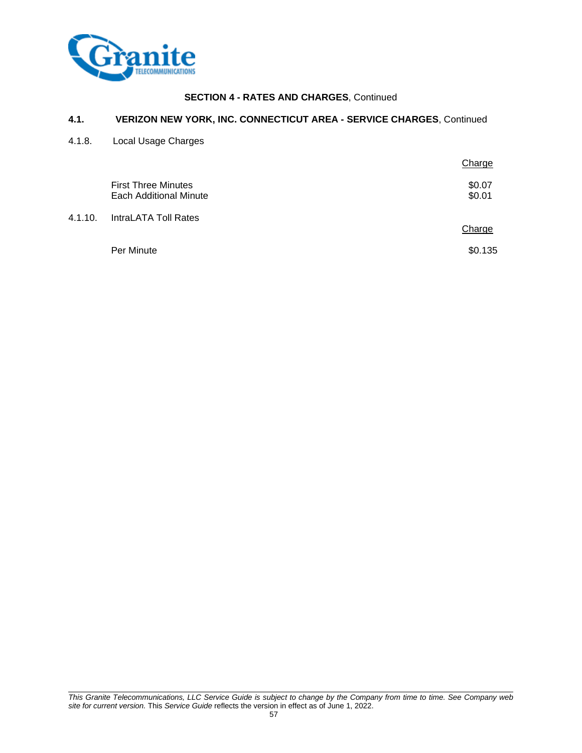## SECTION 4 - RATES AND CHARGES, Continued

### 4.1. VERIZON NEW YORK, INC. CONNECTICUT AREA - SERVICE CHARGES, Continued

4.1.8. Local Usage Charges

| | Charge |
|---|---|
| First Three Minutes | $0.07 |
| Each Additional Minute | $0.01 |

4.1.10. IntraLATA Toll Rates

| | Charge |
|---|---|
| Per Minute | $0.135 |

*This Granite Telecommunications, LLC Service Guide is subject to change by the Company from time to time. See Company web site for current version.* This *Service Guide* reflects the version in effect as of June 1, 2022.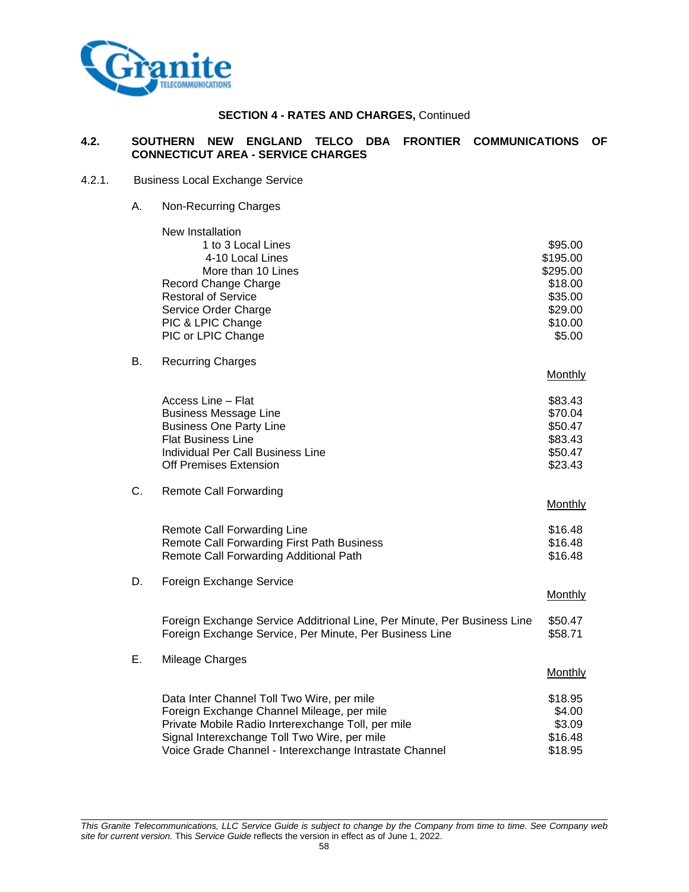**SECTION 4 - RATES AND CHARGES,** Continued

## 4.2. SOUTHERN NEW ENGLAND TELCO DBA FRONTIER COMMUNICATIONS OF CONNECTICUT AREA - SERVICE CHARGES

### 4.2.1. Business Local Exchange Service

A. Non-Recurring Charges

| | |
|---|---|
| New Installation | |
| 1 to 3 Local Lines | $95.00 |
| 4-10 Local Lines | $195.00 |
| More than 10 Lines | $295.00 |
| Record Change Charge | $18.00 |
| Restoral of Service | $35.00 |
| Service Order Charge | $29.00 |
| PIC & LPIC Change | $10.00 |
| PIC or LPIC Change | $5.00 |

B. Recurring Charges

| | Monthly |
|---|---|
| Access Line – Flat | $83.43 |
| Business Message Line | $70.04 |
| Business One Party Line | $50.47 |
| Flat Business Line | $83.43 |
| Individual Per Call Business Line | $50.47 |
| Off Premises Extension | $23.43 |

C. Remote Call Forwarding

| | Monthly |
|---|---|
| Remote Call Forwarding Line | $16.48 |
| Remote Call Forwarding First Path Business | $16.48 |
| Remote Call Forwarding Additional Path | $16.48 |

D. Foreign Exchange Service

| | Monthly |
|---|---|
| Foreign Exchange Service Additrional Line, Per Minute, Per Business Line | $50.47 |
| Foreign Exchange Service, Per Minute, Per Business Line | $58.71 |

E. Mileage Charges

| | Monthly |
|---|---|
| Data Inter Channel Toll Two Wire, per mile | $18.95 |
| Foreign Exchange Channel Mileage, per mile | $4.00 |
| Private Mobile Radio Inrterexchange Toll, per mile | $3.09 |
| Signal Interexchange Toll Two Wire, per mile | $16.48 |
| Voice Grade Channel - Interexchange Intrastate Channel | $18.95 |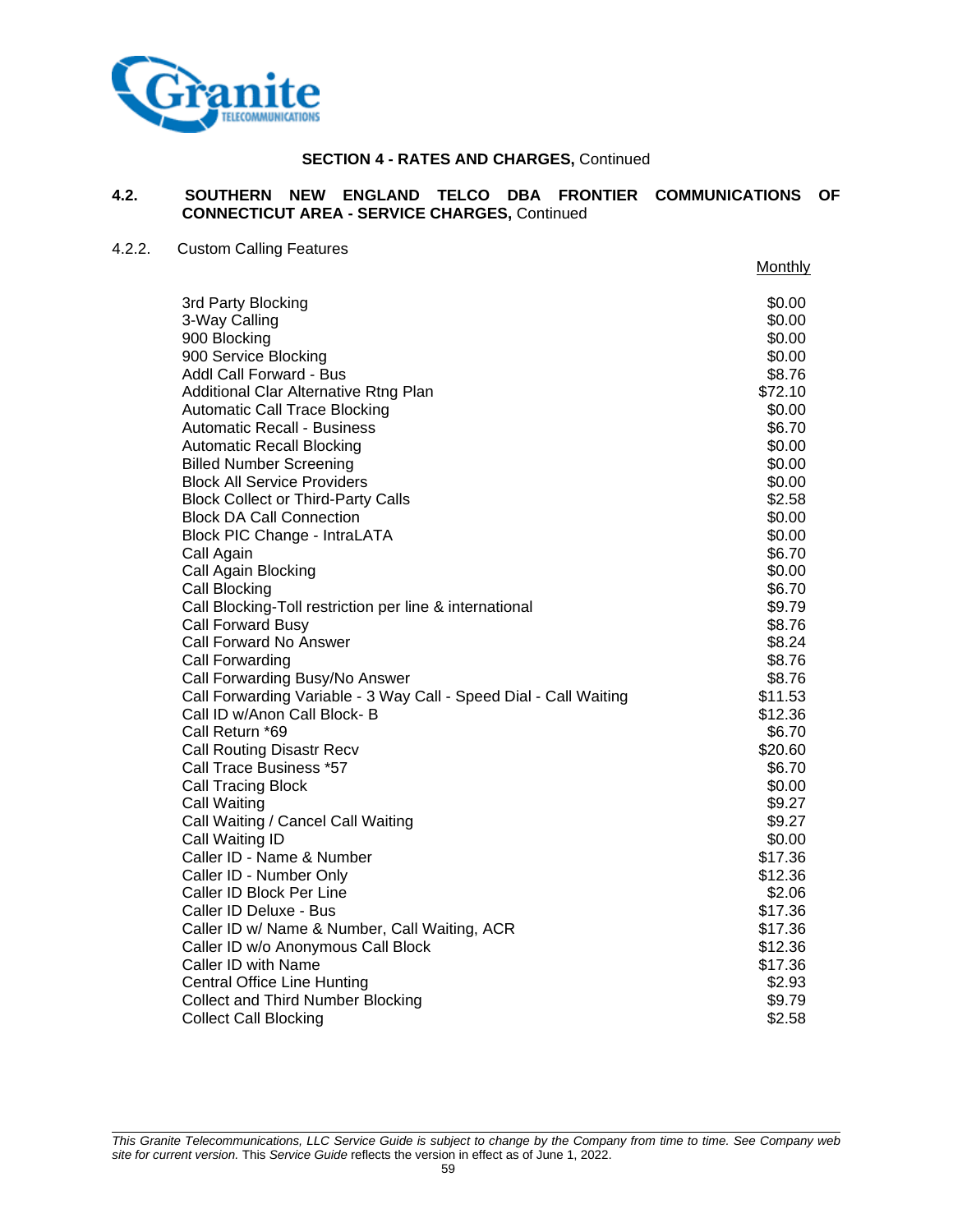## SECTION 4 - RATES AND CHARGES, Continued

### 4.2. SOUTHERN NEW ENGLAND TELCO DBA FRONTIER COMMUNICATIONS OF CONNECTICUT AREA - SERVICE CHARGES, Continued

#### 4.2.2. Custom Calling Features

| | Monthly |
|---|---|
| 3rd Party Blocking | $0.00 |
| 3-Way Calling | $0.00 |
| 900 Blocking | $0.00 |
| 900 Service Blocking | $0.00 |
| Addl Call Forward - Bus | $8.76 |
| Additional Clar Alternative Rtng Plan | $72.10 |
| Automatic Call Trace Blocking | $0.00 |
| Automatic Recall - Business | $6.70 |
| Automatic Recall Blocking | $0.00 |
| Billed Number Screening | $0.00 |
| Block All Service Providers | $0.00 |
| Block Collect or Third-Party Calls | $2.58 |
| Block DA Call Connection | $0.00 |
| Block PIC Change - IntraLATA | $0.00 |
| Call Again | $6.70 |
| Call Again Blocking | $0.00 |
| Call Blocking | $6.70 |
| Call Blocking-Toll restriction per line & international | $9.79 |
| Call Forward Busy | $8.76 |
| Call Forward No Answer | $8.24 |
| Call Forwarding | $8.76 |
| Call Forwarding Busy/No Answer | $8.76 |
| Call Forwarding Variable - 3 Way Call - Speed Dial - Call Waiting | $11.53 |
| Call ID w/Anon Call Block- B | $12.36 |
| Call Return *69 | $6.70 |
| Call Routing Disastr Recv | $20.60 |
| Call Trace Business *57 | $6.70 |
| Call Tracing Block | $0.00 |
| Call Waiting | $9.27 |
| Call Waiting / Cancel Call Waiting | $9.27 |
| Call Waiting ID | $0.00 |
| Caller ID - Name & Number | $17.36 |
| Caller ID - Number Only | $12.36 |
| Caller ID Block Per Line | $2.06 |
| Caller ID Deluxe - Bus | $17.36 |
| Caller ID w/ Name & Number, Call Waiting, ACR | $17.36 |
| Caller ID w/o Anonymous Call Block | $12.36 |
| Caller ID with Name | $17.36 |
| Central Office Line Hunting | $2.93 |
| Collect and Third Number Blocking | $9.79 |
| Collect Call Blocking | $2.58 |

*This Granite Telecommunications, LLC Service Guide is subject to change by the Company from time to time. See Company web site for current version.* This *Service Guide* reflects the version in effect as of June 1, 2022.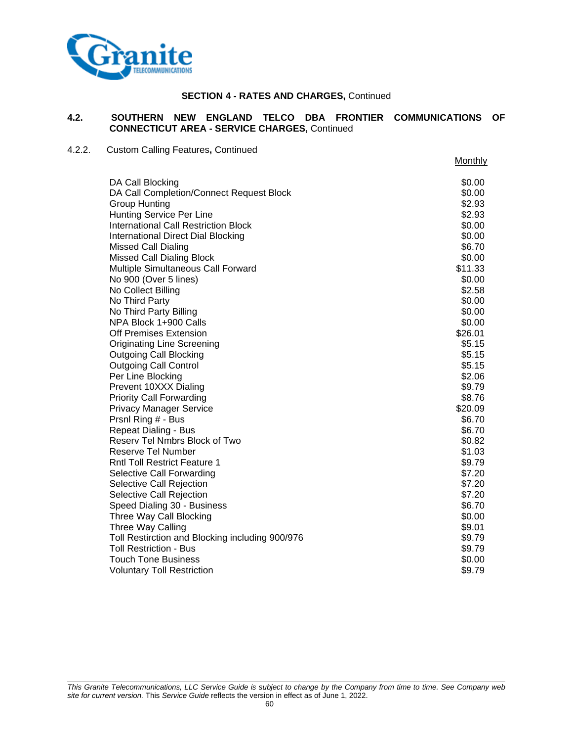## SECTION 4 - RATES AND CHARGES, Continued

### 4.2. SOUTHERN NEW ENGLAND TELCO DBA FRONTIER COMMUNICATIONS OF CONNECTICUT AREA - SERVICE CHARGES, Continued

4.2.2. Custom Calling Features, Continued

| | Monthly |
|---|---|
| DA Call Blocking | $0.00 |
| DA Call Completion/Connect Request Block | $0.00 |
| Group Hunting | $2.93 |
| Hunting Service Per Line | $2.93 |
| International Call Restriction Block | $0.00 |
| International Direct Dial Blocking | $0.00 |
| Missed Call Dialing | $6.70 |
| Missed Call Dialing Block | $0.00 |
| Multiple Simultaneous Call Forward | $11.33 |
| No 900 (Over 5 lines) | $0.00 |
| No Collect Billing | $2.58 |
| No Third Party | $0.00 |
| No Third Party Billing | $0.00 |
| NPA Block 1+900 Calls | $0.00 |
| Off Premises Extension | $26.01 |
| Originating Line Screening | $5.15 |
| Outgoing Call Blocking | $5.15 |
| Outgoing Call Control | $5.15 |
| Per Line Blocking | $2.06 |
| Prevent 10XXX Dialing | $9.79 |
| Priority Call Forwarding | $8.76 |
| Privacy Manager Service | $20.09 |
| Prsnl Ring # - Bus | $6.70 |
| Repeat Dialing - Bus | $6.70 |
| Reserv Tel Nmbrs Block of Two | $0.82 |
| Reserve Tel Number | $1.03 |
| Rntl Toll Restrict Feature 1 | $9.79 |
| Selective Call Forwarding | $7.20 |
| Selective Call Rejection | $7.20 |
| Selective Call Rejection | $7.20 |
| Speed Dialing 30 - Business | $6.70 |
| Three Way Call Blocking | $0.00 |
| Three Way Calling | $9.01 |
| Toll Restirction and Blocking including 900/976 | $9.79 |
| Toll Restriction - Bus | $9.79 |
| Touch Tone Business | $0.00 |
| Voluntary Toll Restriction | $9.79 |

*This Granite Telecommunications, LLC Service Guide is subject to change by the Company from time to time. See Company web site for current version.* This *Service Guide* reflects the version in effect as of June 1, 2022.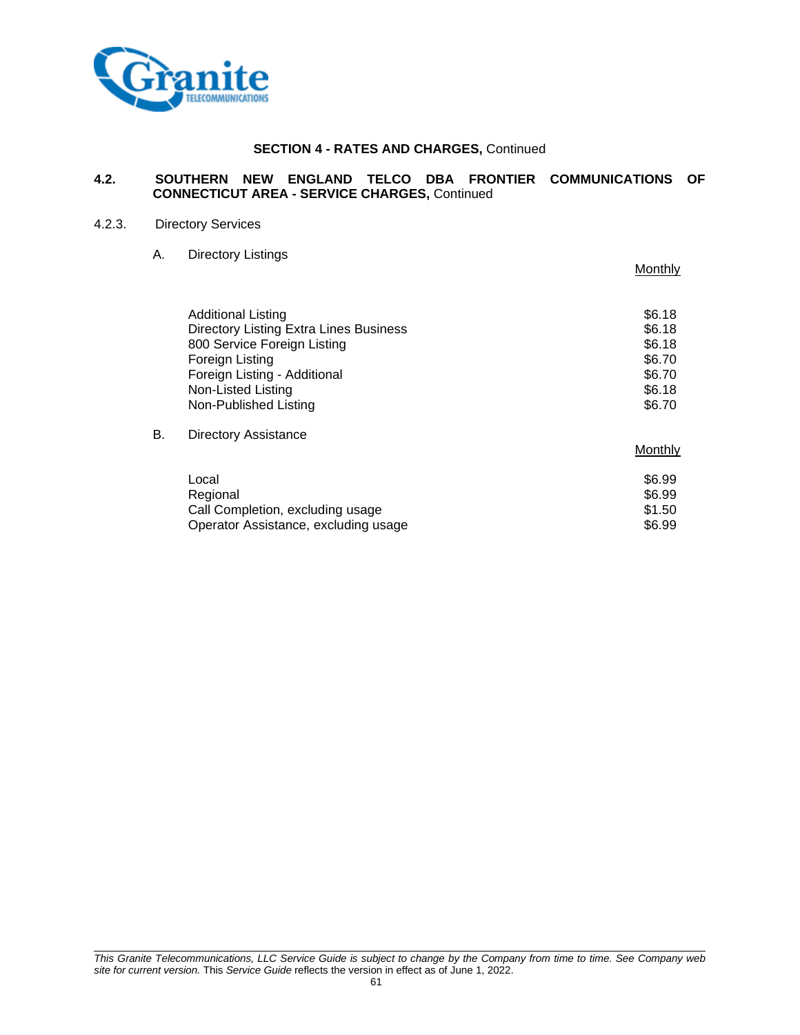**SECTION 4 - RATES AND CHARGES,** Continued

**4.2. SOUTHERN NEW ENGLAND TELCO DBA FRONTIER COMMUNICATIONS OF CONNECTICUT AREA - SERVICE CHARGES,** Continued

4.2.3. Directory Services

A. Directory Listings

| | Monthly |
|---|---|
| Additional Listing | $6.18 |
| Directory Listing Extra Lines Business | $6.18 |
| 800 Service Foreign Listing | $6.18 |
| Foreign Listing | $6.70 |
| Foreign Listing - Additional | $6.70 |
| Non-Listed Listing | $6.18 |
| Non-Published Listing | $6.70 |

B. Directory Assistance

| | Monthly |
|---|---|
| Local | $6.99 |
| Regional | $6.99 |
| Call Completion, excluding usage | $1.50 |
| Operator Assistance, excluding usage | $6.99 |

*This Granite Telecommunications, LLC Service Guide is subject to change by the Company from time to time. See Company web site for current version.* This *Service Guide* reflects the version in effect as of June 1, 2022.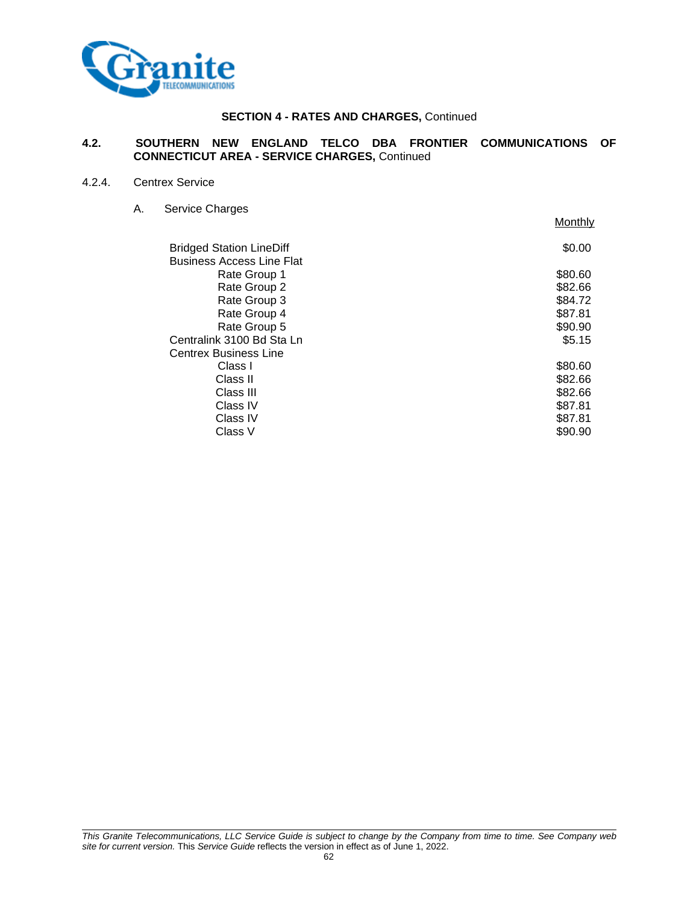**SECTION 4 - RATES AND CHARGES,** Continued

**4.2. SOUTHERN NEW ENGLAND TELCO DBA FRONTIER COMMUNICATIONS OF CONNECTICUT AREA - SERVICE CHARGES,** Continued

4.2.4. Centrex Service

A. Service Charges

| | Monthly |
|---|---|
| Bridged Station LineDiff | $0.00 |
| Business Access Line Flat | |
| Rate Group 1 | $80.60 |
| Rate Group 2 | $82.66 |
| Rate Group 3 | $84.72 |
| Rate Group 4 | $87.81 |
| Rate Group 5 | $90.90 |
| Centralink 3100 Bd Sta Ln | $5.15 |
| Centrex Business Line | |
| Class I | $80.60 |
| Class II | $82.66 |
| Class III | $82.66 |
| Class IV | $87.81 |
| Class IV | $87.81 |
| Class V | $90.90 |

*This Granite Telecommunications, LLC Service Guide is subject to change by the Company from time to time. See Company web site for current version.* This *Service Guide* reflects the version in effect as of June 1, 2022.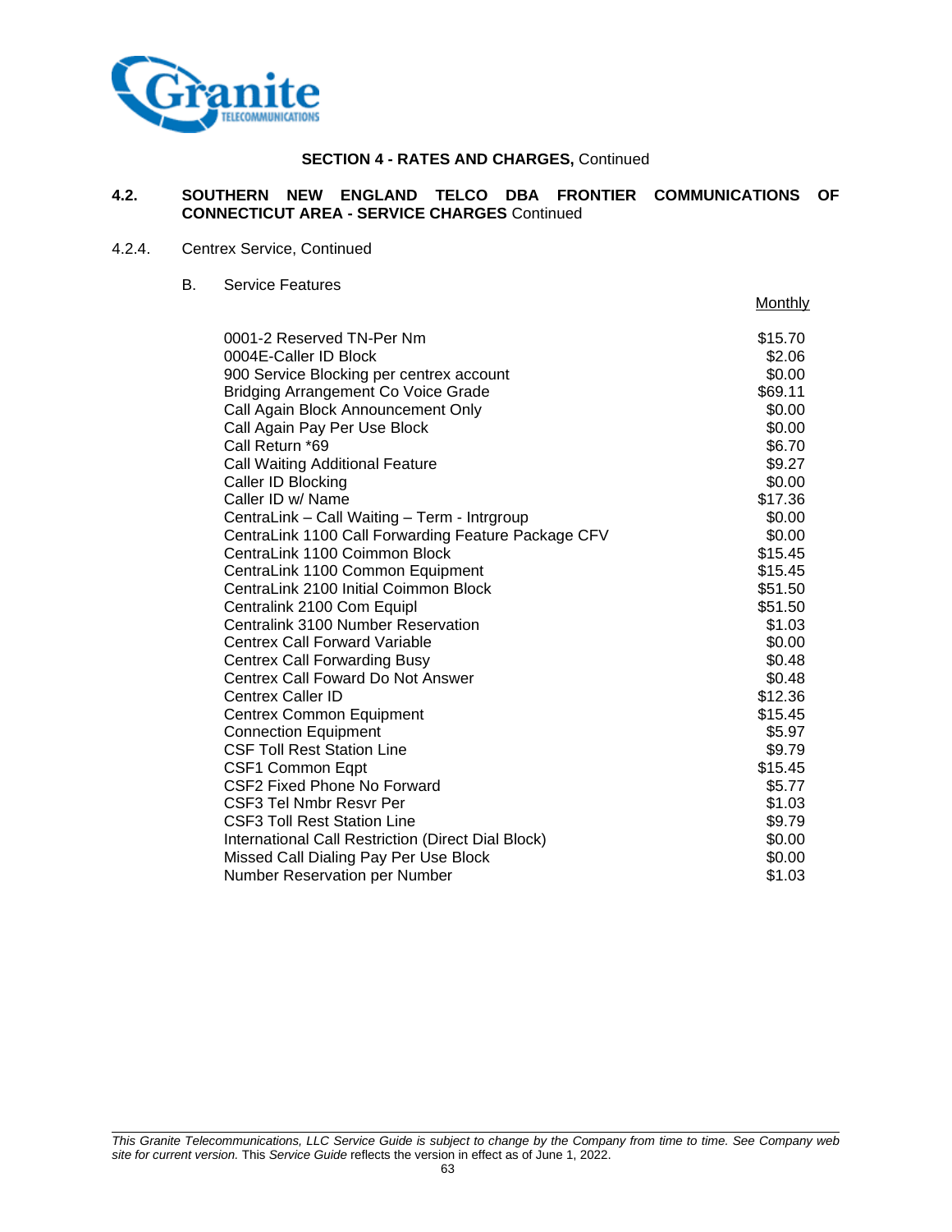## SECTION 4 - RATES AND CHARGES, Continued

### 4.2. SOUTHERN NEW ENGLAND TELCO DBA FRONTIER COMMUNICATIONS OF CONNECTICUT AREA - SERVICE CHARGES Continued

4.2.4. Centrex Service, Continued

B. Service Features

| | Monthly |
|---|---|
| 0001-2 Reserved TN-Per Nm | $15.70 |
| 0004E-Caller ID Block | $2.06 |
| 900 Service Blocking per centrex account | $0.00 |
| Bridging Arrangement Co Voice Grade | $69.11 |
| Call Again Block Announcement Only | $0.00 |
| Call Again Pay Per Use Block | $0.00 |
| Call Return *69 | $6.70 |
| Call Waiting Additional Feature | $9.27 |
| Caller ID Blocking | $0.00 |
| Caller ID w/ Name | $17.36 |
| CentraLink – Call Waiting – Term - Intrgroup | $0.00 |
| CentraLink 1100 Call Forwarding Feature Package CFV | $0.00 |
| CentraLink 1100 Coimmon Block | $15.45 |
| CentraLink 1100 Common Equipment | $15.45 |
| CentraLink 2100 Initial Coimmon Block | $51.50 |
| Centralink 2100 Com Equipl | $51.50 |
| Centralink 3100 Number Reservation | $1.03 |
| Centrex Call Forward Variable | $0.00 |
| Centrex Call Forwarding Busy | $0.48 |
| Centrex Call Foward Do Not Answer | $0.48 |
| Centrex Caller ID | $12.36 |
| Centrex Common Equipment | $15.45 |
| Connection Equipment | $5.97 |
| CSF Toll Rest Station Line | $9.79 |
| CSF1 Common Eqpt | $15.45 |
| CSF2 Fixed Phone No Forward | $5.77 |
| CSF3 Tel Nmbr Resvr Per | $1.03 |
| CSF3 Toll Rest Station Line | $9.79 |
| International Call Restriction (Direct Dial Block) | $0.00 |
| Missed Call Dialing Pay Per Use Block | $0.00 |
| Number Reservation per Number | $1.03 |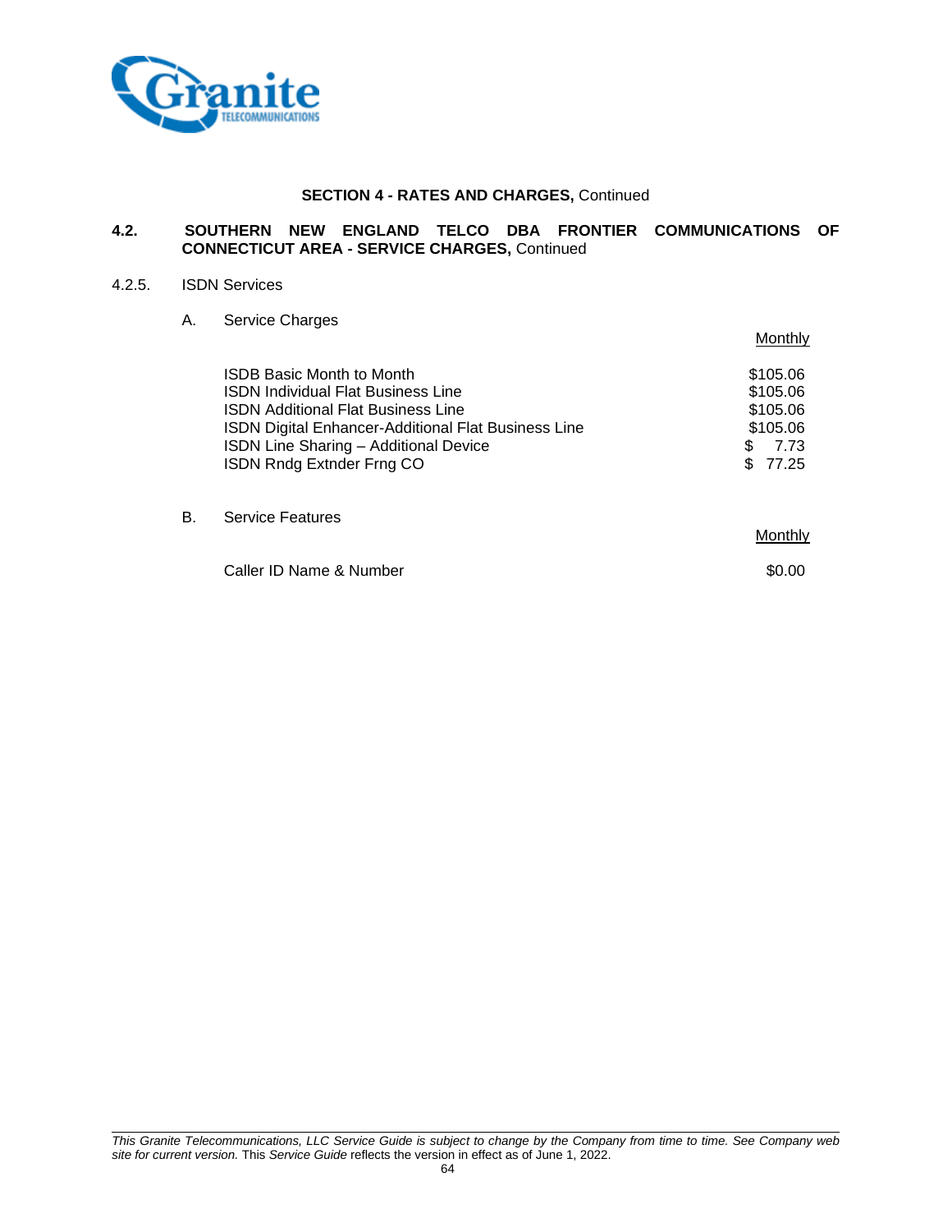## SECTION 4 - RATES AND CHARGES, Continued

### 4.2. SOUTHERN NEW ENGLAND TELCO DBA FRONTIER COMMUNICATIONS OF CONNECTICUT AREA - SERVICE CHARGES, Continued

4.2.5. ISDN Services

A. Service Charges

| | Monthly |
|---|---|
| ISDB Basic Month to Month | $105.06 |
| ISDN Individual Flat Business Line | $105.06 |
| ISDN Additional Flat Business Line | $105.06 |
| ISDN Digital Enhancer-Additional Flat Business Line | $105.06 |
| ISDN Line Sharing – Additional Device | $ 7.73 |
| ISDN Rndg Extnder Frng CO | $ 77.25 |

B. Service Features

| | Monthly |
|---|---|
| Caller ID Name & Number | $0.00 |

*This Granite Telecommunications, LLC Service Guide is subject to change by the Company from time to time. See Company web site for current version.* This *Service Guide* reflects the version in effect as of June 1, 2022.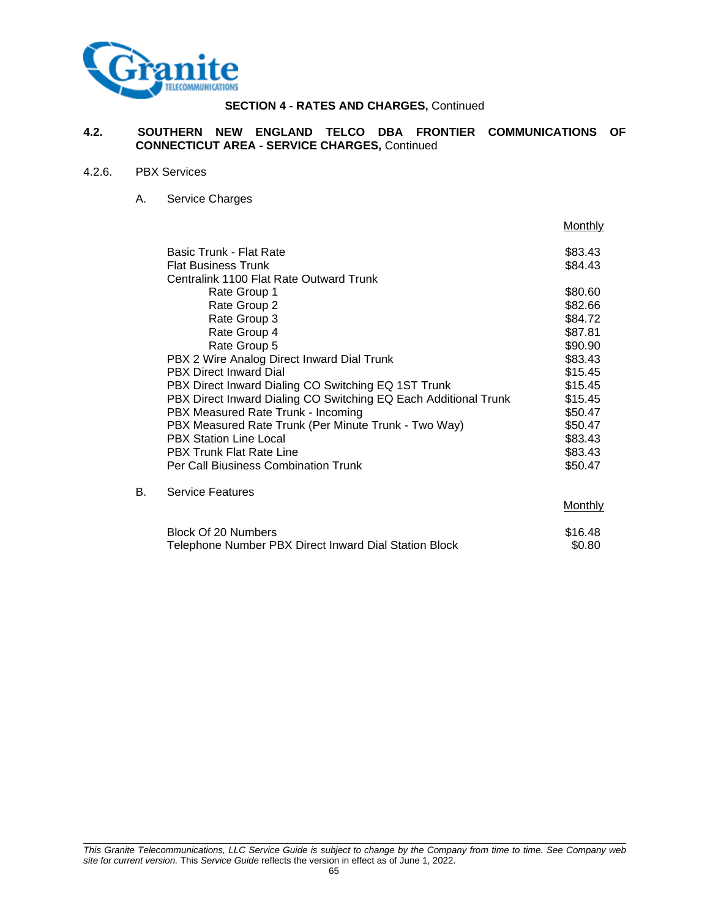**SECTION 4 - RATES AND CHARGES,** Continued

**4.2. SOUTHERN NEW ENGLAND TELCO DBA FRONTIER COMMUNICATIONS OF CONNECTICUT AREA - SERVICE CHARGES,** Continued

4.2.6. PBX Services

A. Service Charges

| | Monthly |
|---|---|
| Basic Trunk - Flat Rate | $83.43 |
| Flat Business Trunk | $84.43 |
| Centralink 1100 Flat Rate Outward Trunk | |
| Rate Group 1 | $80.60 |
| Rate Group 2 | $82.66 |
| Rate Group 3 | $84.72 |
| Rate Group 4 | $87.81 |
| Rate Group 5 | $90.90 |
| PBX 2 Wire Analog Direct Inward Dial Trunk | $83.43 |
| PBX Direct Inward Dial | $15.45 |
| PBX Direct Inward Dialing CO Switching EQ 1ST Trunk | $15.45 |
| PBX Direct Inward Dialing CO Switching EQ Each Additional Trunk | $15.45 |
| PBX Measured Rate Trunk - Incoming | $50.47 |
| PBX Measured Rate Trunk (Per Minute Trunk - Two Way) | $50.47 |
| PBX Station Line Local | $83.43 |
| PBX Trunk Flat Rate Line | $83.43 |
| Per Call Biusiness Combination Trunk | $50.47 |

B. Service Features

| | Monthly |
|---|---|
| Block Of 20 Numbers | $16.48 |
| Telephone Number PBX Direct Inward Dial Station Block | $0.80 |

*This Granite Telecommunications, LLC Service Guide is subject to change by the Company from time to time. See Company web site for current version.* This *Service Guide* reflects the version in effect as of June 1, 2022.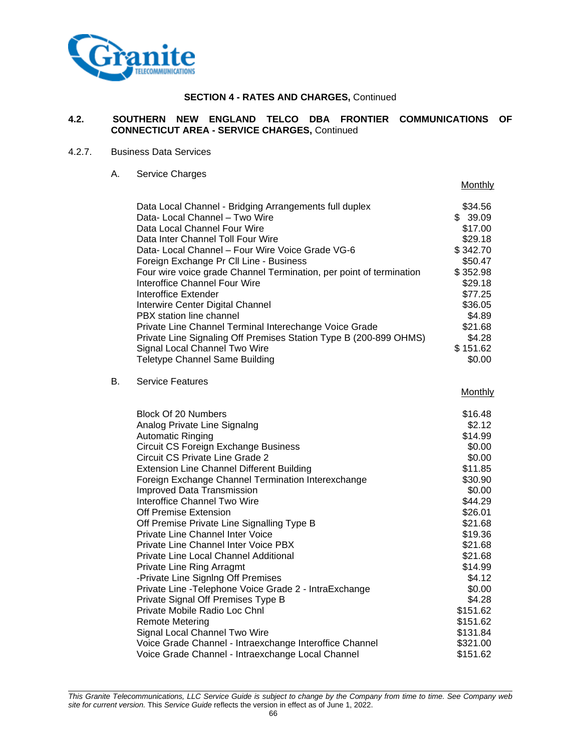**SECTION 4 - RATES AND CHARGES,** Continued

**4.2. SOUTHERN NEW ENGLAND TELCO DBA FRONTIER COMMUNICATIONS OF CONNECTICUT AREA - SERVICE CHARGES,** Continued

4.2.7. Business Data Services

A. Service Charges

| | Monthly |
|---|---|
| Data Local Channel - Bridging Arrangements full duplex | $34.56 |
| Data- Local Channel – Two Wire | $ 39.09 |
| Data Local Channel Four Wire | $17.00 |
| Data Inter Channel Toll Four Wire | $29.18 |
| Data- Local Channel – Four Wire Voice Grade VG-6 | $ 342.70 |
| Foreign Exchange Pr Cll Line - Business | $50.47 |
| Four wire voice grade Channel Termination, per point of termination | $ 352.98 |
| Interoffice Channel Four Wire | $29.18 |
| Interoffice Extender | $77.25 |
| Interwire Center Digital Channel | $36.05 |
| PBX station line channel | $4.89 |
| Private Line Channel Terminal Interechange Voice Grade | $21.68 |
| Private Line Signaling Off Premises Station Type B (200-899 OHMS) | $4.28 |
| Signal Local Channel Two Wire | $ 151.62 |
| Teletype Channel Same Building | $0.00 |

B. Service Features

| | Monthly |
|---|---|
| Block Of 20 Numbers | $16.48 |
| Analog Private Line Signalng | $2.12 |
| Automatic Ringing | $14.99 |
| Circuit CS Foreign Exchange Business | $0.00 |
| Circuit CS Private Line Grade 2 | $0.00 |
| Extension Line Channel Different Building | $11.85 |
| Foreign Exchange Channel Termination Interexchange | $30.90 |
| Improved Data Transmission | $0.00 |
| Interoffice Channel Two Wire | $44.29 |
| Off Premise Extension | $26.01 |
| Off Premise Private Line Signalling Type B | $21.68 |
| Private Line Channel Inter Voice | $19.36 |
| Private Line Channel Inter Voice PBX | $21.68 |
| Private Line Local Channel Additional | $21.68 |
| Private Line Ring Arragmt | $14.99 |
| -Private Line Signlng Off Premises | $4.12 |
| Private Line -Telephone Voice Grade 2 - IntraExchange | $0.00 |
| Private Signal Off Premises Type B | $4.28 |
| Private Mobile Radio Loc Chnl | $151.62 |
| Remote Metering | $151.62 |
| Signal Local Channel Two Wire | $131.84 |
| Voice Grade Channel - Intraexchange Interoffice Channel | $321.00 |
| Voice Grade Channel - Intraexchange Local Channel | $151.62 |

*This Granite Telecommunications, LLC Service Guide is subject to change by the Company from time to time. See Company web site for current version.* This *Service Guide* reflects the version in effect as of June 1, 2022.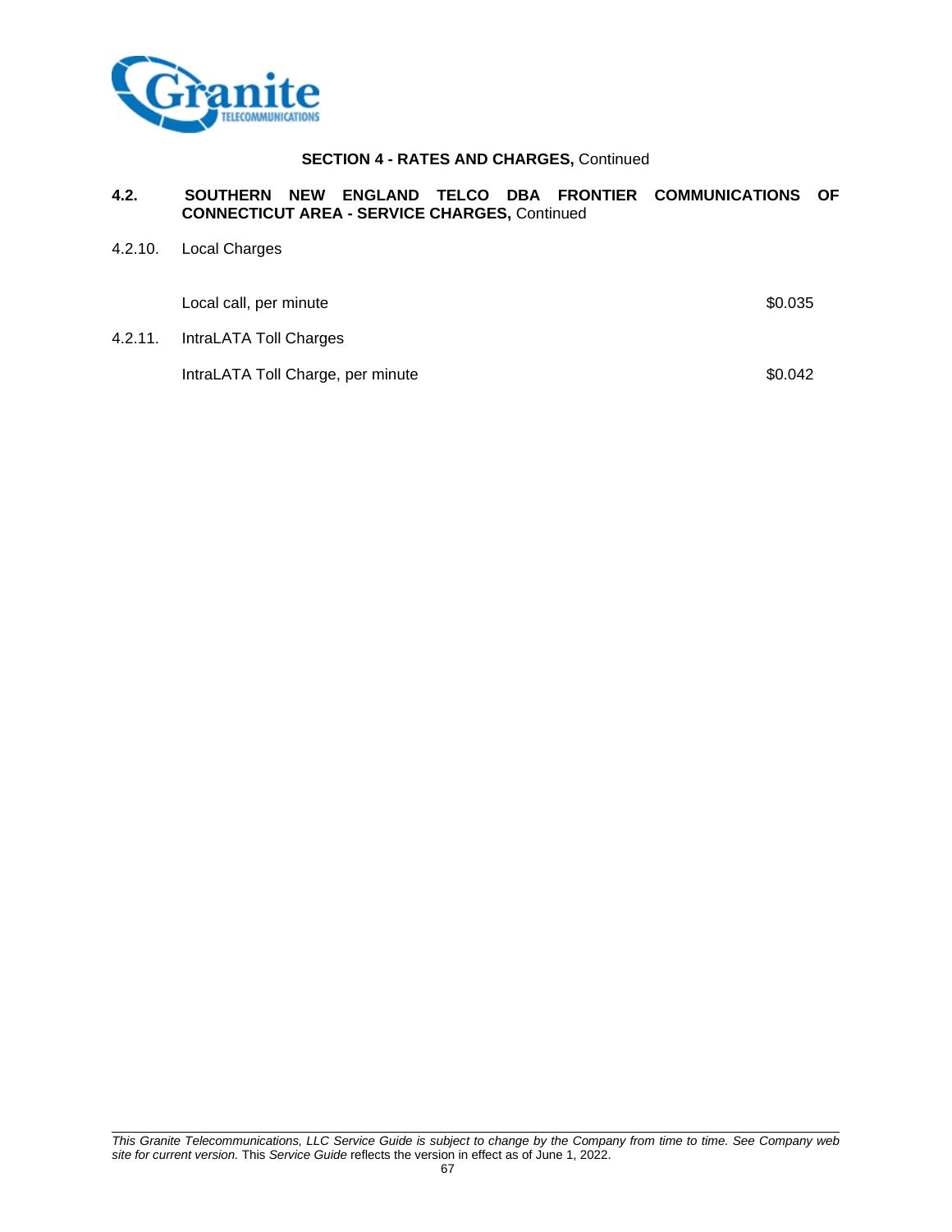**SECTION 4 - RATES AND CHARGES,** Continued

**4.2. SOUTHERN NEW ENGLAND TELCO DBA FRONTIER COMMUNICATIONS OF CONNECTICUT AREA - SERVICE CHARGES,** Continued

4.2.10. Local Charges

| | |
|---|---|
| Local call, per minute | $0.035 |

4.2.11. IntraLATA Toll Charges

| | |
|---|---|
| IntraLATA Toll Charge, per minute | $0.042 |

*This Granite Telecommunications, LLC Service Guide is subject to change by the Company from time to time. See Company web site for current version.* This *Service Guide* reflects the version in effect as of June 1, 2022.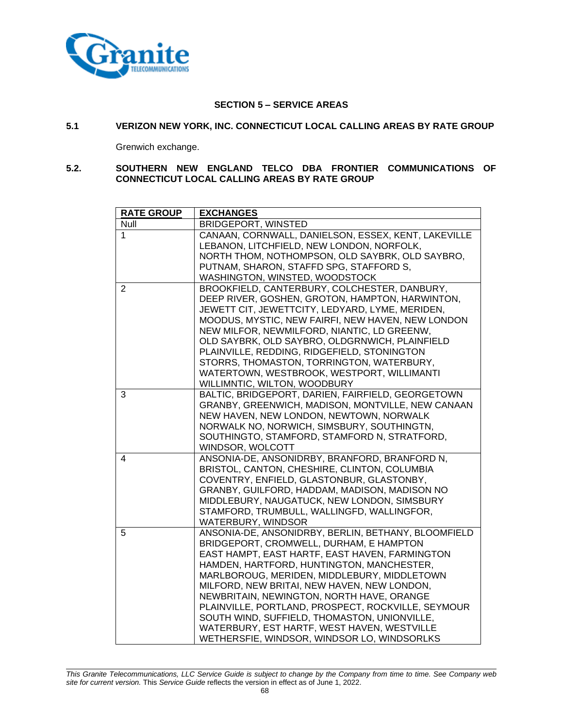## SECTION 5 – SERVICE AREAS

### 5.1 VERIZON NEW YORK, INC. CONNECTICUT LOCAL CALLING AREAS BY RATE GROUP

Grenwich exchange.

### 5.2. SOUTHERN NEW ENGLAND TELCO DBA FRONTIER COMMUNICATIONS OF CONNECTICUT LOCAL CALLING AREAS BY RATE GROUP

| RATE GROUP | EXCHANGES |
|---|---|
| Null | BRIDGEPORT, WINSTED |
| 1 | CANAAN, CORNWALL, DANIELSON, ESSEX, KENT, LAKEVILLE LEBANON, LITCHFIELD, NEW LONDON, NORFOLK, NORTH THOM, NOTHOMPSON, OLD SAYBRK, OLD SAYBRO, PUTNAM, SHARON, STAFFD SPG, STAFFORD S, WASHINGTON, WINSTED, WOODSTOCK |
| 2 | BROOKFIELD, CANTERBURY, COLCHESTER, DANBURY, DEEP RIVER, GOSHEN, GROTON, HAMPTON, HARWINTON, JEWETT CIT, JEWETTCITY, LEDYARD, LYME, MERIDEN, MOODUS, MYSTIC, NEW FAIRFI, NEW HAVEN, NEW LONDON NEW MILFOR, NEWMILFORD, NIANTIC, LD GREENW, OLD SAYBRK, OLD SAYBRO, OLDGRNWICH, PLAINFIELD PLAINVILLE, REDDING, RIDGEFIELD, STONINGTON STORRS, THOMASTON, TORRINGTON, WATERBURY, WATERTOWN, WESTBROOK, WESTPORT, WILLIMANTI WILLIMNTIC, WILTON, WOODBURY |
| 3 | BALTIC, BRIDGEPORT, DARIEN, FAIRFIELD, GEORGETOWN GRANBY, GREENWICH, MADISON, MONTVILLE, NEW CANAAN NEW HAVEN, NEW LONDON, NEWTOWN, NORWALK NORWALK NO, NORWICH, SIMSBURY, SOUTHINGTN, SOUTHINGTO, STAMFORD, STAMFORD N, STRATFORD, WINDSOR, WOLCOTT |
| 4 | ANSONIA-DE, ANSONIDRBY, BRANFORD, BRANFORD N, BRISTOL, CANTON, CHESHIRE, CLINTON, COLUMBIA COVENTRY, ENFIELD, GLASTONBUR, GLASTONBY, GRANBY, GUILFORD, HADDAM, MADISON, MADISON NO MIDDLEBURY, NAUGATUCK, NEW LONDON, SIMSBURY STAMFORD, TRUMBULL, WALLINGFD, WALLINGFOR, WATERBURY, WINDSOR |
| 5 | ANSONIA-DE, ANSONIDRBY, BERLIN, BETHANY, BLOOMFIELD BRIDGEPORT, CROMWELL, DURHAM, E HAMPTON EAST HAMPT, EAST HARTF, EAST HAVEN, FARMINGTON HAMDEN, HARTFORD, HUNTINGTON, MANCHESTER, MARLBOROUG, MERIDEN, MIDDLEBURY, MIDDLETOWN MILFORD, NEW BRITAI, NEW HAVEN, NEW LONDON, NEWBRITAIN, NEWINGTON, NORTH HAVE, ORANGE PLAINVILLE, PORTLAND, PROSPECT, ROCKVILLE, SEYMOUR SOUTH WIND, SUFFIELD, THOMASTON, UNIONVILLE, WATERBURY, EST HARTF, WEST HAVEN, WESTVILLE WETHERSFIE, WINDSOR, WINDSOR LO, WINDSORLKS |

*This Granite Telecommunications, LLC Service Guide is subject to change by the Company from time to time. See Company web site for current version.* This *Service Guide* reflects the version in effect as of June 1, 2022.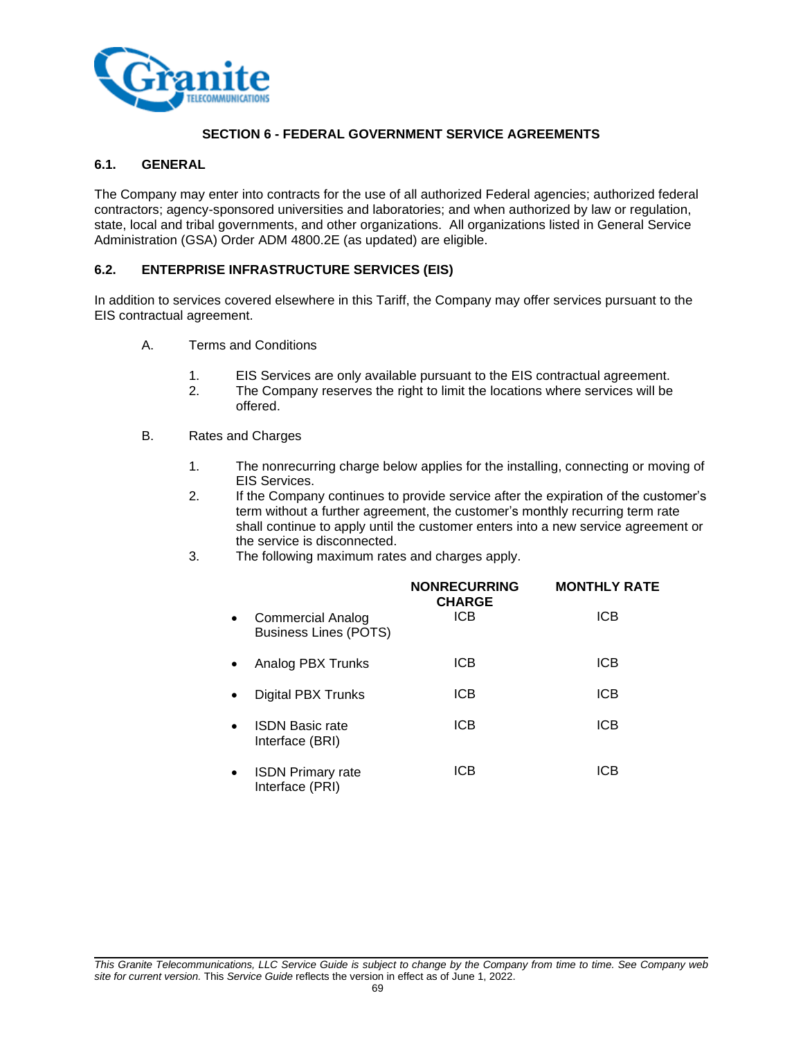# SECTION 6 - FEDERAL GOVERNMENT SERVICE AGREEMENTS

## 6.1. GENERAL

The Company may enter into contracts for the use of all authorized Federal agencies; authorized federal contractors; agency-sponsored universities and laboratories; and when authorized by law or regulation, state, local and tribal governments, and other organizations. All organizations listed in General Service Administration (GSA) Order ADM 4800.2E (as updated) are eligible.

## 6.2. ENTERPRISE INFRASTRUCTURE SERVICES (EIS)

In addition to services covered elsewhere in this Tariff, the Company may offer services pursuant to the EIS contractual agreement.

A. Terms and Conditions

1. EIS Services are only available pursuant to the EIS contractual agreement.
2. The Company reserves the right to limit the locations where services will be offered.

B. Rates and Charges

1. The nonrecurring charge below applies for the installing, connecting or moving of EIS Services.
2. If the Company continues to provide service after the expiration of the customer's term without a further agreement, the customer's monthly recurring term rate shall continue to apply until the customer enters into a new service agreement or the service is disconnected.
3. The following maximum rates and charges apply.

| | NONRECURRING CHARGE | MONTHLY RATE |
|---|---|---|
| • Commercial Analog Business Lines (POTS) | ICB | ICB |
| • Analog PBX Trunks | ICB | ICB |
| • Digital PBX Trunks | ICB | ICB |
| • ISDN Basic rate Interface (BRI) | ICB | ICB |
| • ISDN Primary rate Interface (PRI) | ICB | ICB |

*This Granite Telecommunications, LLC Service Guide is subject to change by the Company from time to time. See Company web site for current version.* This *Service Guide* reflects the version in effect as of June 1, 2022.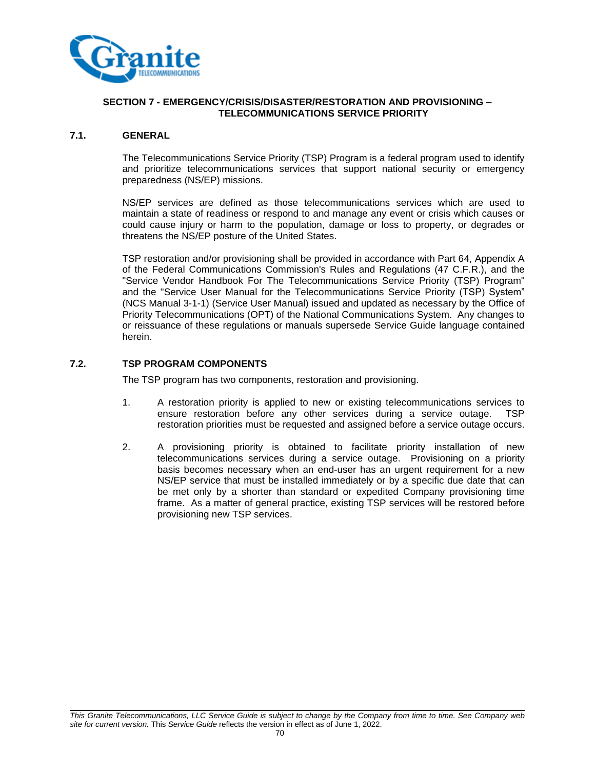## SECTION 7 - EMERGENCY/CRISIS/DISASTER/RESTORATION AND PROVISIONING – TELECOMMUNICATIONS SERVICE PRIORITY

### 7.1. GENERAL

The Telecommunications Service Priority (TSP) Program is a federal program used to identify and prioritize telecommunications services that support national security or emergency preparedness (NS/EP) missions.

NS/EP services are defined as those telecommunications services which are used to maintain a state of readiness or respond to and manage any event or crisis which causes or could cause injury or harm to the population, damage or loss to property, or degrades or threatens the NS/EP posture of the United States.

TSP restoration and/or provisioning shall be provided in accordance with Part 64, Appendix A of the Federal Communications Commission's Rules and Regulations (47 C.F.R.), and the "Service Vendor Handbook For The Telecommunications Service Priority (TSP) Program" and the "Service User Manual for the Telecommunications Service Priority (TSP) System" (NCS Manual 3-1-1) (Service User Manual) issued and updated as necessary by the Office of Priority Telecommunications (OPT) of the National Communications System. Any changes to or reissuance of these regulations or manuals supersede Service Guide language contained herein.

### 7.2. TSP PROGRAM COMPONENTS

The TSP program has two components, restoration and provisioning.

1. A restoration priority is applied to new or existing telecommunications services to ensure restoration before any other services during a service outage. TSP restoration priorities must be requested and assigned before a service outage occurs.

2. A provisioning priority is obtained to facilitate priority installation of new telecommunications services during a service outage. Provisioning on a priority basis becomes necessary when an end-user has an urgent requirement for a new NS/EP service that must be installed immediately or by a specific due date that can be met only by a shorter than standard or expedited Company provisioning time frame. As a matter of general practice, existing TSP services will be restored before provisioning new TSP services.

*This Granite Telecommunications, LLC Service Guide is subject to change by the Company from time to time. See Company web site for current version.* This *Service Guide* reflects the version in effect as of June 1, 2022.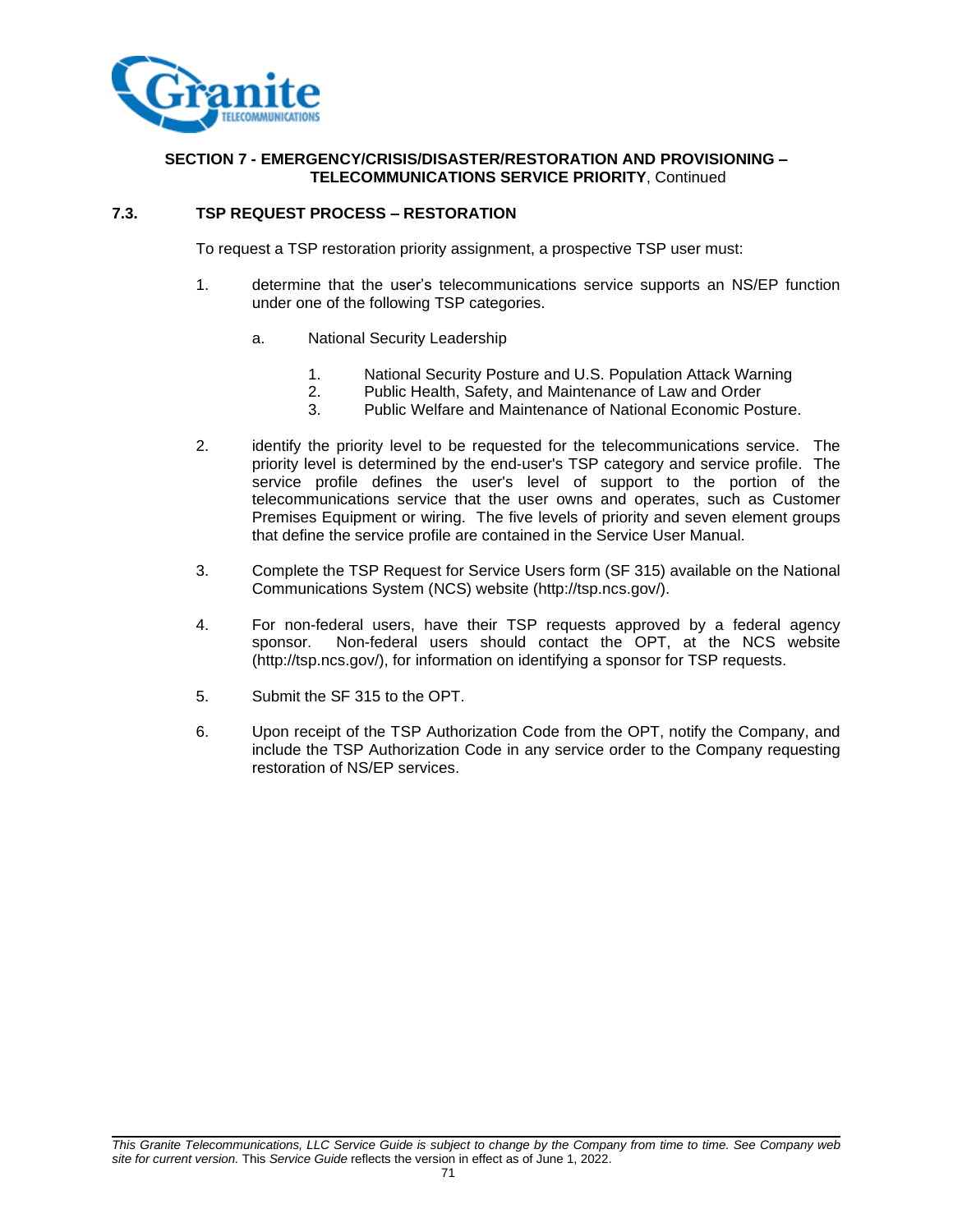**SECTION 7 - EMERGENCY/CRISIS/DISASTER/RESTORATION AND PROVISIONING – TELECOMMUNICATIONS SERVICE PRIORITY**, Continued

## 7.3. TSP REQUEST PROCESS – RESTORATION

To request a TSP restoration priority assignment, a prospective TSP user must:

1. determine that the user's telecommunications service supports an NS/EP function under one of the following TSP categories.

    a. National Security Leadership

        1. National Security Posture and U.S. Population Attack Warning
        2. Public Health, Safety, and Maintenance of Law and Order
        3. Public Welfare and Maintenance of National Economic Posture.

2. identify the priority level to be requested for the telecommunications service. The priority level is determined by the end-user's TSP category and service profile. The service profile defines the user's level of support to the portion of the telecommunications service that the user owns and operates, such as Customer Premises Equipment or wiring. The five levels of priority and seven element groups that define the service profile are contained in the Service User Manual.

3. Complete the TSP Request for Service Users form (SF 315) available on the National Communications System (NCS) website (http://tsp.ncs.gov/).

4. For non-federal users, have their TSP requests approved by a federal agency sponsor. Non-federal users should contact the OPT, at the NCS website (http://tsp.ncs.gov/), for information on identifying a sponsor for TSP requests.

5. Submit the SF 315 to the OPT.

6. Upon receipt of the TSP Authorization Code from the OPT, notify the Company, and include the TSP Authorization Code in any service order to the Company requesting restoration of NS/EP services.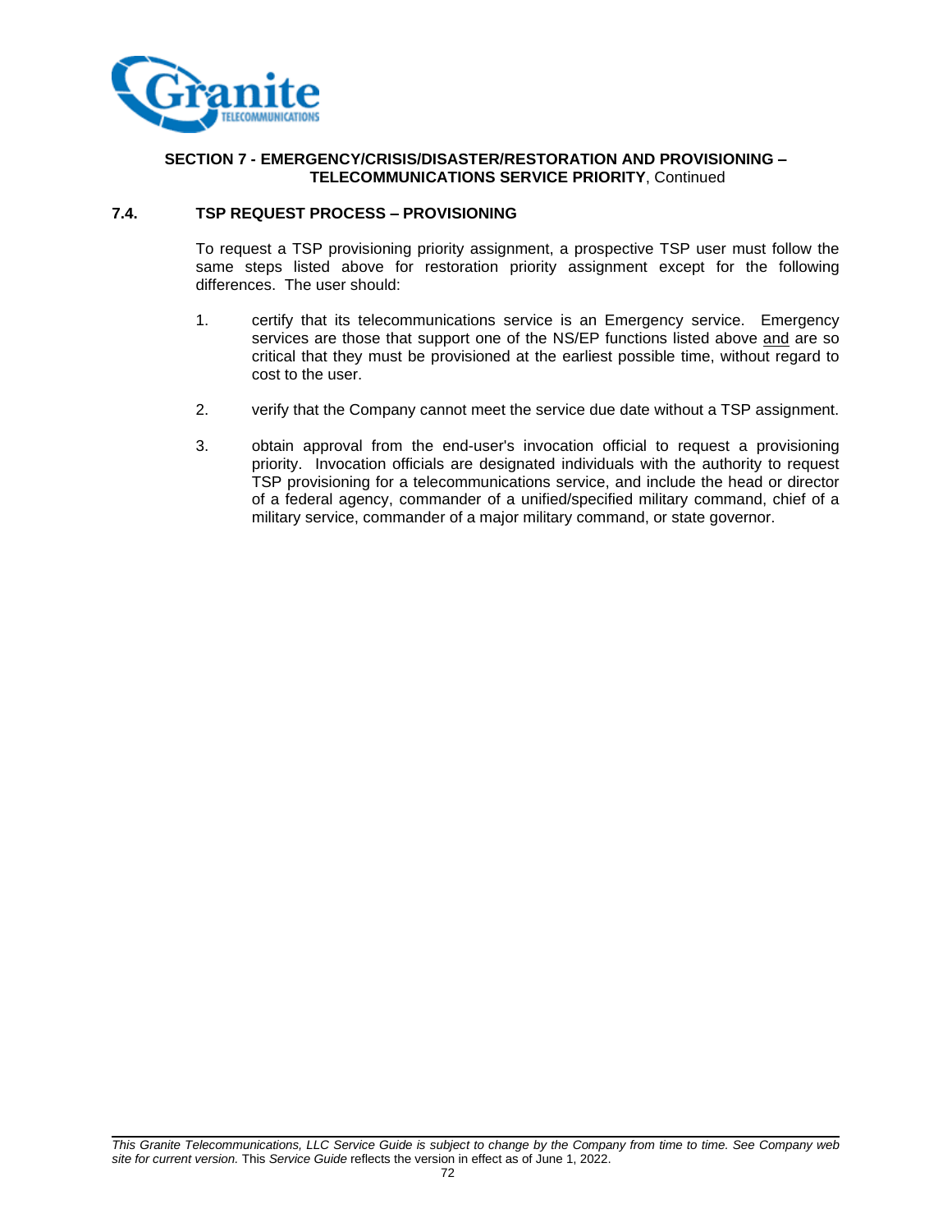**SECTION 7 - EMERGENCY/CRISIS/DISASTER/RESTORATION AND PROVISIONING – TELECOMMUNICATIONS SERVICE PRIORITY**, Continued

## 7.4. TSP REQUEST PROCESS – PROVISIONING

To request a TSP provisioning priority assignment, a prospective TSP user must follow the same steps listed above for restoration priority assignment except for the following differences. The user should:

1. certify that its telecommunications service is an Emergency service. Emergency services are those that support one of the NS/EP functions listed above and are so critical that they must be provisioned at the earliest possible time, without regard to cost to the user.

2. verify that the Company cannot meet the service due date without a TSP assignment.

3. obtain approval from the end-user's invocation official to request a provisioning priority. Invocation officials are designated individuals with the authority to request TSP provisioning for a telecommunications service, and include the head or director of a federal agency, commander of a unified/specified military command, chief of a military service, commander of a major military command, or state governor.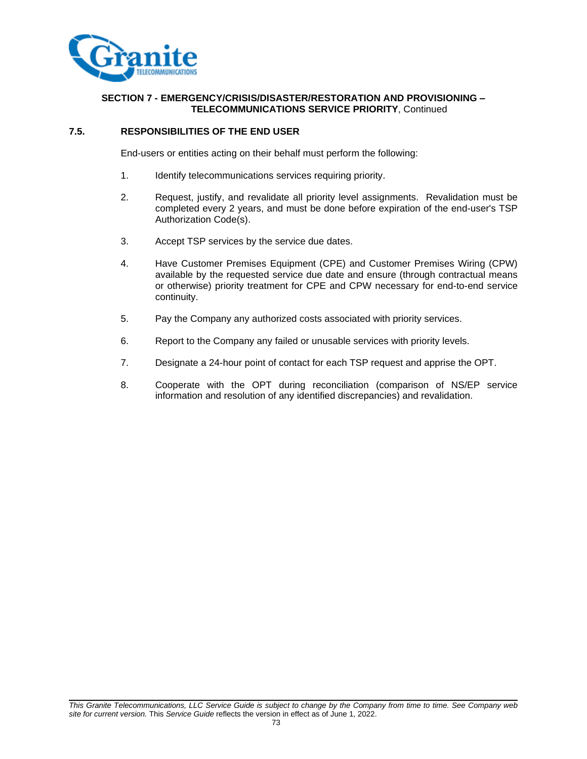**SECTION 7 - EMERGENCY/CRISIS/DISASTER/RESTORATION AND PROVISIONING – TELECOMMUNICATIONS SERVICE PRIORITY**, Continued

## 7.5. RESPONSIBILITIES OF THE END USER

End-users or entities acting on their behalf must perform the following:

1. Identify telecommunications services requiring priority.
2. Request, justify, and revalidate all priority level assignments. Revalidation must be completed every 2 years, and must be done before expiration of the end-user's TSP Authorization Code(s).
3. Accept TSP services by the service due dates.
4. Have Customer Premises Equipment (CPE) and Customer Premises Wiring (CPW) available by the requested service due date and ensure (through contractual means or otherwise) priority treatment for CPE and CPW necessary for end-to-end service continuity.
5. Pay the Company any authorized costs associated with priority services.
6. Report to the Company any failed or unusable services with priority levels.
7. Designate a 24-hour point of contact for each TSP request and apprise the OPT.
8. Cooperate with the OPT during reconciliation (comparison of NS/EP service information and resolution of any identified discrepancies) and revalidation.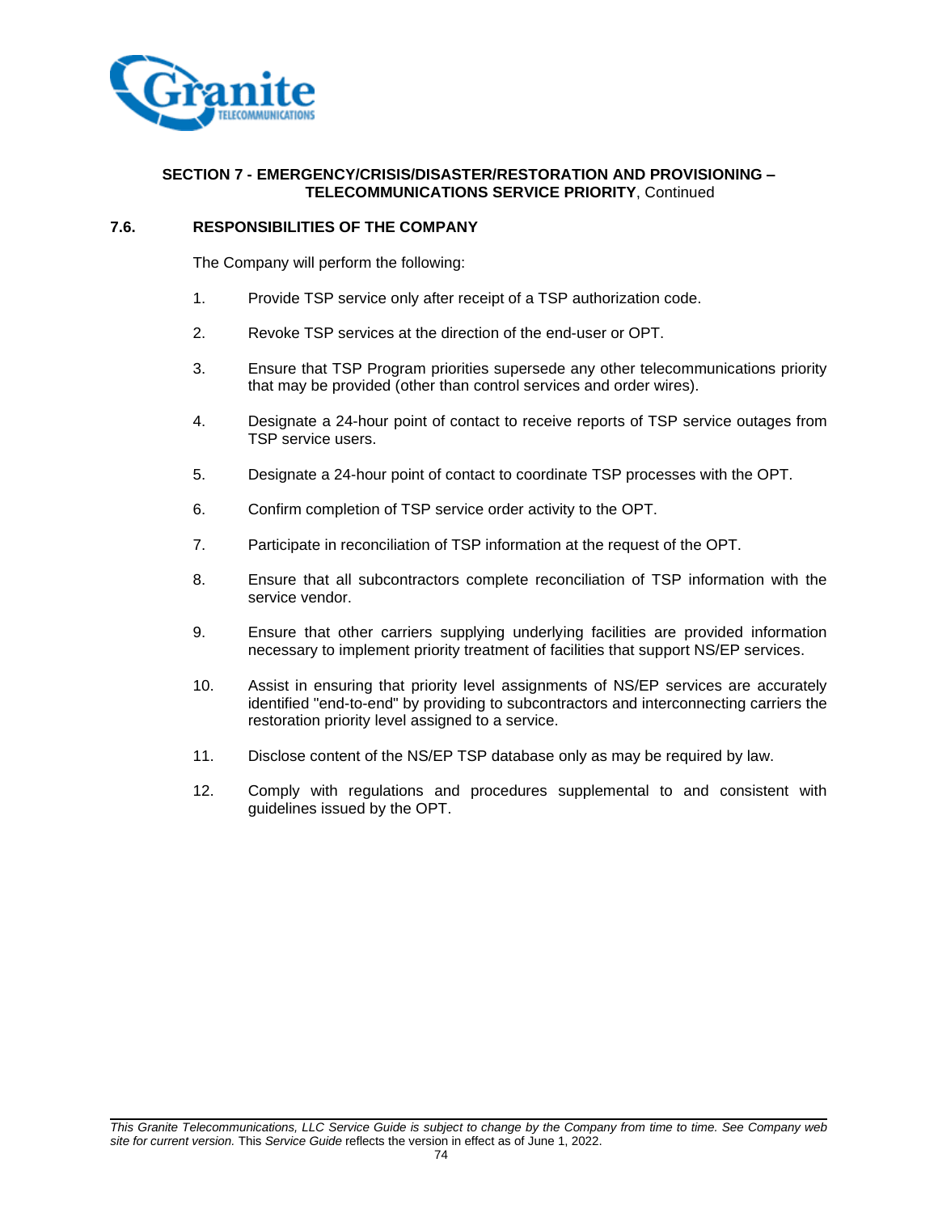**SECTION 7 - EMERGENCY/CRISIS/DISASTER/RESTORATION AND PROVISIONING – TELECOMMUNICATIONS SERVICE PRIORITY**, Continued

## 7.6. RESPONSIBILITIES OF THE COMPANY

The Company will perform the following:

1. Provide TSP service only after receipt of a TSP authorization code.
2. Revoke TSP services at the direction of the end-user or OPT.
3. Ensure that TSP Program priorities supersede any other telecommunications priority that may be provided (other than control services and order wires).
4. Designate a 24-hour point of contact to receive reports of TSP service outages from TSP service users.
5. Designate a 24-hour point of contact to coordinate TSP processes with the OPT.
6. Confirm completion of TSP service order activity to the OPT.
7. Participate in reconciliation of TSP information at the request of the OPT.
8. Ensure that all subcontractors complete reconciliation of TSP information with the service vendor.
9. Ensure that other carriers supplying underlying facilities are provided information necessary to implement priority treatment of facilities that support NS/EP services.
10. Assist in ensuring that priority level assignments of NS/EP services are accurately identified "end-to-end" by providing to subcontractors and interconnecting carriers the restoration priority level assigned to a service.
11. Disclose content of the NS/EP TSP database only as may be required by law.
12. Comply with regulations and procedures supplemental to and consistent with guidelines issued by the OPT.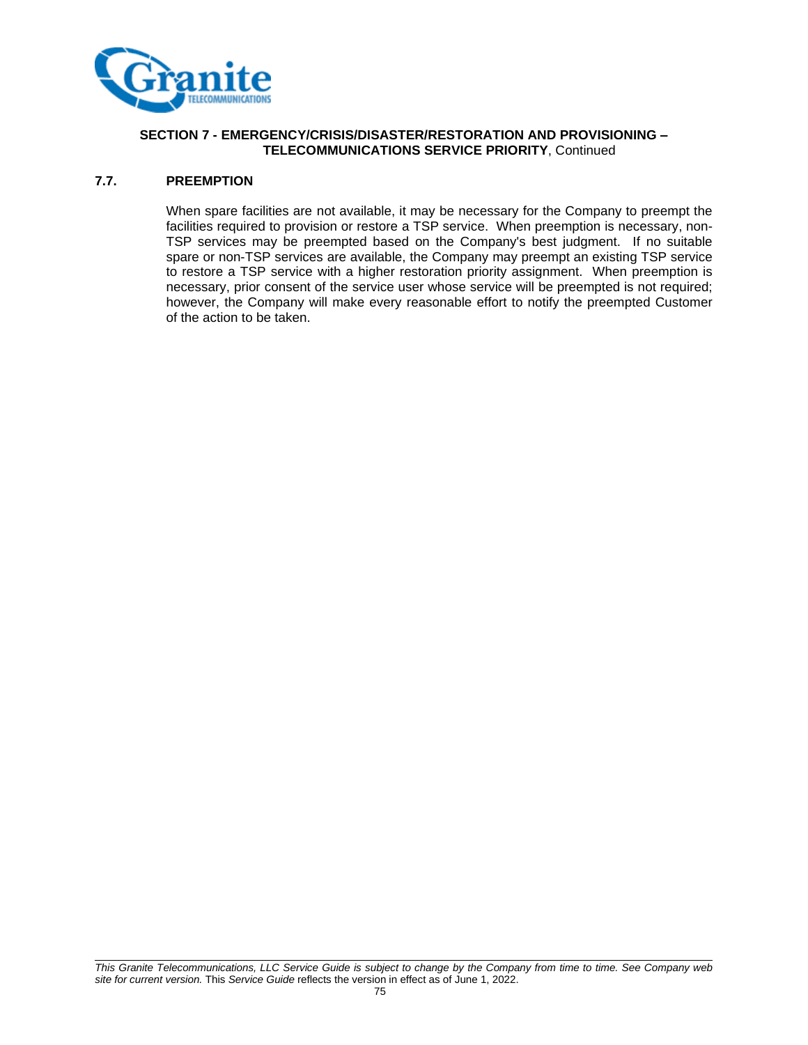**SECTION 7 - EMERGENCY/CRISIS/DISASTER/RESTORATION AND PROVISIONING – TELECOMMUNICATIONS SERVICE PRIORITY**, Continued

## 7.7. PREEMPTION

When spare facilities are not available, it may be necessary for the Company to preempt the facilities required to provision or restore a TSP service. When preemption is necessary, non-TSP services may be preempted based on the Company's best judgment. If no suitable spare or non-TSP services are available, the Company may preempt an existing TSP service to restore a TSP service with a higher restoration priority assignment. When preemption is necessary, prior consent of the service user whose service will be preempted is not required; however, the Company will make every reasonable effort to notify the preempted Customer of the action to be taken.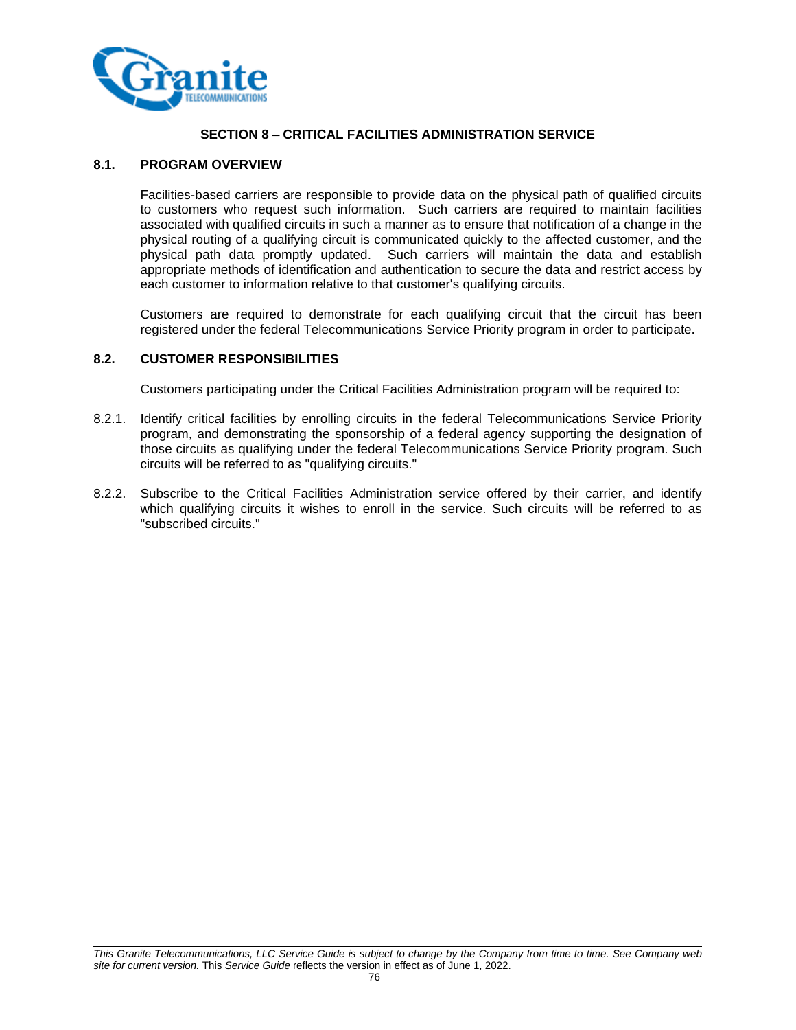# SECTION 8 – CRITICAL FACILITIES ADMINISTRATION SERVICE

## 8.1. PROGRAM OVERVIEW

Facilities-based carriers are responsible to provide data on the physical path of qualified circuits to customers who request such information. Such carriers are required to maintain facilities associated with qualified circuits in such a manner as to ensure that notification of a change in the physical routing of a qualifying circuit is communicated quickly to the affected customer, and the physical path data promptly updated. Such carriers will maintain the data and establish appropriate methods of identification and authentication to secure the data and restrict access by each customer to information relative to that customer's qualifying circuits.

Customers are required to demonstrate for each qualifying circuit that the circuit has been registered under the federal Telecommunications Service Priority program in order to participate.

## 8.2. CUSTOMER RESPONSIBILITIES

Customers participating under the Critical Facilities Administration program will be required to:

8.2.1. Identify critical facilities by enrolling circuits in the federal Telecommunications Service Priority program, and demonstrating the sponsorship of a federal agency supporting the designation of those circuits as qualifying under the federal Telecommunications Service Priority program. Such circuits will be referred to as "qualifying circuits."

8.2.2. Subscribe to the Critical Facilities Administration service offered by their carrier, and identify which qualifying circuits it wishes to enroll in the service. Such circuits will be referred to as "subscribed circuits."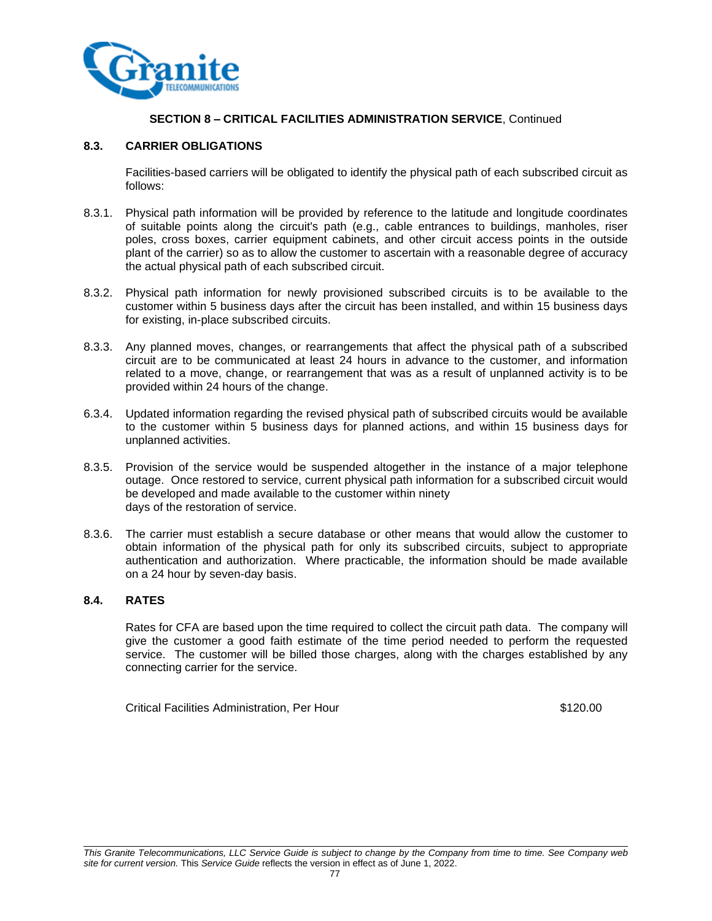**SECTION 8 – CRITICAL FACILITIES ADMINISTRATION SERVICE**, Continued

## 8.3. CARRIER OBLIGATIONS

Facilities-based carriers will be obligated to identify the physical path of each subscribed circuit as follows:

8.3.1. Physical path information will be provided by reference to the latitude and longitude coordinates of suitable points along the circuit's path (e.g., cable entrances to buildings, manholes, riser poles, cross boxes, carrier equipment cabinets, and other circuit access points in the outside plant of the carrier) so as to allow the customer to ascertain with a reasonable degree of accuracy the actual physical path of each subscribed circuit.

8.3.2. Physical path information for newly provisioned subscribed circuits is to be available to the customer within 5 business days after the circuit has been installed, and within 15 business days for existing, in-place subscribed circuits.

8.3.3. Any planned moves, changes, or rearrangements that affect the physical path of a subscribed circuit are to be communicated at least 24 hours in advance to the customer, and information related to a move, change, or rearrangement that was as a result of unplanned activity is to be provided within 24 hours of the change.

6.3.4. Updated information regarding the revised physical path of subscribed circuits would be available to the customer within 5 business days for planned actions, and within 15 business days for unplanned activities.

8.3.5. Provision of the service would be suspended altogether in the instance of a major telephone outage. Once restored to service, current physical path information for a subscribed circuit would be developed and made available to the customer within ninety days of the restoration of service.

8.3.6. The carrier must establish a secure database or other means that would allow the customer to obtain information of the physical path for only its subscribed circuits, subject to appropriate authentication and authorization. Where practicable, the information should be made available on a 24 hour by seven-day basis.

## 8.4. RATES

Rates for CFA are based upon the time required to collect the circuit path data. The company will give the customer a good faith estimate of the time period needed to perform the requested service. The customer will be billed those charges, along with the charges established by any connecting carrier for the service.

| | |
|---|---|
| Critical Facilities Administration, Per Hour | $120.00 |

*This Granite Telecommunications, LLC Service Guide is subject to change by the Company from time to time. See Company web site for current version.* This *Service Guide* reflects the version in effect as of June 1, 2022.